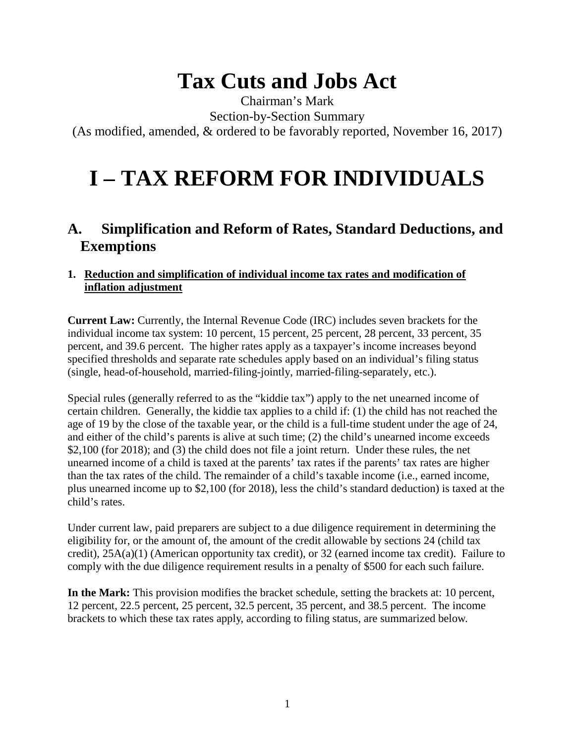# Tax Cuts and Jobs Act

Chairman's Mark

Section-by-Section Summary

(As modified, amended, & ordered to be favorably reported, November 16, 2017)

# I – TAX REFORM FOR INDIVIDUALS

## A. Simplification and Reform of Rates, Standard Deductions, and Exemptions

### 1. Reduction and simplification of individual income tax rates and modification of inflation adjustment

**Current Law:** Currently, the Internal Revenue Code (IRC) includes seven brackets for the individual income tax system: 10 percent, 15 percent, 25 percent, 28 percent, 33 percent, 35 percent, and 39.6 percent. The higher rates apply as a taxpayer's income increases beyond specified thresholds and separate rate schedules apply based on an individual's filing status (single, head-of-household, married-filing-jointly, married-filing-separately, etc.).

Special rules (generally referred to as the "kiddie tax") apply to the net unearned income of certain children. Generally, the kiddie tax applies to a child if: (1) the child has not reached the age of 19 by the close of the taxable year, or the child is a full-time student under the age of 24, and either of the child's parents is alive at such time; (2) the child's unearned income exceeds $2,100 (for 2018); and (3) the child does not file a joint return. Under these rules, the net unearned income of a child is taxed at the parents' tax rates if the parents' tax rates are higher than the tax rates of the child. The remainder of a child's taxable income (i.e., earned income, plus unearned income up to $2,100 (for 2018), less the child's standard deduction) is taxed at the child's rates.

Under current law, paid preparers are subject to a due diligence requirement in determining the eligibility for, or the amount of, the amount of the credit allowable by sections 24 (child tax credit), 25A(a)(1) (American opportunity tax credit), or 32 (earned income tax credit). Failure to comply with the due diligence requirement results in a penalty of $500 for each such failure.

**In the Mark:** This provision modifies the bracket schedule, setting the brackets at: 10 percent, 12 percent, 22.5 percent, 25 percent, 32.5 percent, 35 percent, and 38.5 percent. The income brackets to which these tax rates apply, according to filing status, are summarized below.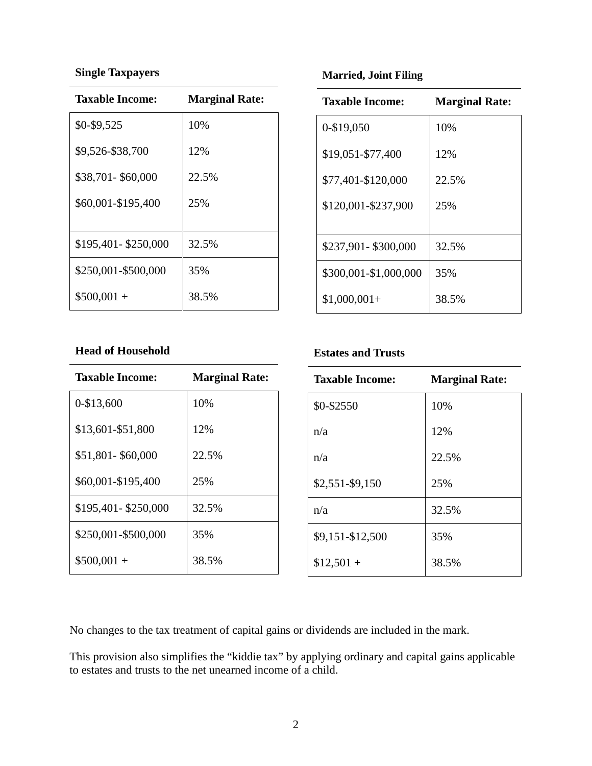**Single Taxpayers**

| Taxable Income: | Marginal Rate: |
|---|---|
| $0-$9,525 | 10% |
| $9,526-$38,700 | 12% |
| $38,701- $60,000 | 22.5% |
| $60,001-$195,400 | 25% |
| $195,401- $250,000 | 32.5% |
| $250,001-$500,000 | 35% |
| $500,001 + | 38.5% |

**Married, Joint Filing**

| Taxable Income: | Marginal Rate: |
|---|---|
| 0-$19,050 | 10% |
| $19,051-$77,400 | 12% |
| $77,401-$120,000 | 22.5% |
| $120,001-$237,900 | 25% |
| $237,901- $300,000 | 32.5% |
| $300,001-$1,000,000 | 35% |
| $1,000,001+ | 38.5% |

**Head of Household**

| Taxable Income: | Marginal Rate: |
|---|---|
| 0-$13,600 | 10% |
| $13,601-$51,800 | 12% |
| $51,801- $60,000 | 22.5% |
| $60,001-$195,400 | 25% |
| $195,401- $250,000 | 32.5% |
| $250,001-$500,000 | 35% |
| $500,001 + | 38.5% |

**Estates and Trusts**

| Taxable Income: | Marginal Rate: |
|---|---|
| $0-$2550 | 10% |
| n/a | 12% |
| n/a | 22.5% |
| $2,551-$9,150 | 25% |
| n/a | 32.5% |
| $9,151-$12,500 | 35% |
| $12,501 + | 38.5% |

No changes to the tax treatment of capital gains or dividends are included in the mark.

This provision also simplifies the "kiddie tax" by applying ordinary and capital gains applicable to estates and trusts to the net unearned income of a child.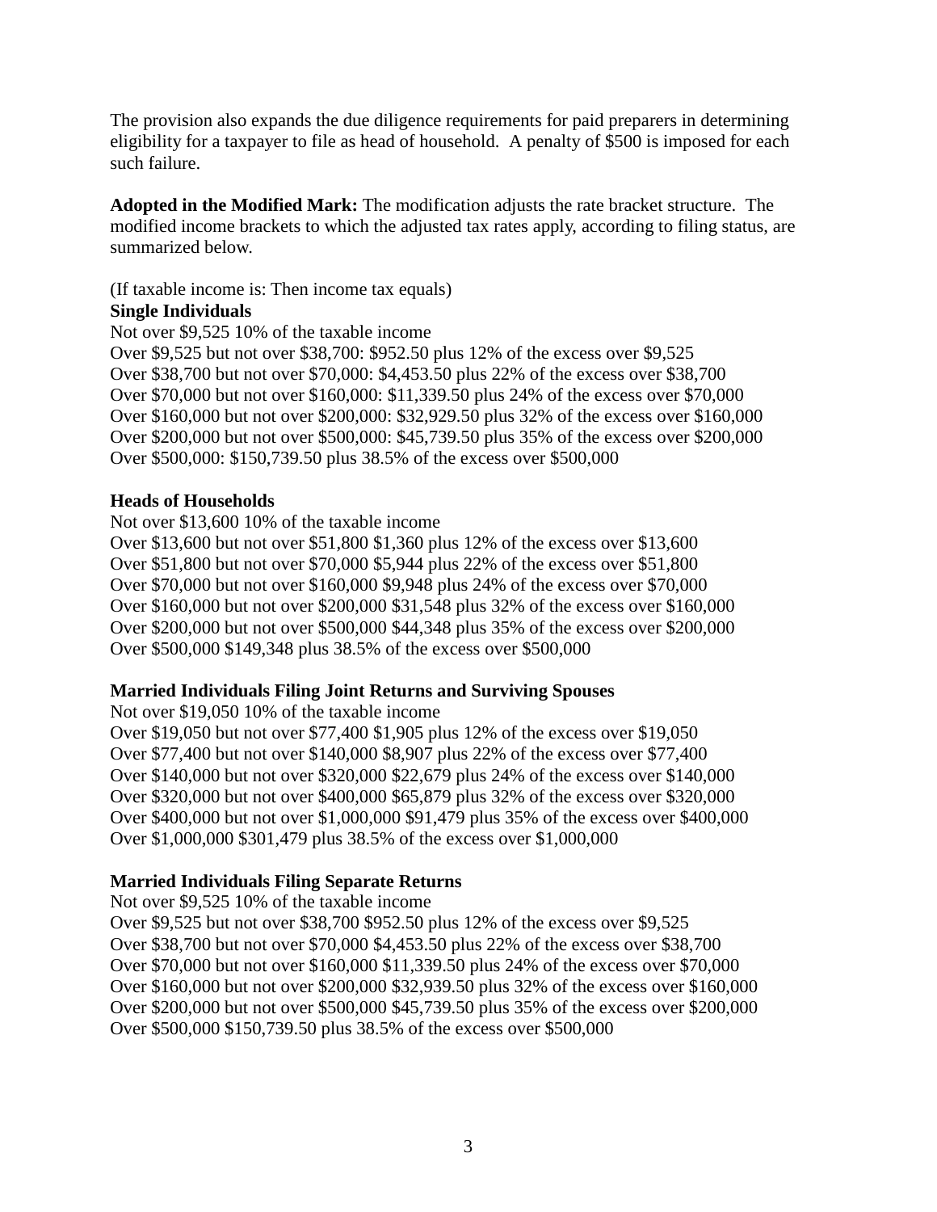The provision also expands the due diligence requirements for paid preparers in determining eligibility for a taxpayer to file as head of household. A penalty of $500 is imposed for each such failure.

**Adopted in the Modified Mark:** The modification adjusts the rate bracket structure. The modified income brackets to which the adjusted tax rates apply, according to filing status, are summarized below.

(If taxable income is: Then income tax equals)

**Single Individuals**

Not over $9,525 10% of the taxable income
Over $9,525 but not over $38,700: $952.50 plus 12% of the excess over $9,525
Over $38,700 but not over $70,000: $4,453.50 plus 22% of the excess over $38,700
Over $70,000 but not over $160,000: $11,339.50 plus 24% of the excess over $70,000
Over $160,000 but not over $200,000: $32,929.50 plus 32% of the excess over $160,000
Over $200,000 but not over $500,000: $45,739.50 plus 35% of the excess over $200,000
Over $500,000: $150,739.50 plus 38.5% of the excess over $500,000

**Heads of Households**

Not over $13,600 10% of the taxable income
Over $13,600 but not over $51,800 $1,360 plus 12% of the excess over $13,600
Over $51,800 but not over $70,000 $5,944 plus 22% of the excess over $51,800
Over $70,000 but not over $160,000 $9,948 plus 24% of the excess over $70,000
Over $160,000 but not over $200,000 $31,548 plus 32% of the excess over $160,000
Over $200,000 but not over $500,000 $44,348 plus 35% of the excess over $200,000
Over $500,000 $149,348 plus 38.5% of the excess over $500,000

**Married Individuals Filing Joint Returns and Surviving Spouses**

Not over $19,050 10% of the taxable income
Over $19,050 but not over $77,400 $1,905 plus 12% of the excess over $19,050
Over $77,400 but not over $140,000 $8,907 plus 22% of the excess over $77,400
Over $140,000 but not over $320,000 $22,679 plus 24% of the excess over $140,000
Over $320,000 but not over $400,000 $65,879 plus 32% of the excess over $320,000
Over $400,000 but not over $1,000,000 $91,479 plus 35% of the excess over $400,000
Over $1,000,000 $301,479 plus 38.5% of the excess over $1,000,000

**Married Individuals Filing Separate Returns**

Not over $9,525 10% of the taxable income
Over $9,525 but not over $38,700 $952.50 plus 12% of the excess over $9,525
Over $38,700 but not over $70,000 $4,453.50 plus 22% of the excess over $38,700
Over $70,000 but not over $160,000 $11,339.50 plus 24% of the excess over $70,000
Over $160,000 but not over $200,000 $32,939.50 plus 32% of the excess over $160,000
Over $200,000 but not over $500,000 $45,739.50 plus 35% of the excess over $200,000
Over $500,000 $150,739.50 plus 38.5% of the excess over $500,000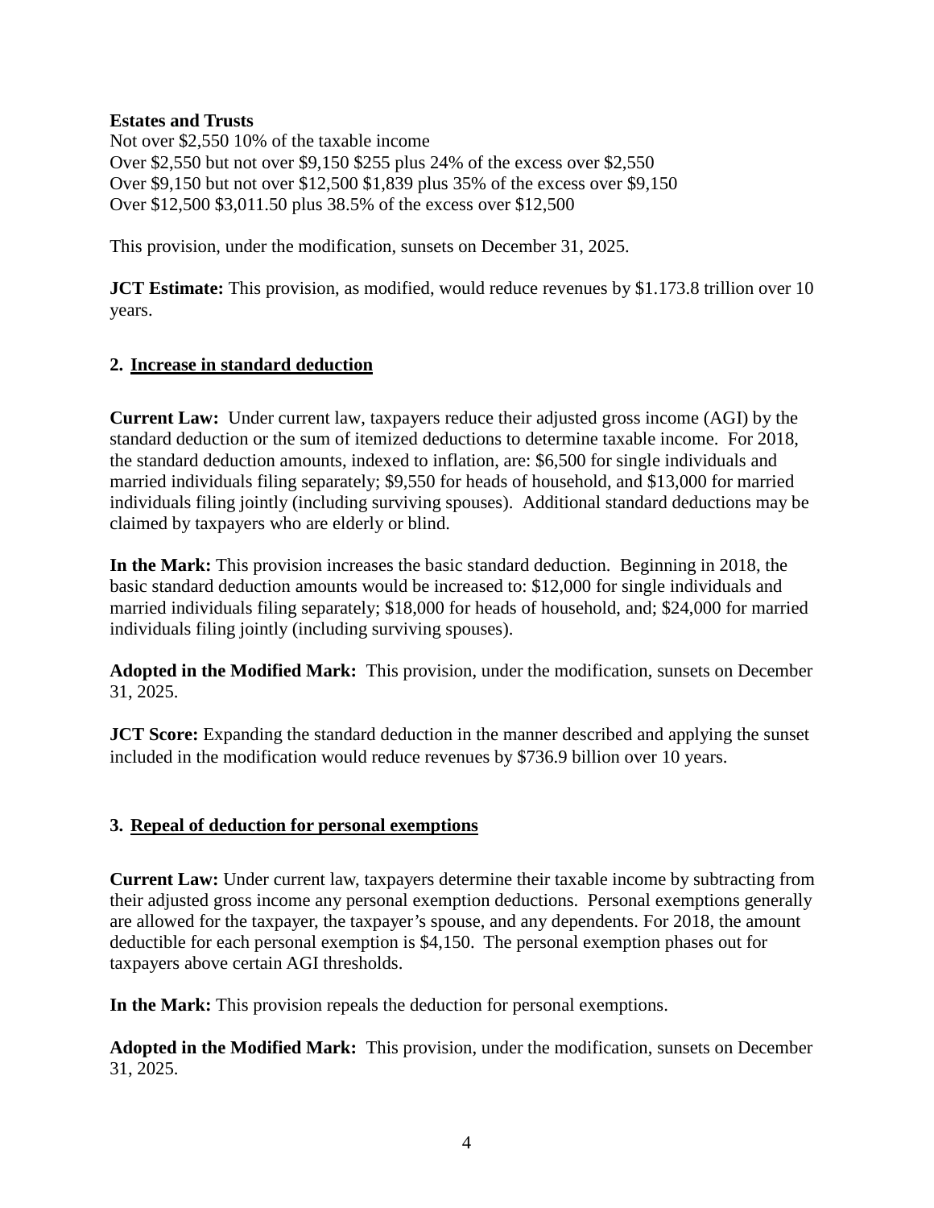**Estates and Trusts**

Not over $2,550 10% of the taxable income
Over $2,550 but not over $9,150 $255 plus 24% of the excess over $2,550
Over $9,150 but not over $12,500 $1,839 plus 35% of the excess over $9,150
Over $12,500 $3,011.50 plus 38.5% of the excess over $12,500

This provision, under the modification, sunsets on December 31, 2025.

**JCT Estimate:** This provision, as modified, would reduce revenues by $1.173.8 trillion over 10 years.

### 2. Increase in standard deduction

**Current Law:** Under current law, taxpayers reduce their adjusted gross income (AGI) by the standard deduction or the sum of itemized deductions to determine taxable income. For 2018, the standard deduction amounts, indexed to inflation, are: $6,500 for single individuals and married individuals filing separately; $9,550 for heads of household, and $13,000 for married individuals filing jointly (including surviving spouses). Additional standard deductions may be claimed by taxpayers who are elderly or blind.

**In the Mark:** This provision increases the basic standard deduction. Beginning in 2018, the basic standard deduction amounts would be increased to: $12,000 for single individuals and married individuals filing separately; $18,000 for heads of household, and; $24,000 for married individuals filing jointly (including surviving spouses).

**Adopted in the Modified Mark:** This provision, under the modification, sunsets on December 31, 2025.

**JCT Score:** Expanding the standard deduction in the manner described and applying the sunset included in the modification would reduce revenues by $736.9 billion over 10 years.

### 3. Repeal of deduction for personal exemptions

**Current Law:** Under current law, taxpayers determine their taxable income by subtracting from their adjusted gross income any personal exemption deductions. Personal exemptions generally are allowed for the taxpayer, the taxpayer's spouse, and any dependents. For 2018, the amount deductible for each personal exemption is $4,150. The personal exemption phases out for taxpayers above certain AGI thresholds.

**In the Mark:** This provision repeals the deduction for personal exemptions.

**Adopted in the Modified Mark:** This provision, under the modification, sunsets on December 31, 2025.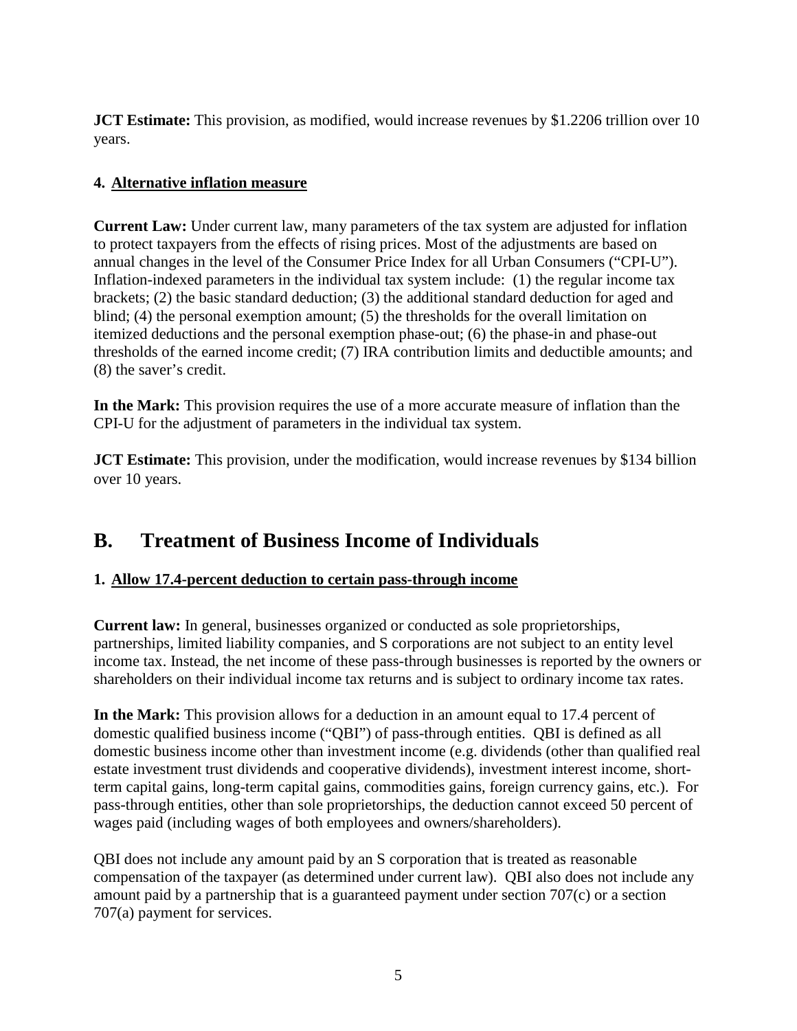**JCT Estimate:** This provision, as modified, would increase revenues by $1.2206 trillion over 10 years.

### 4. Alternative inflation measure

**Current Law:** Under current law, many parameters of the tax system are adjusted for inflation to protect taxpayers from the effects of rising prices. Most of the adjustments are based on annual changes in the level of the Consumer Price Index for all Urban Consumers ("CPI-U"). Inflation-indexed parameters in the individual tax system include: (1) the regular income tax brackets; (2) the basic standard deduction; (3) the additional standard deduction for aged and blind; (4) the personal exemption amount; (5) the thresholds for the overall limitation on itemized deductions and the personal exemption phase-out; (6) the phase-in and phase-out thresholds of the earned income credit; (7) IRA contribution limits and deductible amounts; and (8) the saver's credit.

**In the Mark:** This provision requires the use of a more accurate measure of inflation than the CPI-U for the adjustment of parameters in the individual tax system.

**JCT Estimate:** This provision, under the modification, would increase revenues by $134 billion over 10 years.

## B. Treatment of Business Income of Individuals

### 1. Allow 17.4-percent deduction to certain pass-through income

**Current law:** In general, businesses organized or conducted as sole proprietorships, partnerships, limited liability companies, and S corporations are not subject to an entity level income tax. Instead, the net income of these pass-through businesses is reported by the owners or shareholders on their individual income tax returns and is subject to ordinary income tax rates.

**In the Mark:** This provision allows for a deduction in an amount equal to 17.4 percent of domestic qualified business income ("QBI") of pass-through entities. QBI is defined as all domestic business income other than investment income (e.g. dividends (other than qualified real estate investment trust dividends and cooperative dividends), investment interest income, short-term capital gains, long-term capital gains, commodities gains, foreign currency gains, etc.). For pass-through entities, other than sole proprietorships, the deduction cannot exceed 50 percent of wages paid (including wages of both employees and owners/shareholders).

QBI does not include any amount paid by an S corporation that is treated as reasonable compensation of the taxpayer (as determined under current law). QBI also does not include any amount paid by a partnership that is a guaranteed payment under section 707(c) or a section 707(a) payment for services.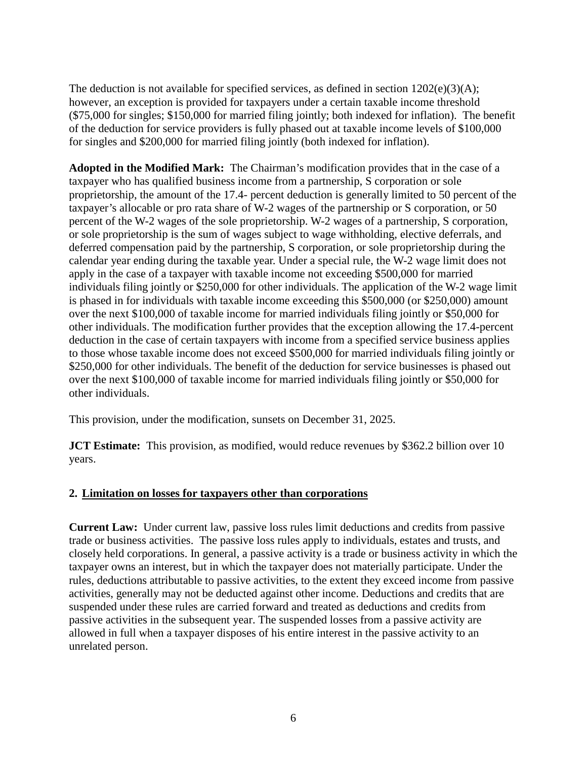The deduction is not available for specified services, as defined in section 1202(e)(3)(A); however, an exception is provided for taxpayers under a certain taxable income threshold ($75,000 for singles; $150,000 for married filing jointly; both indexed for inflation). The benefit of the deduction for service providers is fully phased out at taxable income levels of $100,000 for singles and $200,000 for married filing jointly (both indexed for inflation).

**Adopted in the Modified Mark:** The Chairman's modification provides that in the case of a taxpayer who has qualified business income from a partnership, S corporation or sole proprietorship, the amount of the 17.4- percent deduction is generally limited to 50 percent of the taxpayer's allocable or pro rata share of W-2 wages of the partnership or S corporation, or 50 percent of the W-2 wages of the sole proprietorship. W-2 wages of a partnership, S corporation, or sole proprietorship is the sum of wages subject to wage withholding, elective deferrals, and deferred compensation paid by the partnership, S corporation, or sole proprietorship during the calendar year ending during the taxable year. Under a special rule, the W-2 wage limit does not apply in the case of a taxpayer with taxable income not exceeding $500,000 for married individuals filing jointly or $250,000 for other individuals. The application of the W-2 wage limit is phased in for individuals with taxable income exceeding this $500,000 (or $250,000) amount over the next $100,000 of taxable income for married individuals filing jointly or $50,000 for other individuals. The modification further provides that the exception allowing the 17.4-percent deduction in the case of certain taxpayers with income from a specified service business applies to those whose taxable income does not exceed $500,000 for married individuals filing jointly or $250,000 for other individuals. The benefit of the deduction for service businesses is phased out over the next $100,000 of taxable income for married individuals filing jointly or $50,000 for other individuals.

This provision, under the modification, sunsets on December 31, 2025.

**JCT Estimate:** This provision, as modified, would reduce revenues by $362.2 billion over 10 years.

### 2. Limitation on losses for taxpayers other than corporations

**Current Law:** Under current law, passive loss rules limit deductions and credits from passive trade or business activities. The passive loss rules apply to individuals, estates and trusts, and closely held corporations. In general, a passive activity is a trade or business activity in which the taxpayer owns an interest, but in which the taxpayer does not materially participate. Under the rules, deductions attributable to passive activities, to the extent they exceed income from passive activities, generally may not be deducted against other income. Deductions and credits that are suspended under these rules are carried forward and treated as deductions and credits from passive activities in the subsequent year. The suspended losses from a passive activity are allowed in full when a taxpayer disposes of his entire interest in the passive activity to an unrelated person.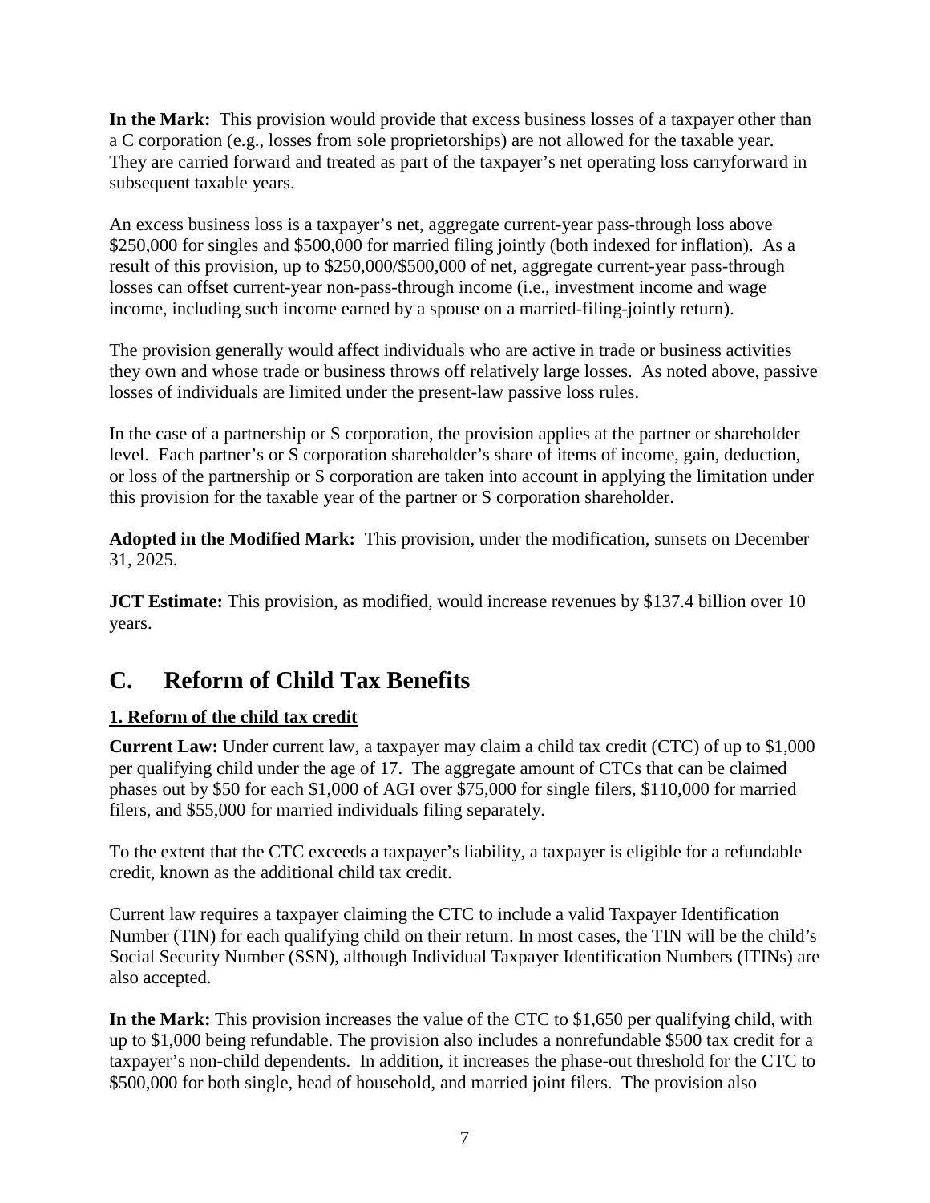**In the Mark:** This provision would provide that excess business losses of a taxpayer other than a C corporation (e.g., losses from sole proprietorships) are not allowed for the taxable year. They are carried forward and treated as part of the taxpayer's net operating loss carryforward in subsequent taxable years.

An excess business loss is a taxpayer's net, aggregate current-year pass-through loss above \$250,000 for singles and \$500,000 for married filing jointly (both indexed for inflation). As a result of this provision, up to \$250,000/\$500,000 of net, aggregate current-year pass-through losses can offset current-year non-pass-through income (i.e., investment income and wage income, including such income earned by a spouse on a married-filing-jointly return).

The provision generally would affect individuals who are active in trade or business activities they own and whose trade or business throws off relatively large losses. As noted above, passive losses of individuals are limited under the present-law passive loss rules.

In the case of a partnership or S corporation, the provision applies at the partner or shareholder level. Each partner's or S corporation shareholder's share of items of income, gain, deduction, or loss of the partnership or S corporation are taken into account in applying the limitation under this provision for the taxable year of the partner or S corporation shareholder.

**Adopted in the Modified Mark:** This provision, under the modification, sunsets on December 31, 2025.

**JCT Estimate:** This provision, as modified, would increase revenues by \$137.4 billion over 10 years.

## C. Reform of Child Tax Benefits

### 1. Reform of the child tax credit

**Current Law:** Under current law, a taxpayer may claim a child tax credit (CTC) of up to \$1,000 per qualifying child under the age of 17. The aggregate amount of CTCs that can be claimed phases out by \$50 for each \$1,000 of AGI over \$75,000 for single filers, \$110,000 for married filers, and \$55,000 for married individuals filing separately.

To the extent that the CTC exceeds a taxpayer's liability, a taxpayer is eligible for a refundable credit, known as the additional child tax credit.

Current law requires a taxpayer claiming the CTC to include a valid Taxpayer Identification Number (TIN) for each qualifying child on their return. In most cases, the TIN will be the child's Social Security Number (SSN), although Individual Taxpayer Identification Numbers (ITINs) are also accepted.

**In the Mark:** This provision increases the value of the CTC to \$1,650 per qualifying child, with up to \$1,000 being refundable. The provision also includes a nonrefundable \$500 tax credit for a taxpayer's non-child dependents. In addition, it increases the phase-out threshold for the CTC to \$500,000 for both single, head of household, and married joint filers. The provision also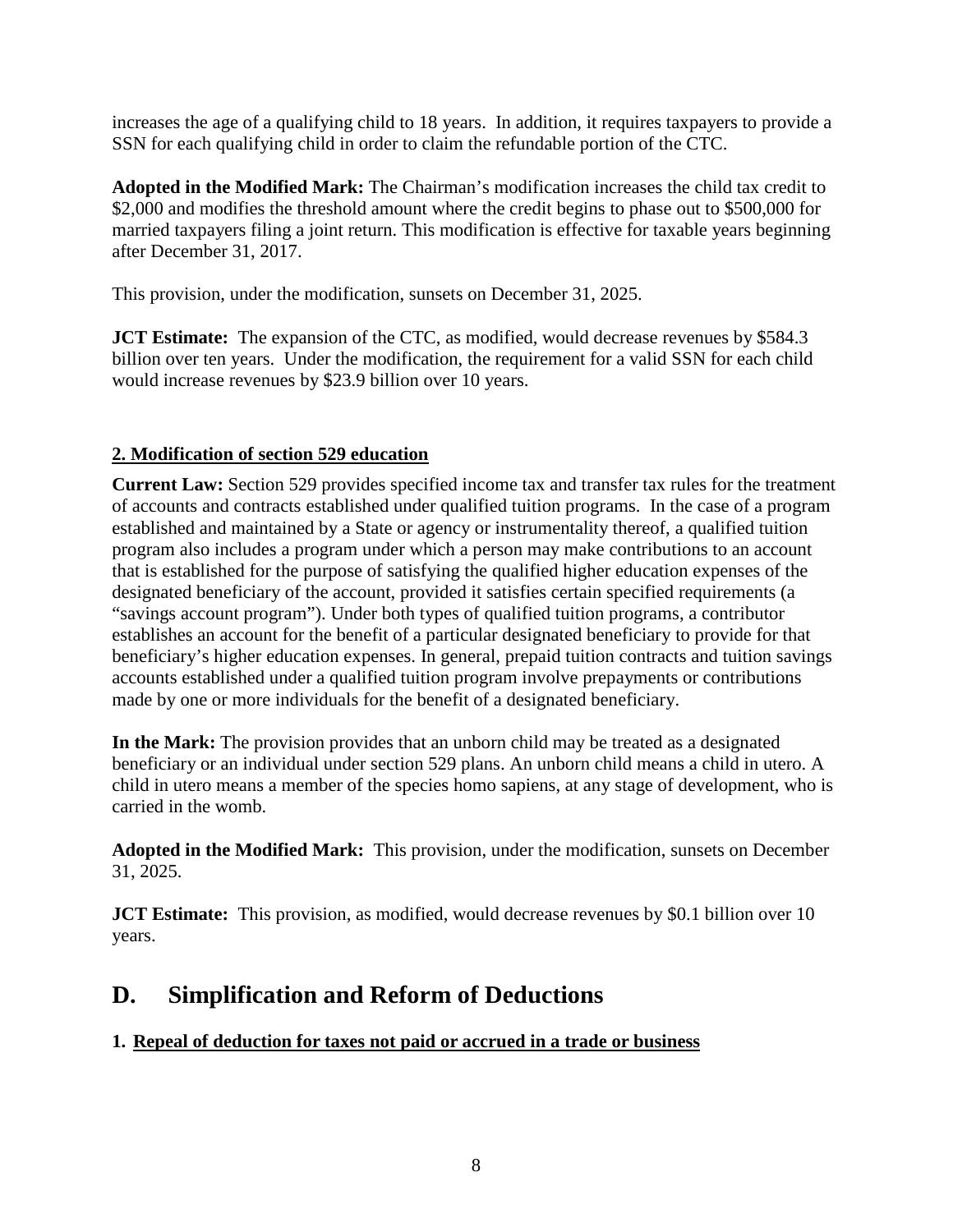increases the age of a qualifying child to 18 years. In addition, it requires taxpayers to provide a SSN for each qualifying child in order to claim the refundable portion of the CTC.

**Adopted in the Modified Mark:** The Chairman's modification increases the child tax credit to $2,000 and modifies the threshold amount where the credit begins to phase out to $500,000 for married taxpayers filing a joint return. This modification is effective for taxable years beginning after December 31, 2017.

This provision, under the modification, sunsets on December 31, 2025.

**JCT Estimate:** The expansion of the CTC, as modified, would decrease revenues by $584.3 billion over ten years. Under the modification, the requirement for a valid SSN for each child would increase revenues by $23.9 billion over 10 years.

### 2. Modification of section 529 education

**Current Law:** Section 529 provides specified income tax and transfer tax rules for the treatment of accounts and contracts established under qualified tuition programs. In the case of a program established and maintained by a State or agency or instrumentality thereof, a qualified tuition program also includes a program under which a person may make contributions to an account that is established for the purpose of satisfying the qualified higher education expenses of the designated beneficiary of the account, provided it satisfies certain specified requirements (a "savings account program"). Under both types of qualified tuition programs, a contributor establishes an account for the benefit of a particular designated beneficiary to provide for that beneficiary's higher education expenses. In general, prepaid tuition contracts and tuition savings accounts established under a qualified tuition program involve prepayments or contributions made by one or more individuals for the benefit of a designated beneficiary.

**In the Mark:** The provision provides that an unborn child may be treated as a designated beneficiary or an individual under section 529 plans. An unborn child means a child in utero. A child in utero means a member of the species homo sapiens, at any stage of development, who is carried in the womb.

**Adopted in the Modified Mark:** This provision, under the modification, sunsets on December 31, 2025.

**JCT Estimate:** This provision, as modified, would decrease revenues by $0.1 billion over 10 years.

## D. Simplification and Reform of Deductions

### 1. Repeal of deduction for taxes not paid or accrued in a trade or business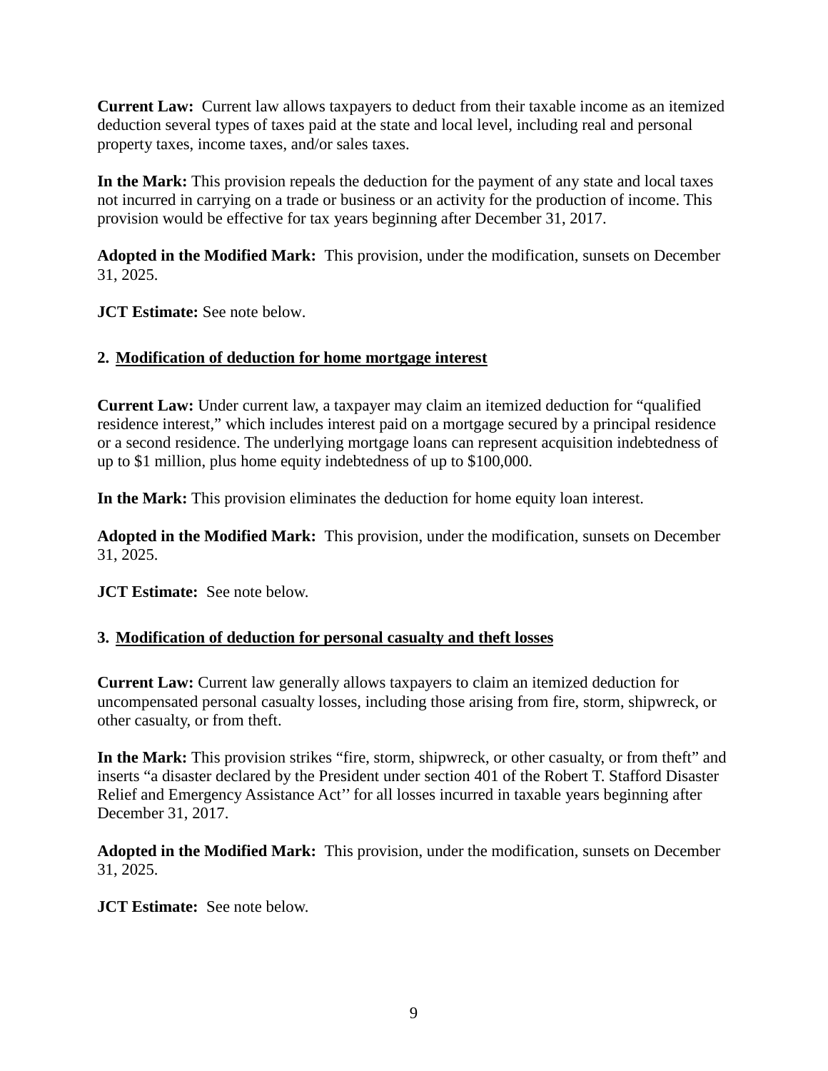**Current Law:** Current law allows taxpayers to deduct from their taxable income as an itemized deduction several types of taxes paid at the state and local level, including real and personal property taxes, income taxes, and/or sales taxes.

**In the Mark:** This provision repeals the deduction for the payment of any state and local taxes not incurred in carrying on a trade or business or an activity for the production of income. This provision would be effective for tax years beginning after December 31, 2017.

**Adopted in the Modified Mark:** This provision, under the modification, sunsets on December 31, 2025.

**JCT Estimate:** See note below.

**2. Modification of deduction for home mortgage interest**

**Current Law:** Under current law, a taxpayer may claim an itemized deduction for "qualified residence interest," which includes interest paid on a mortgage secured by a principal residence or a second residence. The underlying mortgage loans can represent acquisition indebtedness of up to $1 million, plus home equity indebtedness of up to $100,000.

**In the Mark:** This provision eliminates the deduction for home equity loan interest.

**Adopted in the Modified Mark:** This provision, under the modification, sunsets on December 31, 2025.

**JCT Estimate:** See note below.

**3. Modification of deduction for personal casualty and theft losses**

**Current Law:** Current law generally allows taxpayers to claim an itemized deduction for uncompensated personal casualty losses, including those arising from fire, storm, shipwreck, or other casualty, or from theft.

**In the Mark:** This provision strikes "fire, storm, shipwreck, or other casualty, or from theft" and inserts "a disaster declared by the President under section 401 of the Robert T. Stafford Disaster Relief and Emergency Assistance Act'' for all losses incurred in taxable years beginning after December 31, 2017.

**Adopted in the Modified Mark:** This provision, under the modification, sunsets on December 31, 2025.

**JCT Estimate:** See note below.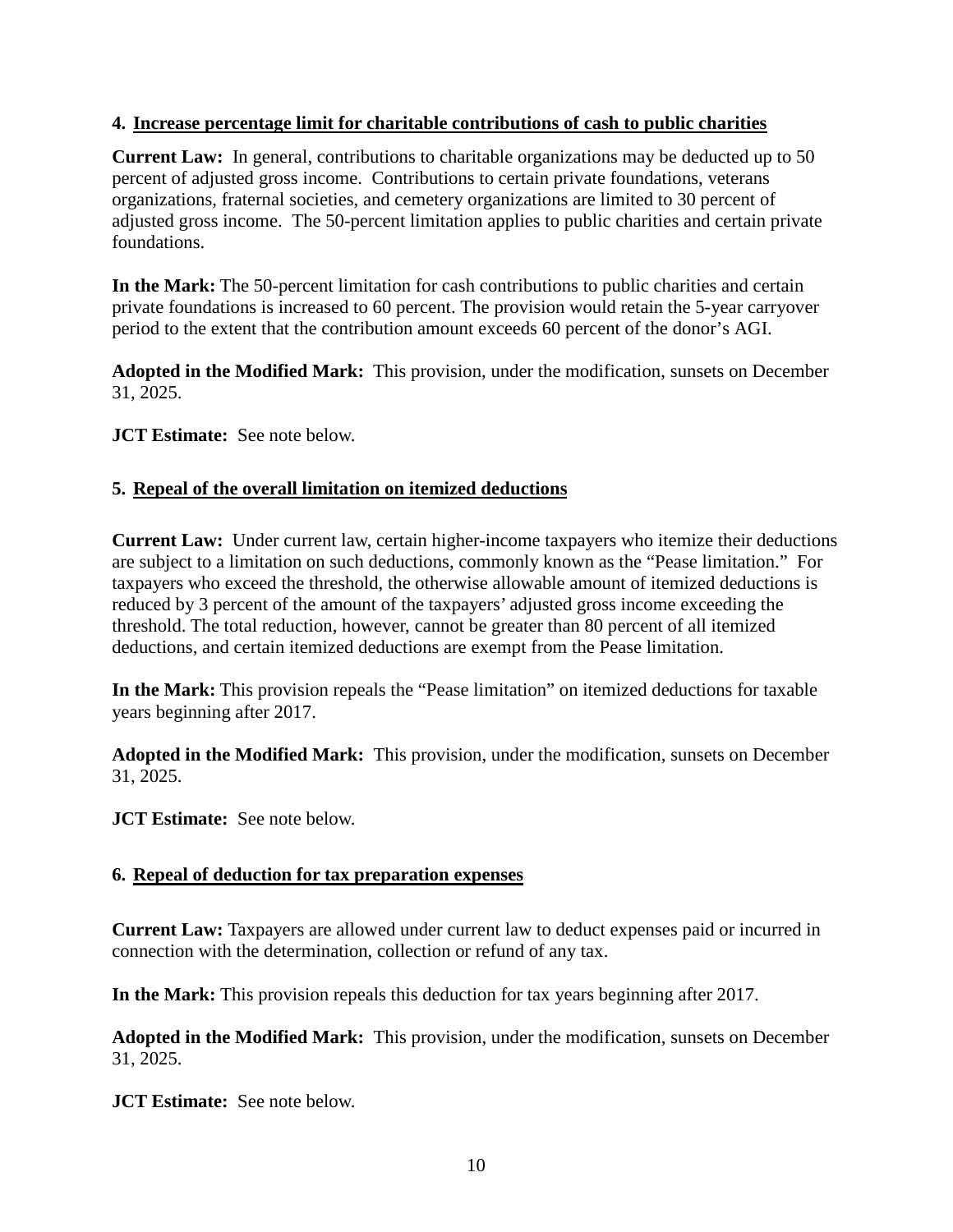### 4. Increase percentage limit for charitable contributions of cash to public charities

**Current Law:** In general, contributions to charitable organizations may be deducted up to 50 percent of adjusted gross income. Contributions to certain private foundations, veterans organizations, fraternal societies, and cemetery organizations are limited to 30 percent of adjusted gross income. The 50-percent limitation applies to public charities and certain private foundations.

**In the Mark:** The 50-percent limitation for cash contributions to public charities and certain private foundations is increased to 60 percent. The provision would retain the 5-year carryover period to the extent that the contribution amount exceeds 60 percent of the donor's AGI.

**Adopted in the Modified Mark:** This provision, under the modification, sunsets on December 31, 2025.

**JCT Estimate:** See note below.

### 5. Repeal of the overall limitation on itemized deductions

**Current Law:** Under current law, certain higher-income taxpayers who itemize their deductions are subject to a limitation on such deductions, commonly known as the "Pease limitation." For taxpayers who exceed the threshold, the otherwise allowable amount of itemized deductions is reduced by 3 percent of the amount of the taxpayers' adjusted gross income exceeding the threshold. The total reduction, however, cannot be greater than 80 percent of all itemized deductions, and certain itemized deductions are exempt from the Pease limitation.

**In the Mark:** This provision repeals the "Pease limitation" on itemized deductions for taxable years beginning after 2017.

**Adopted in the Modified Mark:** This provision, under the modification, sunsets on December 31, 2025.

**JCT Estimate:** See note below.

### 6. Repeal of deduction for tax preparation expenses

**Current Law:** Taxpayers are allowed under current law to deduct expenses paid or incurred in connection with the determination, collection or refund of any tax.

**In the Mark:** This provision repeals this deduction for tax years beginning after 2017.

**Adopted in the Modified Mark:** This provision, under the modification, sunsets on December 31, 2025.

**JCT Estimate:** See note below.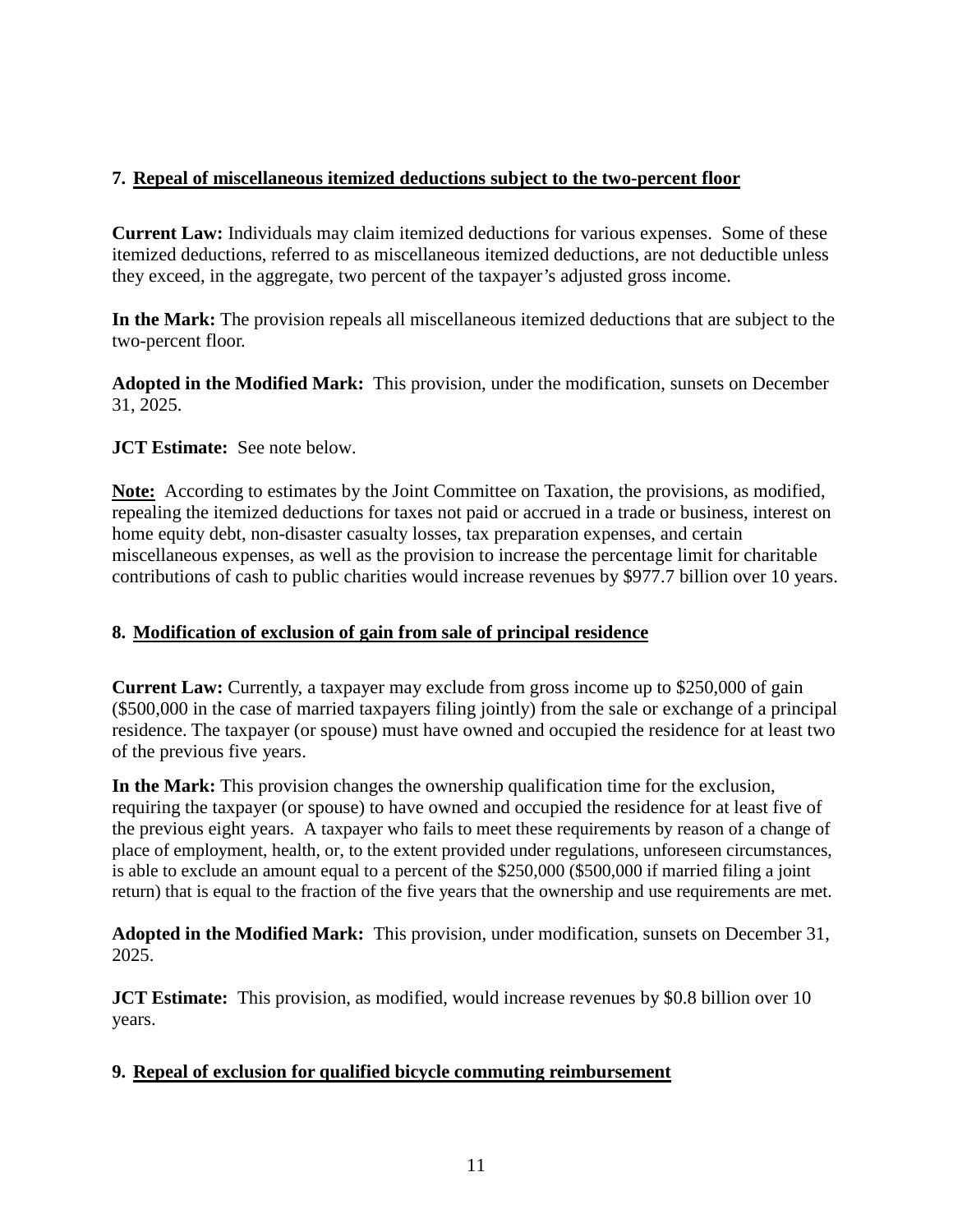### 7. Repeal of miscellaneous itemized deductions subject to the two-percent floor

**Current Law:** Individuals may claim itemized deductions for various expenses. Some of these itemized deductions, referred to as miscellaneous itemized deductions, are not deductible unless they exceed, in the aggregate, two percent of the taxpayer's adjusted gross income.

**In the Mark:** The provision repeals all miscellaneous itemized deductions that are subject to the two-percent floor.

**Adopted in the Modified Mark:** This provision, under the modification, sunsets on December 31, 2025.

**JCT Estimate:** See note below.

**Note:** According to estimates by the Joint Committee on Taxation, the provisions, as modified, repealing the itemized deductions for taxes not paid or accrued in a trade or business, interest on home equity debt, non-disaster casualty losses, tax preparation expenses, and certain miscellaneous expenses, as well as the provision to increase the percentage limit for charitable contributions of cash to public charities would increase revenues by $977.7 billion over 10 years.

### 8. Modification of exclusion of gain from sale of principal residence

**Current Law:** Currently, a taxpayer may exclude from gross income up to $250,000 of gain ($500,000 in the case of married taxpayers filing jointly) from the sale or exchange of a principal residence. The taxpayer (or spouse) must have owned and occupied the residence for at least two of the previous five years.

**In the Mark:** This provision changes the ownership qualification time for the exclusion, requiring the taxpayer (or spouse) to have owned and occupied the residence for at least five of the previous eight years. A taxpayer who fails to meet these requirements by reason of a change of place of employment, health, or, to the extent provided under regulations, unforeseen circumstances, is able to exclude an amount equal to a percent of the $250,000 ($500,000 if married filing a joint return) that is equal to the fraction of the five years that the ownership and use requirements are met.

**Adopted in the Modified Mark:** This provision, under modification, sunsets on December 31, 2025.

**JCT Estimate:** This provision, as modified, would increase revenues by $0.8 billion over 10 years.

### 9. Repeal of exclusion for qualified bicycle commuting reimbursement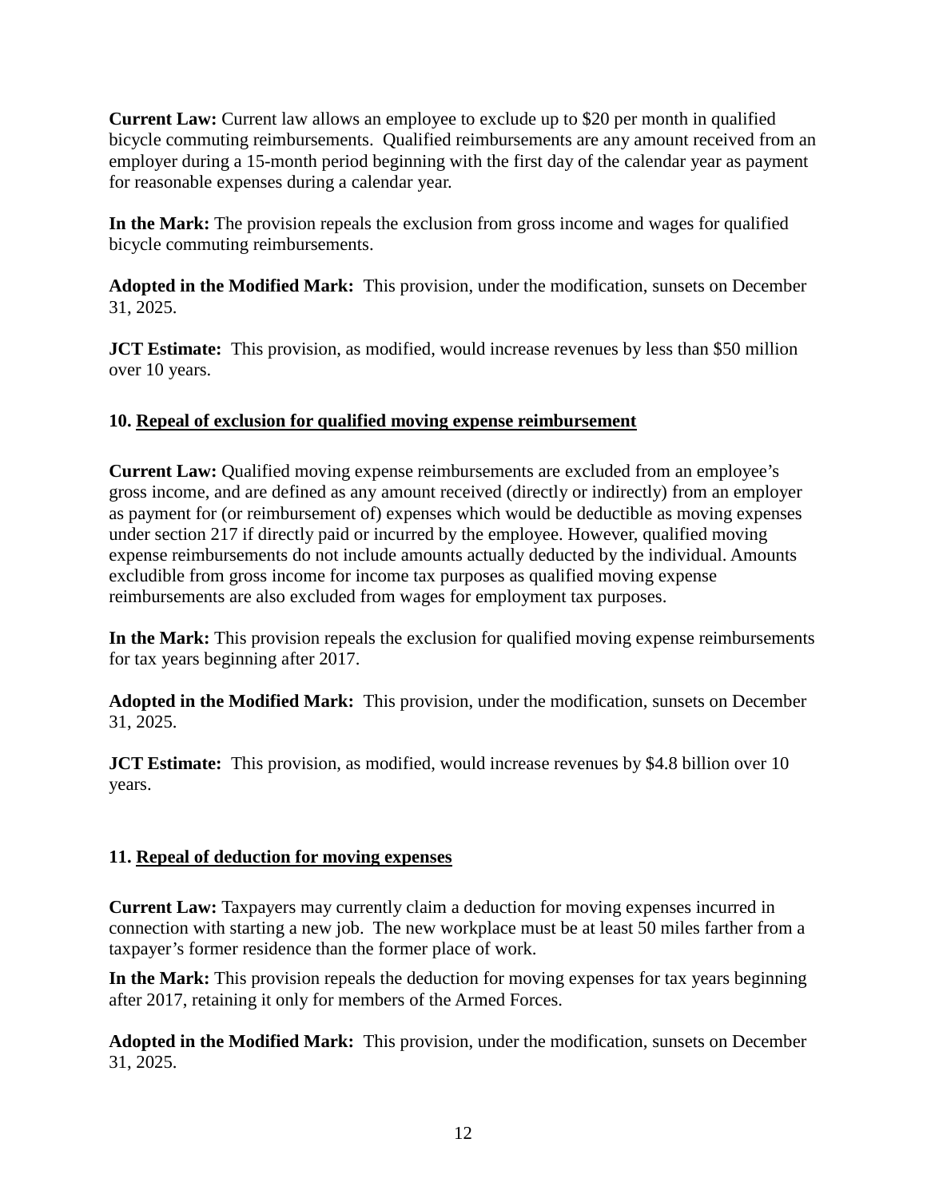**Current Law:** Current law allows an employee to exclude up to $20 per month in qualified bicycle commuting reimbursements. Qualified reimbursements are any amount received from an employer during a 15-month period beginning with the first day of the calendar year as payment for reasonable expenses during a calendar year.

**In the Mark:** The provision repeals the exclusion from gross income and wages for qualified bicycle commuting reimbursements.

**Adopted in the Modified Mark:** This provision, under the modification, sunsets on December 31, 2025.

**JCT Estimate:** This provision, as modified, would increase revenues by less than $50 million over 10 years.

**10. <u>Repeal of exclusion for qualified moving expense reimbursement</u>**

**Current Law:** Qualified moving expense reimbursements are excluded from an employee's gross income, and are defined as any amount received (directly or indirectly) from an employer as payment for (or reimbursement of) expenses which would be deductible as moving expenses under section 217 if directly paid or incurred by the employee. However, qualified moving expense reimbursements do not include amounts actually deducted by the individual. Amounts excludible from gross income for income tax purposes as qualified moving expense reimbursements are also excluded from wages for employment tax purposes.

**In the Mark:** This provision repeals the exclusion for qualified moving expense reimbursements for tax years beginning after 2017.

**Adopted in the Modified Mark:** This provision, under the modification, sunsets on December 31, 2025.

**JCT Estimate:** This provision, as modified, would increase revenues by $4.8 billion over 10 years.

**11. <u>Repeal of deduction for moving expenses</u>**

**Current Law:** Taxpayers may currently claim a deduction for moving expenses incurred in connection with starting a new job. The new workplace must be at least 50 miles farther from a taxpayer's former residence than the former place of work.

**In the Mark:** This provision repeals the deduction for moving expenses for tax years beginning after 2017, retaining it only for members of the Armed Forces.

**Adopted in the Modified Mark:** This provision, under the modification, sunsets on December 31, 2025.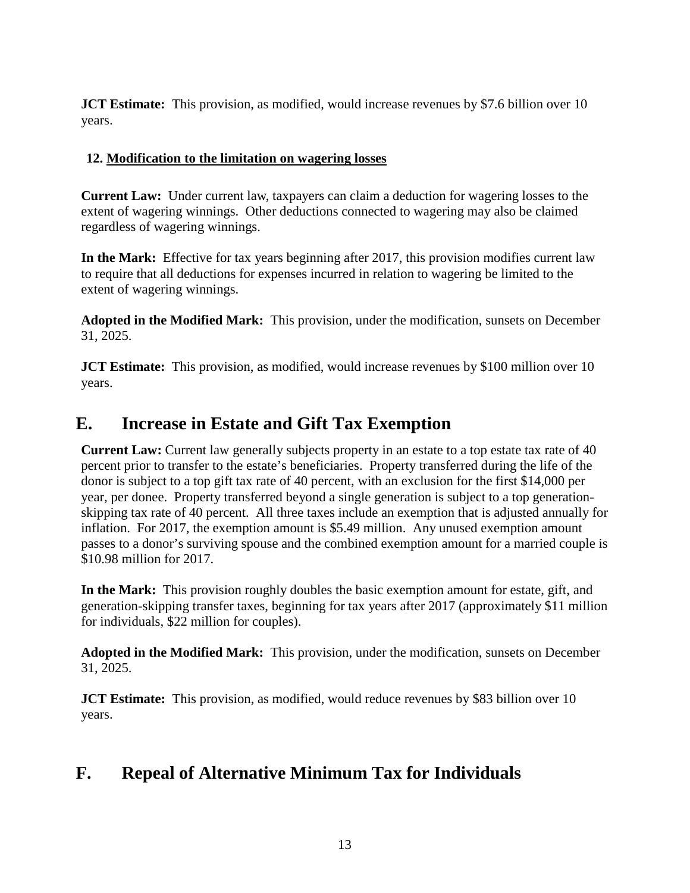**JCT Estimate:** This provision, as modified, would increase revenues by $7.6 billion over 10 years.

**12. <u>Modification to the limitation on wagering losses</u>**

**Current Law:** Under current law, taxpayers can claim a deduction for wagering losses to the extent of wagering winnings. Other deductions connected to wagering may also be claimed regardless of wagering winnings.

**In the Mark:** Effective for tax years beginning after 2017, this provision modifies current law to require that all deductions for expenses incurred in relation to wagering be limited to the extent of wagering winnings.

**Adopted in the Modified Mark:** This provision, under the modification, sunsets on December 31, 2025.

**JCT Estimate:** This provision, as modified, would increase revenues by $100 million over 10 years.

## E. Increase in Estate and Gift Tax Exemption

**Current Law:** Current law generally subjects property in an estate to a top estate tax rate of 40 percent prior to transfer to the estate's beneficiaries. Property transferred during the life of the donor is subject to a top gift tax rate of 40 percent, with an exclusion for the first $14,000 per year, per donee. Property transferred beyond a single generation is subject to a top generation-skipping tax rate of 40 percent. All three taxes include an exemption that is adjusted annually for inflation. For 2017, the exemption amount is $5.49 million. Any unused exemption amount passes to a donor's surviving spouse and the combined exemption amount for a married couple is $10.98 million for 2017.

**In the Mark:** This provision roughly doubles the basic exemption amount for estate, gift, and generation-skipping transfer taxes, beginning for tax years after 2017 (approximately $11 million for individuals, $22 million for couples).

**Adopted in the Modified Mark:** This provision, under the modification, sunsets on December 31, 2025.

**JCT Estimate:** This provision, as modified, would reduce revenues by $83 billion over 10 years.

## F. Repeal of Alternative Minimum Tax for Individuals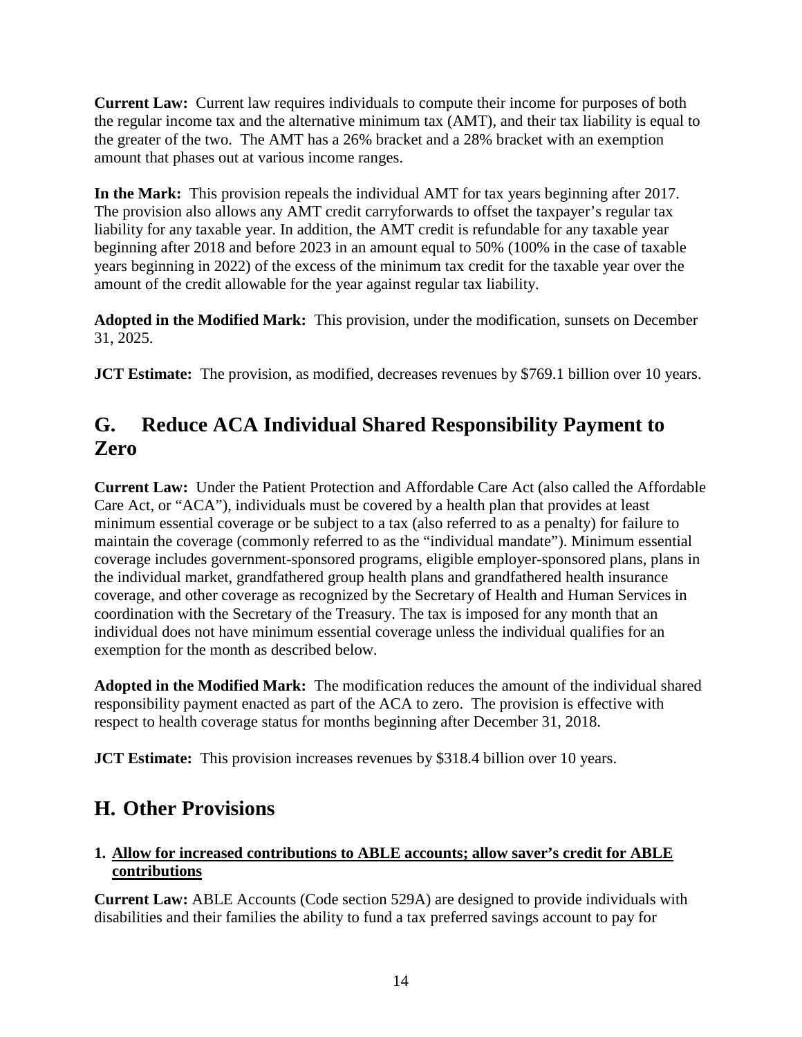**Current Law:** Current law requires individuals to compute their income for purposes of both the regular income tax and the alternative minimum tax (AMT), and their tax liability is equal to the greater of the two. The AMT has a 26% bracket and a 28% bracket with an exemption amount that phases out at various income ranges.

**In the Mark:** This provision repeals the individual AMT for tax years beginning after 2017. The provision also allows any AMT credit carryforwards to offset the taxpayer's regular tax liability for any taxable year. In addition, the AMT credit is refundable for any taxable year beginning after 2018 and before 2023 in an amount equal to 50% (100% in the case of taxable years beginning in 2022) of the excess of the minimum tax credit for the taxable year over the amount of the credit allowable for the year against regular tax liability.

**Adopted in the Modified Mark:** This provision, under the modification, sunsets on December 31, 2025.

**JCT Estimate:** The provision, as modified, decreases revenues by $769.1 billion over 10 years.

## G. Reduce ACA Individual Shared Responsibility Payment to Zero

**Current Law:** Under the Patient Protection and Affordable Care Act (also called the Affordable Care Act, or "ACA"), individuals must be covered by a health plan that provides at least minimum essential coverage or be subject to a tax (also referred to as a penalty) for failure to maintain the coverage (commonly referred to as the "individual mandate"). Minimum essential coverage includes government-sponsored programs, eligible employer-sponsored plans, plans in the individual market, grandfathered group health plans and grandfathered health insurance coverage, and other coverage as recognized by the Secretary of Health and Human Services in coordination with the Secretary of the Treasury. The tax is imposed for any month that an individual does not have minimum essential coverage unless the individual qualifies for an exemption for the month as described below.

**Adopted in the Modified Mark:** The modification reduces the amount of the individual shared responsibility payment enacted as part of the ACA to zero. The provision is effective with respect to health coverage status for months beginning after December 31, 2018.

**JCT Estimate:** This provision increases revenues by $318.4 billion over 10 years.

## H. Other Provisions

### 1. Allow for increased contributions to ABLE accounts; allow saver's credit for ABLE contributions

**Current Law:** ABLE Accounts (Code section 529A) are designed to provide individuals with disabilities and their families the ability to fund a tax preferred savings account to pay for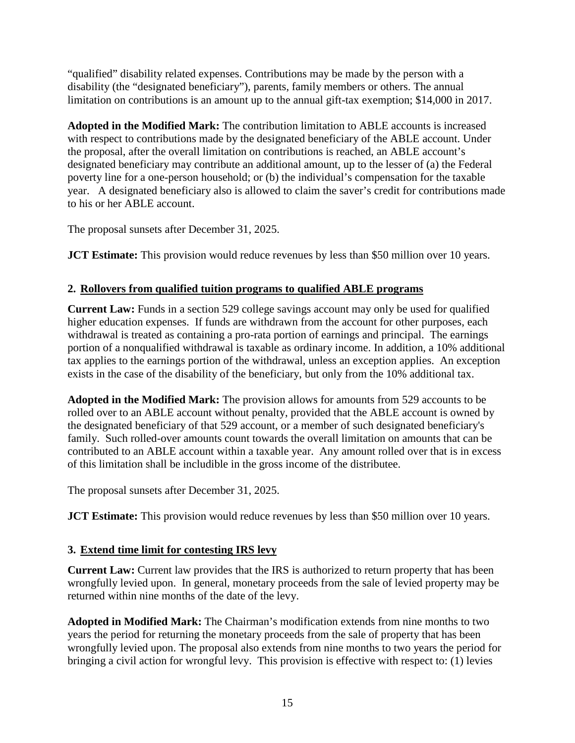"qualified" disability related expenses. Contributions may be made by the person with a disability (the "designated beneficiary"), parents, family members or others. The annual limitation on contributions is an amount up to the annual gift-tax exemption; $14,000 in 2017.

**Adopted in the Modified Mark:** The contribution limitation to ABLE accounts is increased with respect to contributions made by the designated beneficiary of the ABLE account. Under the proposal, after the overall limitation on contributions is reached, an ABLE account's designated beneficiary may contribute an additional amount, up to the lesser of (a) the Federal poverty line for a one-person household; or (b) the individual's compensation for the taxable year. A designated beneficiary also is allowed to claim the saver's credit for contributions made to his or her ABLE account.

The proposal sunsets after December 31, 2025.

**JCT Estimate:** This provision would reduce revenues by less than $50 million over 10 years.

### 2. Rollovers from qualified tuition programs to qualified ABLE programs

**Current Law:** Funds in a section 529 college savings account may only be used for qualified higher education expenses. If funds are withdrawn from the account for other purposes, each withdrawal is treated as containing a pro-rata portion of earnings and principal. The earnings portion of a nonqualified withdrawal is taxable as ordinary income. In addition, a 10% additional tax applies to the earnings portion of the withdrawal, unless an exception applies. An exception exists in the case of the disability of the beneficiary, but only from the 10% additional tax.

**Adopted in the Modified Mark:** The provision allows for amounts from 529 accounts to be rolled over to an ABLE account without penalty, provided that the ABLE account is owned by the designated beneficiary of that 529 account, or a member of such designated beneficiary's family. Such rolled-over amounts count towards the overall limitation on amounts that can be contributed to an ABLE account within a taxable year. Any amount rolled over that is in excess of this limitation shall be includible in the gross income of the distributee.

The proposal sunsets after December 31, 2025.

**JCT Estimate:** This provision would reduce revenues by less than $50 million over 10 years.

### 3. Extend time limit for contesting IRS levy

**Current Law:** Current law provides that the IRS is authorized to return property that has been wrongfully levied upon. In general, monetary proceeds from the sale of levied property may be returned within nine months of the date of the levy.

**Adopted in Modified Mark:** The Chairman's modification extends from nine months to two years the period for returning the monetary proceeds from the sale of property that has been wrongfully levied upon. The proposal also extends from nine months to two years the period for bringing a civil action for wrongful levy. This provision is effective with respect to: (1) levies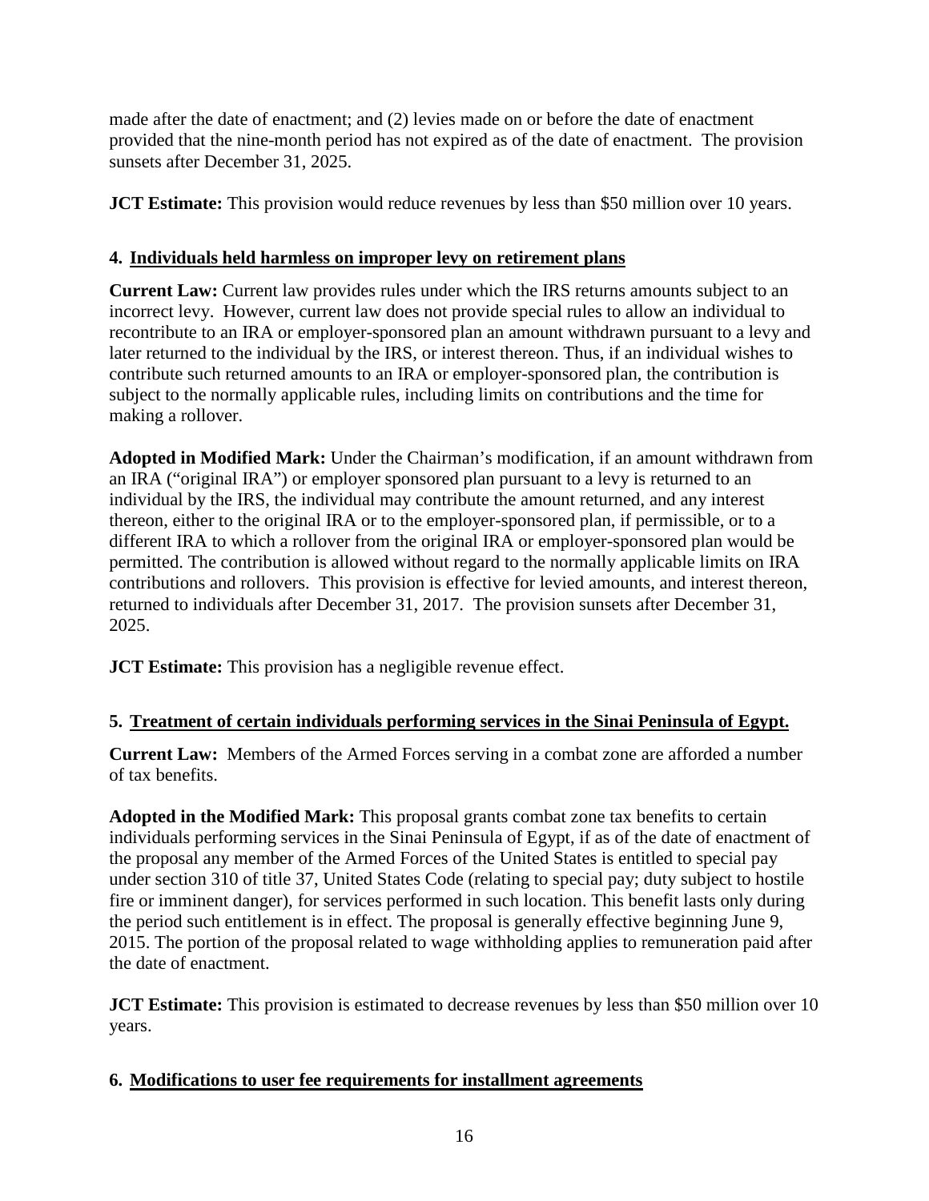made after the date of enactment; and (2) levies made on or before the date of enactment provided that the nine-month period has not expired as of the date of enactment. The provision sunsets after December 31, 2025.

**JCT Estimate:** This provision would reduce revenues by less than $50 million over 10 years.

#### 4. Individuals held harmless on improper levy on retirement plans

**Current Law:** Current law provides rules under which the IRS returns amounts subject to an incorrect levy. However, current law does not provide special rules to allow an individual to recontribute to an IRA or employer-sponsored plan an amount withdrawn pursuant to a levy and later returned to the individual by the IRS, or interest thereon. Thus, if an individual wishes to contribute such returned amounts to an IRA or employer-sponsored plan, the contribution is subject to the normally applicable rules, including limits on contributions and the time for making a rollover.

**Adopted in Modified Mark:** Under the Chairman's modification, if an amount withdrawn from an IRA ("original IRA") or employer sponsored plan pursuant to a levy is returned to an individual by the IRS, the individual may contribute the amount returned, and any interest thereon, either to the original IRA or to the employer-sponsored plan, if permissible, or to a different IRA to which a rollover from the original IRA or employer-sponsored plan would be permitted. The contribution is allowed without regard to the normally applicable limits on IRA contributions and rollovers. This provision is effective for levied amounts, and interest thereon, returned to individuals after December 31, 2017. The provision sunsets after December 31, 2025.

**JCT Estimate:** This provision has a negligible revenue effect.

#### 5. Treatment of certain individuals performing services in the Sinai Peninsula of Egypt.

**Current Law:** Members of the Armed Forces serving in a combat zone are afforded a number of tax benefits.

**Adopted in the Modified Mark:** This proposal grants combat zone tax benefits to certain individuals performing services in the Sinai Peninsula of Egypt, if as of the date of enactment of the proposal any member of the Armed Forces of the United States is entitled to special pay under section 310 of title 37, United States Code (relating to special pay; duty subject to hostile fire or imminent danger), for services performed in such location. This benefit lasts only during the period such entitlement is in effect. The proposal is generally effective beginning June 9, 2015. The portion of the proposal related to wage withholding applies to remuneration paid after the date of enactment.

**JCT Estimate:** This provision is estimated to decrease revenues by less than $50 million over 10 years.

#### 6. Modifications to user fee requirements for installment agreements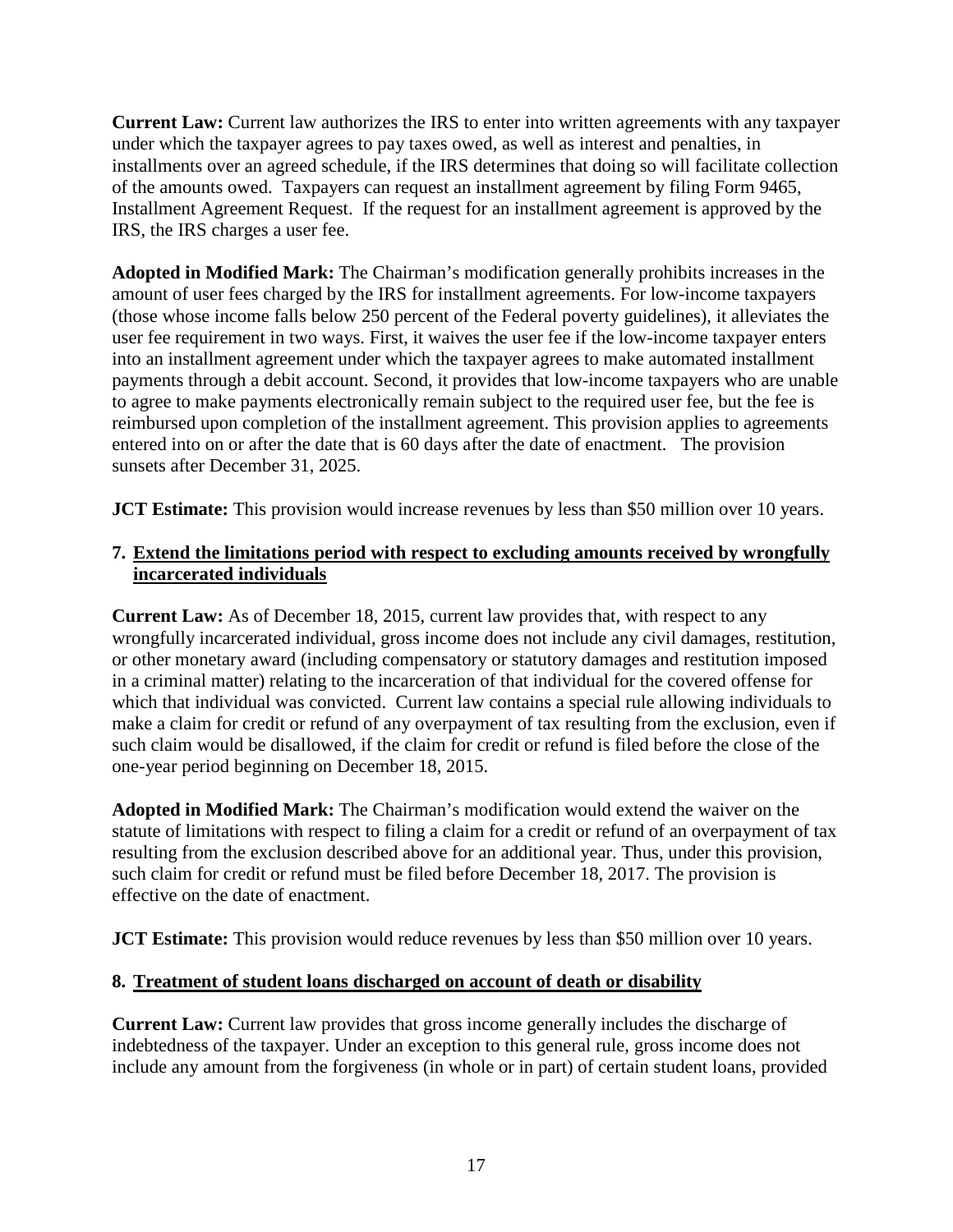**Current Law:** Current law authorizes the IRS to enter into written agreements with any taxpayer under which the taxpayer agrees to pay taxes owed, as well as interest and penalties, in installments over an agreed schedule, if the IRS determines that doing so will facilitate collection of the amounts owed. Taxpayers can request an installment agreement by filing Form 9465, Installment Agreement Request. If the request for an installment agreement is approved by the IRS, the IRS charges a user fee.

**Adopted in Modified Mark:** The Chairman's modification generally prohibits increases in the amount of user fees charged by the IRS for installment agreements. For low-income taxpayers (those whose income falls below 250 percent of the Federal poverty guidelines), it alleviates the user fee requirement in two ways. First, it waives the user fee if the low-income taxpayer enters into an installment agreement under which the taxpayer agrees to make automated installment payments through a debit account. Second, it provides that low-income taxpayers who are unable to agree to make payments electronically remain subject to the required user fee, but the fee is reimbursed upon completion of the installment agreement. This provision applies to agreements entered into on or after the date that is 60 days after the date of enactment. The provision sunsets after December 31, 2025.

**JCT Estimate:** This provision would increase revenues by less than $50 million over 10 years.

### 7. Extend the limitations period with respect to excluding amounts received by wrongfully incarcerated individuals

**Current Law:** As of December 18, 2015, current law provides that, with respect to any wrongfully incarcerated individual, gross income does not include any civil damages, restitution, or other monetary award (including compensatory or statutory damages and restitution imposed in a criminal matter) relating to the incarceration of that individual for the covered offense for which that individual was convicted. Current law contains a special rule allowing individuals to make a claim for credit or refund of any overpayment of tax resulting from the exclusion, even if such claim would be disallowed, if the claim for credit or refund is filed before the close of the one-year period beginning on December 18, 2015.

**Adopted in Modified Mark:** The Chairman's modification would extend the waiver on the statute of limitations with respect to filing a claim for a credit or refund of an overpayment of tax resulting from the exclusion described above for an additional year. Thus, under this provision, such claim for credit or refund must be filed before December 18, 2017. The provision is effective on the date of enactment.

**JCT Estimate:** This provision would reduce revenues by less than $50 million over 10 years.

### 8. Treatment of student loans discharged on account of death or disability

**Current Law:** Current law provides that gross income generally includes the discharge of indebtedness of the taxpayer. Under an exception to this general rule, gross income does not include any amount from the forgiveness (in whole or in part) of certain student loans, provided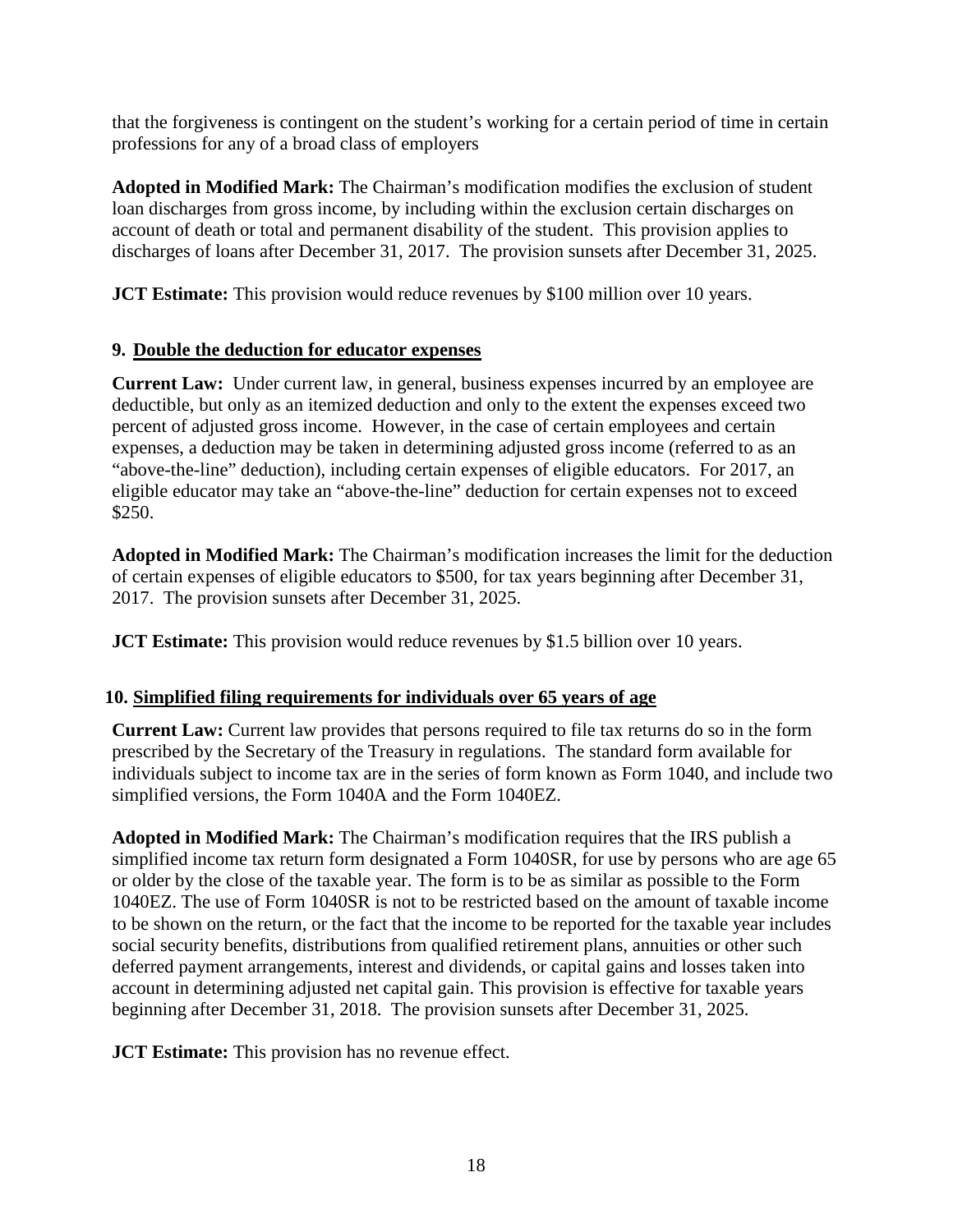that the forgiveness is contingent on the student's working for a certain period of time in certain professions for any of a broad class of employers

**Adopted in Modified Mark:** The Chairman's modification modifies the exclusion of student loan discharges from gross income, by including within the exclusion certain discharges on account of death or total and permanent disability of the student. This provision applies to discharges of loans after December 31, 2017. The provision sunsets after December 31, 2025.

**JCT Estimate:** This provision would reduce revenues by $100 million over 10 years.

### 9. Double the deduction for educator expenses

**Current Law:** Under current law, in general, business expenses incurred by an employee are deductible, but only as an itemized deduction and only to the extent the expenses exceed two percent of adjusted gross income. However, in the case of certain employees and certain expenses, a deduction may be taken in determining adjusted gross income (referred to as an "above-the-line" deduction), including certain expenses of eligible educators. For 2017, an eligible educator may take an "above-the-line" deduction for certain expenses not to exceed $250.

**Adopted in Modified Mark:** The Chairman's modification increases the limit for the deduction of certain expenses of eligible educators to $500, for tax years beginning after December 31, 2017. The provision sunsets after December 31, 2025.

**JCT Estimate:** This provision would reduce revenues by $1.5 billion over 10 years.

### 10. Simplified filing requirements for individuals over 65 years of age

**Current Law:** Current law provides that persons required to file tax returns do so in the form prescribed by the Secretary of the Treasury in regulations. The standard form available for individuals subject to income tax are in the series of form known as Form 1040, and include two simplified versions, the Form 1040A and the Form 1040EZ.

**Adopted in Modified Mark:** The Chairman's modification requires that the IRS publish a simplified income tax return form designated a Form 1040SR, for use by persons who are age 65 or older by the close of the taxable year. The form is to be as similar as possible to the Form 1040EZ. The use of Form 1040SR is not to be restricted based on the amount of taxable income to be shown on the return, or the fact that the income to be reported for the taxable year includes social security benefits, distributions from qualified retirement plans, annuities or other such deferred payment arrangements, interest and dividends, or capital gains and losses taken into account in determining adjusted net capital gain. This provision is effective for taxable years beginning after December 31, 2018. The provision sunsets after December 31, 2025.

**JCT Estimate:** This provision has no revenue effect.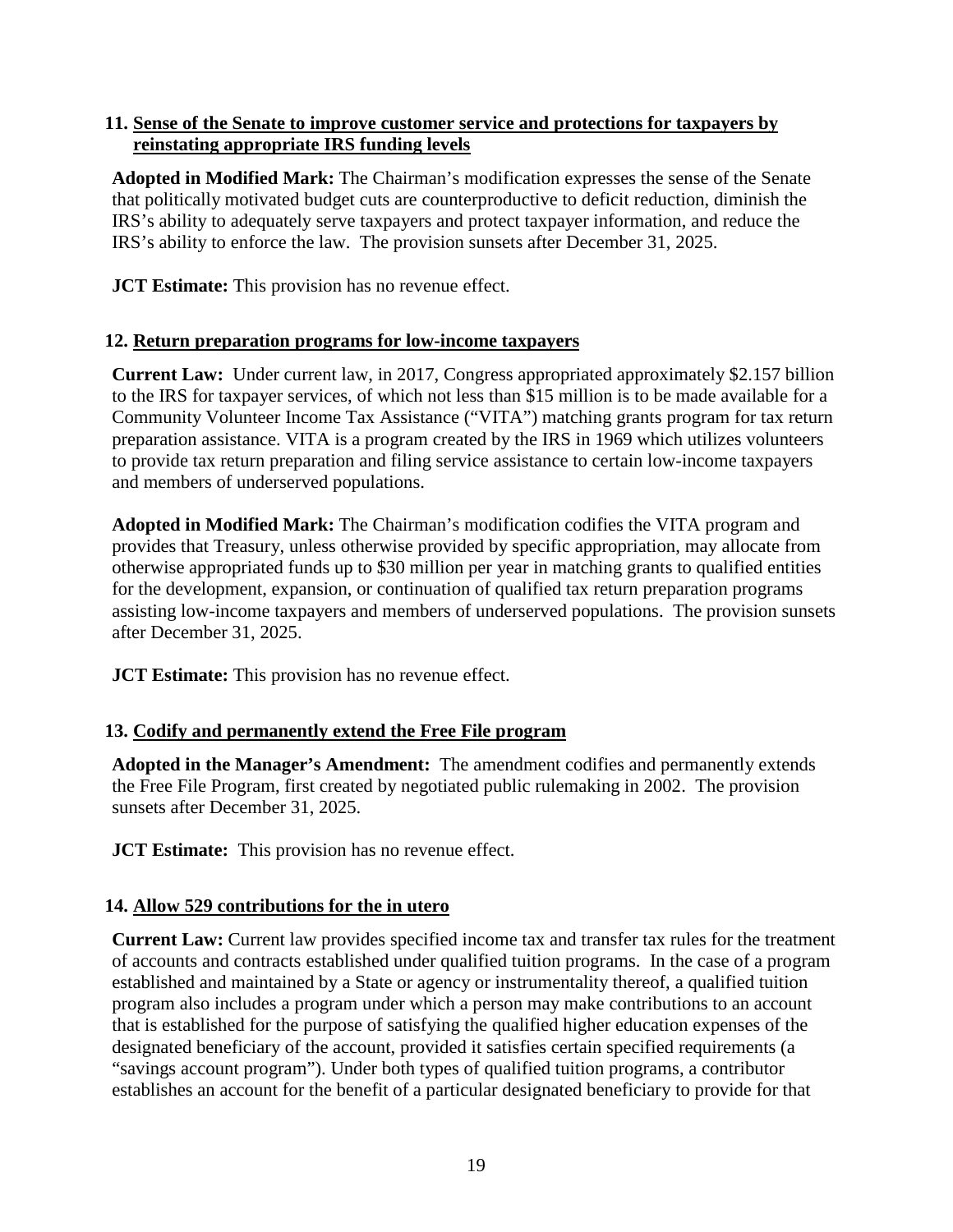### 11. Sense of the Senate to improve customer service and protections for taxpayers by reinstating appropriate IRS funding levels

**Adopted in Modified Mark:** The Chairman's modification expresses the sense of the Senate that politically motivated budget cuts are counterproductive to deficit reduction, diminish the IRS's ability to adequately serve taxpayers and protect taxpayer information, and reduce the IRS's ability to enforce the law. The provision sunsets after December 31, 2025.

**JCT Estimate:** This provision has no revenue effect.

### 12. Return preparation programs for low-income taxpayers

**Current Law:** Under current law, in 2017, Congress appropriated approximately $2.157 billion to the IRS for taxpayer services, of which not less than $15 million is to be made available for a Community Volunteer Income Tax Assistance ("VITA") matching grants program for tax return preparation assistance. VITA is a program created by the IRS in 1969 which utilizes volunteers to provide tax return preparation and filing service assistance to certain low-income taxpayers and members of underserved populations.

**Adopted in Modified Mark:** The Chairman's modification codifies the VITA program and provides that Treasury, unless otherwise provided by specific appropriation, may allocate from otherwise appropriated funds up to $30 million per year in matching grants to qualified entities for the development, expansion, or continuation of qualified tax return preparation programs assisting low-income taxpayers and members of underserved populations. The provision sunsets after December 31, 2025.

**JCT Estimate:** This provision has no revenue effect.

### 13. Codify and permanently extend the Free File program

**Adopted in the Manager's Amendment:** The amendment codifies and permanently extends the Free File Program, first created by negotiated public rulemaking in 2002. The provision sunsets after December 31, 2025.

**JCT Estimate:** This provision has no revenue effect.

### 14. Allow 529 contributions for the in utero

**Current Law:** Current law provides specified income tax and transfer tax rules for the treatment of accounts and contracts established under qualified tuition programs. In the case of a program established and maintained by a State or agency or instrumentality thereof, a qualified tuition program also includes a program under which a person may make contributions to an account that is established for the purpose of satisfying the qualified higher education expenses of the designated beneficiary of the account, provided it satisfies certain specified requirements (a "savings account program"). Under both types of qualified tuition programs, a contributor establishes an account for the benefit of a particular designated beneficiary to provide for that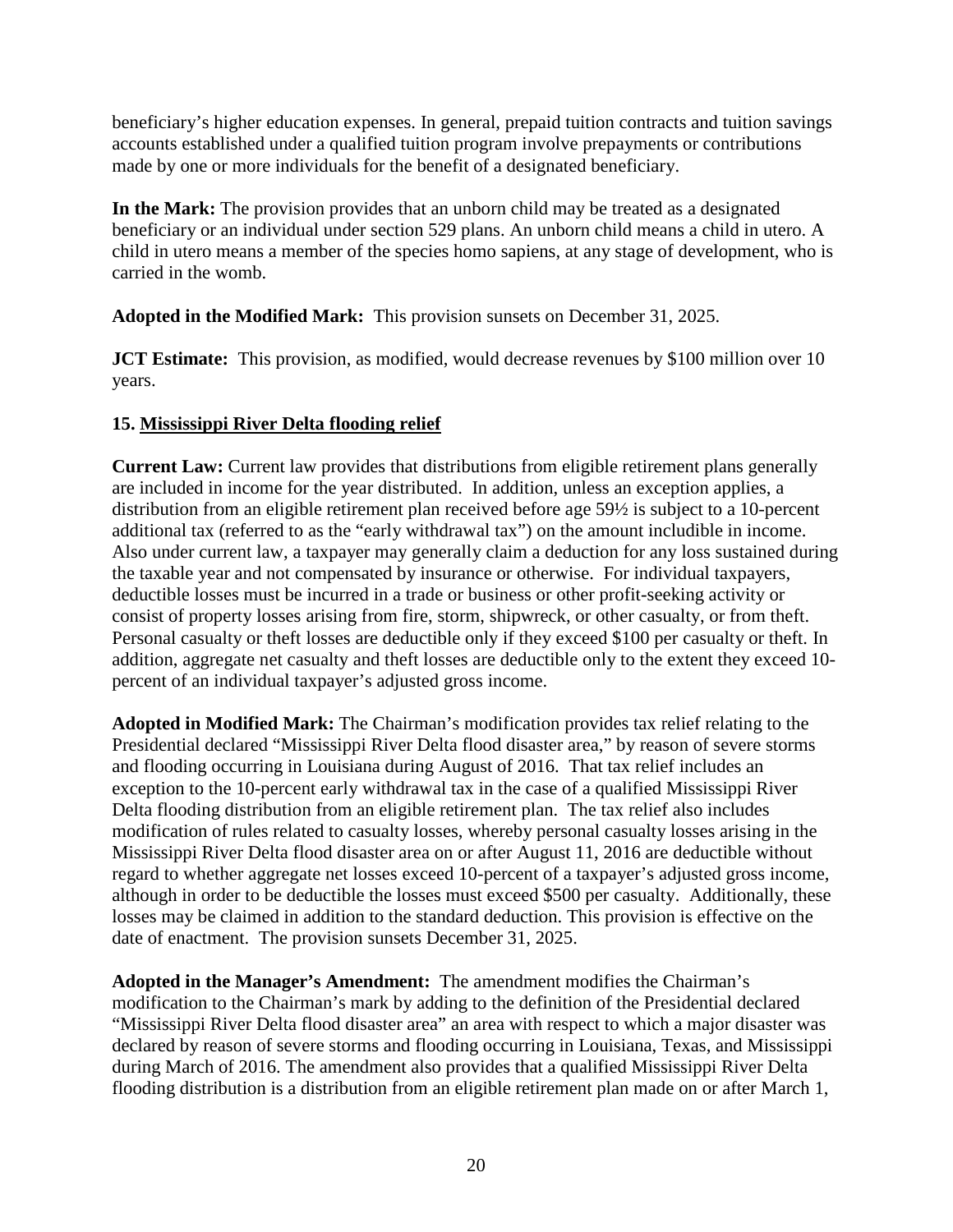beneficiary's higher education expenses. In general, prepaid tuition contracts and tuition savings accounts established under a qualified tuition program involve prepayments or contributions made by one or more individuals for the benefit of a designated beneficiary.

**In the Mark:** The provision provides that an unborn child may be treated as a designated beneficiary or an individual under section 529 plans. An unborn child means a child in utero. A child in utero means a member of the species homo sapiens, at any stage of development, who is carried in the womb.

**Adopted in the Modified Mark:** This provision sunsets on December 31, 2025.

**JCT Estimate:** This provision, as modified, would decrease revenues by $100 million over 10 years.

**15. Mississippi River Delta flooding relief**

**Current Law:** Current law provides that distributions from eligible retirement plans generally are included in income for the year distributed. In addition, unless an exception applies, a distribution from an eligible retirement plan received before age 59½ is subject to a 10-percent additional tax (referred to as the "early withdrawal tax") on the amount includible in income. Also under current law, a taxpayer may generally claim a deduction for any loss sustained during the taxable year and not compensated by insurance or otherwise. For individual taxpayers, deductible losses must be incurred in a trade or business or other profit-seeking activity or consist of property losses arising from fire, storm, shipwreck, or other casualty, or from theft. Personal casualty or theft losses are deductible only if they exceed $100 per casualty or theft. In addition, aggregate net casualty and theft losses are deductible only to the extent they exceed 10-percent of an individual taxpayer's adjusted gross income.

**Adopted in Modified Mark:** The Chairman's modification provides tax relief relating to the Presidential declared "Mississippi River Delta flood disaster area," by reason of severe storms and flooding occurring in Louisiana during August of 2016. That tax relief includes an exception to the 10-percent early withdrawal tax in the case of a qualified Mississippi River Delta flooding distribution from an eligible retirement plan. The tax relief also includes modification of rules related to casualty losses, whereby personal casualty losses arising in the Mississippi River Delta flood disaster area on or after August 11, 2016 are deductible without regard to whether aggregate net losses exceed 10-percent of a taxpayer's adjusted gross income, although in order to be deductible the losses must exceed $500 per casualty. Additionally, these losses may be claimed in addition to the standard deduction. This provision is effective on the date of enactment. The provision sunsets December 31, 2025.

**Adopted in the Manager's Amendment:** The amendment modifies the Chairman's modification to the Chairman's mark by adding to the definition of the Presidential declared "Mississippi River Delta flood disaster area" an area with respect to which a major disaster was declared by reason of severe storms and flooding occurring in Louisiana, Texas, and Mississippi during March of 2016. The amendment also provides that a qualified Mississippi River Delta flooding distribution is a distribution from an eligible retirement plan made on or after March 1,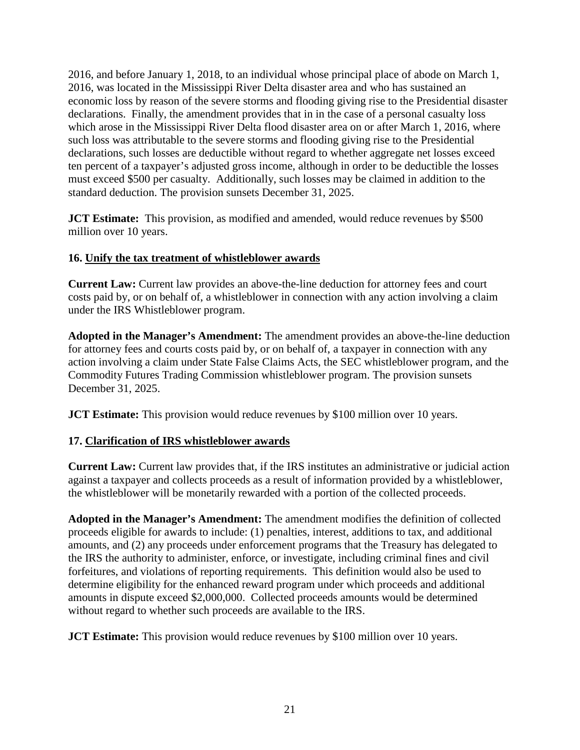2016, and before January 1, 2018, to an individual whose principal place of abode on March 1, 2016, was located in the Mississippi River Delta disaster area and who has sustained an economic loss by reason of the severe storms and flooding giving rise to the Presidential disaster declarations. Finally, the amendment provides that in in the case of a personal casualty loss which arose in the Mississippi River Delta flood disaster area on or after March 1, 2016, where such loss was attributable to the severe storms and flooding giving rise to the Presidential declarations, such losses are deductible without regard to whether aggregate net losses exceed ten percent of a taxpayer's adjusted gross income, although in order to be deductible the losses must exceed $500 per casualty. Additionally, such losses may be claimed in addition to the standard deduction. The provision sunsets December 31, 2025.

**JCT Estimate:** This provision, as modified and amended, would reduce revenues by $500 million over 10 years.

**16. Unify the tax treatment of whistleblower awards**

**Current Law:** Current law provides an above-the-line deduction for attorney fees and court costs paid by, or on behalf of, a whistleblower in connection with any action involving a claim under the IRS Whistleblower program.

**Adopted in the Manager's Amendment:** The amendment provides an above-the-line deduction for attorney fees and courts costs paid by, or on behalf of, a taxpayer in connection with any action involving a claim under State False Claims Acts, the SEC whistleblower program, and the Commodity Futures Trading Commission whistleblower program. The provision sunsets December 31, 2025.

**JCT Estimate:** This provision would reduce revenues by $100 million over 10 years.

**17. Clarification of IRS whistleblower awards**

**Current Law:** Current law provides that, if the IRS institutes an administrative or judicial action against a taxpayer and collects proceeds as a result of information provided by a whistleblower, the whistleblower will be monetarily rewarded with a portion of the collected proceeds.

**Adopted in the Manager's Amendment:** The amendment modifies the definition of collected proceeds eligible for awards to include: (1) penalties, interest, additions to tax, and additional amounts, and (2) any proceeds under enforcement programs that the Treasury has delegated to the IRS the authority to administer, enforce, or investigate, including criminal fines and civil forfeitures, and violations of reporting requirements. This definition would also be used to determine eligibility for the enhanced reward program under which proceeds and additional amounts in dispute exceed $2,000,000. Collected proceeds amounts would be determined without regard to whether such proceeds are available to the IRS.

**JCT Estimate:** This provision would reduce revenues by $100 million over 10 years.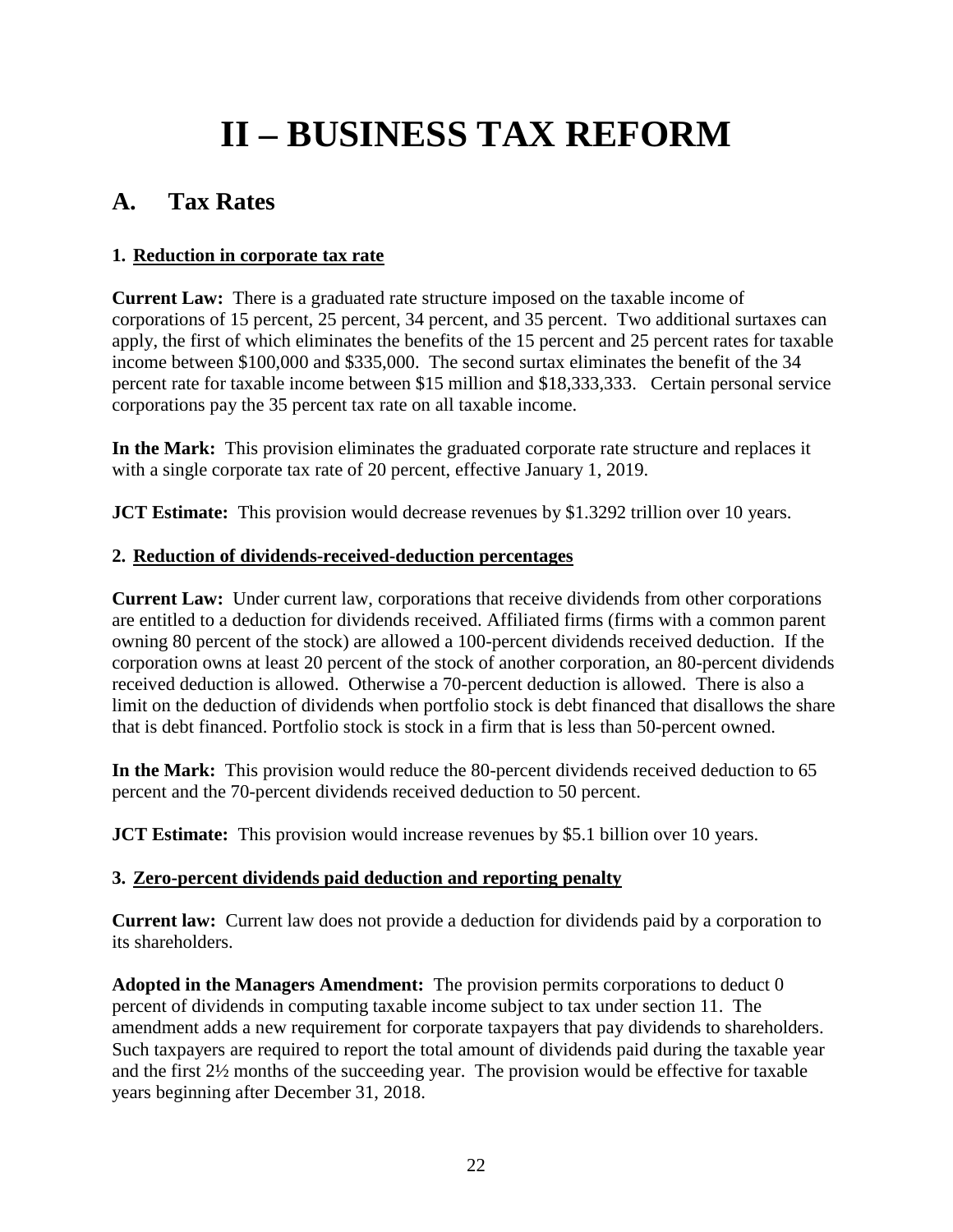# II – BUSINESS TAX REFORM

## A. Tax Rates

### 1. Reduction in corporate tax rate

**Current Law:** There is a graduated rate structure imposed on the taxable income of corporations of 15 percent, 25 percent, 34 percent, and 35 percent. Two additional surtaxes can apply, the first of which eliminates the benefits of the 15 percent and 25 percent rates for taxable income between $100,000 and $335,000. The second surtax eliminates the benefit of the 34 percent rate for taxable income between $15 million and $18,333,333. Certain personal service corporations pay the 35 percent tax rate on all taxable income.

**In the Mark:** This provision eliminates the graduated corporate rate structure and replaces it with a single corporate tax rate of 20 percent, effective January 1, 2019.

**JCT Estimate:** This provision would decrease revenues by $1.3292 trillion over 10 years.

### 2. Reduction of dividends-received-deduction percentages

**Current Law:** Under current law, corporations that receive dividends from other corporations are entitled to a deduction for dividends received. Affiliated firms (firms with a common parent owning 80 percent of the stock) are allowed a 100-percent dividends received deduction. If the corporation owns at least 20 percent of the stock of another corporation, an 80-percent dividends received deduction is allowed. Otherwise a 70-percent deduction is allowed. There is also a limit on the deduction of dividends when portfolio stock is debt financed that disallows the share that is debt financed. Portfolio stock is stock in a firm that is less than 50-percent owned.

**In the Mark:** This provision would reduce the 80-percent dividends received deduction to 65 percent and the 70-percent dividends received deduction to 50 percent.

**JCT Estimate:** This provision would increase revenues by $5.1 billion over 10 years.

### 3. Zero-percent dividends paid deduction and reporting penalty

**Current law:** Current law does not provide a deduction for dividends paid by a corporation to its shareholders.

**Adopted in the Managers Amendment:** The provision permits corporations to deduct 0 percent of dividends in computing taxable income subject to tax under section 11. The amendment adds a new requirement for corporate taxpayers that pay dividends to shareholders. Such taxpayers are required to report the total amount of dividends paid during the taxable year and the first 2½ months of the succeeding year. The provision would be effective for taxable years beginning after December 31, 2018.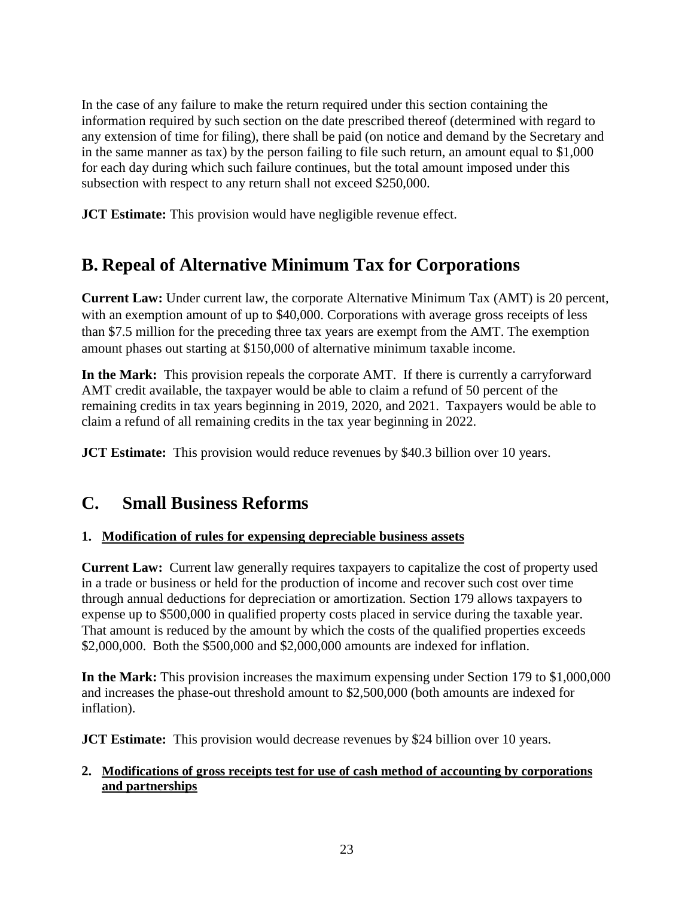In the case of any failure to make the return required under this section containing the information required by such section on the date prescribed thereof (determined with regard to any extension of time for filing), there shall be paid (on notice and demand by the Secretary and in the same manner as tax) by the person failing to file such return, an amount equal to $1,000 for each day during which such failure continues, but the total amount imposed under this subsection with respect to any return shall not exceed $250,000.

**JCT Estimate:** This provision would have negligible revenue effect.

## B. Repeal of Alternative Minimum Tax for Corporations

**Current Law:** Under current law, the corporate Alternative Minimum Tax (AMT) is 20 percent, with an exemption amount of up to $40,000. Corporations with average gross receipts of less than $7.5 million for the preceding three tax years are exempt from the AMT. The exemption amount phases out starting at $150,000 of alternative minimum taxable income.

**In the Mark:** This provision repeals the corporate AMT. If there is currently a carryforward AMT credit available, the taxpayer would be able to claim a refund of 50 percent of the remaining credits in tax years beginning in 2019, 2020, and 2021. Taxpayers would be able to claim a refund of all remaining credits in the tax year beginning in 2022.

**JCT Estimate:** This provision would reduce revenues by $40.3 billion over 10 years.

## C. Small Business Reforms

### 1. Modification of rules for expensing depreciable business assets

**Current Law:** Current law generally requires taxpayers to capitalize the cost of property used in a trade or business or held for the production of income and recover such cost over time through annual deductions for depreciation or amortization. Section 179 allows taxpayers to expense up to $500,000 in qualified property costs placed in service during the taxable year. That amount is reduced by the amount by which the costs of the qualified properties exceeds $2,000,000. Both the $500,000 and $2,000,000 amounts are indexed for inflation.

**In the Mark:** This provision increases the maximum expensing under Section 179 to $1,000,000 and increases the phase-out threshold amount to $2,500,000 (both amounts are indexed for inflation).

**JCT Estimate:** This provision would decrease revenues by $24 billion over 10 years.

### 2. Modifications of gross receipts test for use of cash method of accounting by corporations and partnerships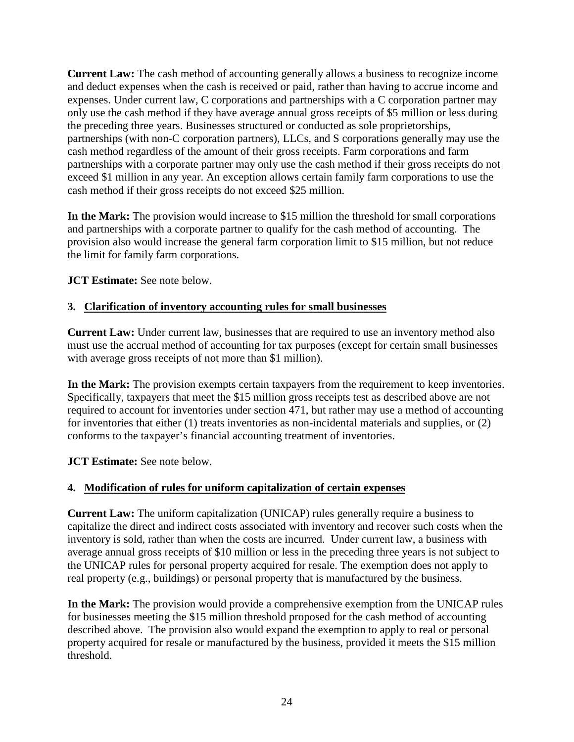**Current Law:** The cash method of accounting generally allows a business to recognize income and deduct expenses when the cash is received or paid, rather than having to accrue income and expenses. Under current law, C corporations and partnerships with a C corporation partner may only use the cash method if they have average annual gross receipts of $5 million or less during the preceding three years. Businesses structured or conducted as sole proprietorships, partnerships (with non-C corporation partners), LLCs, and S corporations generally may use the cash method regardless of the amount of their gross receipts. Farm corporations and farm partnerships with a corporate partner may only use the cash method if their gross receipts do not exceed $1 million in any year. An exception allows certain family farm corporations to use the cash method if their gross receipts do not exceed $25 million.

**In the Mark:** The provision would increase to $15 million the threshold for small corporations and partnerships with a corporate partner to qualify for the cash method of accounting. The provision also would increase the general farm corporation limit to $15 million, but not reduce the limit for family farm corporations.

**JCT Estimate:** See note below.

### 3. Clarification of inventory accounting rules for small businesses

**Current Law:** Under current law, businesses that are required to use an inventory method also must use the accrual method of accounting for tax purposes (except for certain small businesses with average gross receipts of not more than $1 million).

**In the Mark:** The provision exempts certain taxpayers from the requirement to keep inventories. Specifically, taxpayers that meet the $15 million gross receipts test as described above are not required to account for inventories under section 471, but rather may use a method of accounting for inventories that either (1) treats inventories as non-incidental materials and supplies, or (2) conforms to the taxpayer's financial accounting treatment of inventories.

**JCT Estimate:** See note below.

### 4. Modification of rules for uniform capitalization of certain expenses

**Current Law:** The uniform capitalization (UNICAP) rules generally require a business to capitalize the direct and indirect costs associated with inventory and recover such costs when the inventory is sold, rather than when the costs are incurred. Under current law, a business with average annual gross receipts of $10 million or less in the preceding three years is not subject to the UNICAP rules for personal property acquired for resale. The exemption does not apply to real property (e.g., buildings) or personal property that is manufactured by the business.

**In the Mark:** The provision would provide a comprehensive exemption from the UNICAP rules for businesses meeting the $15 million threshold proposed for the cash method of accounting described above. The provision also would expand the exemption to apply to real or personal property acquired for resale or manufactured by the business, provided it meets the $15 million threshold.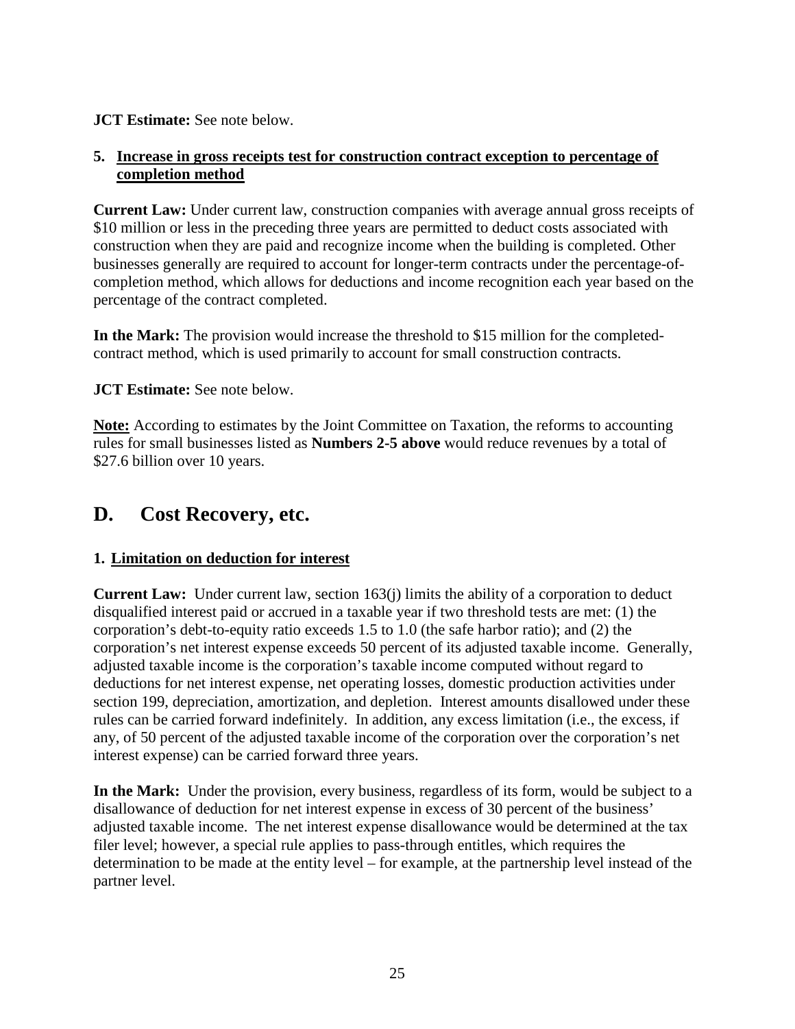**JCT Estimate:** See note below.

**5. Increase in gross receipts test for construction contract exception to percentage of completion method**

**Current Law:** Under current law, construction companies with average annual gross receipts of $10 million or less in the preceding three years are permitted to deduct costs associated with construction when they are paid and recognize income when the building is completed. Other businesses generally are required to account for longer-term contracts under the percentage-of-completion method, which allows for deductions and income recognition each year based on the percentage of the contract completed.

**In the Mark:** The provision would increase the threshold to $15 million for the completed-contract method, which is used primarily to account for small construction contracts.

**JCT Estimate:** See note below.

**Note:** According to estimates by the Joint Committee on Taxation, the reforms to accounting rules for small businesses listed as **Numbers 2-5 above** would reduce revenues by a total of $27.6 billion over 10 years.

## D. Cost Recovery, etc.

**1. Limitation on deduction for interest**

**Current Law:** Under current law, section 163(j) limits the ability of a corporation to deduct disqualified interest paid or accrued in a taxable year if two threshold tests are met: (1) the corporation's debt-to-equity ratio exceeds 1.5 to 1.0 (the safe harbor ratio); and (2) the corporation's net interest expense exceeds 50 percent of its adjusted taxable income. Generally, adjusted taxable income is the corporation's taxable income computed without regard to deductions for net interest expense, net operating losses, domestic production activities under section 199, depreciation, amortization, and depletion. Interest amounts disallowed under these rules can be carried forward indefinitely. In addition, any excess limitation (i.e., the excess, if any, of 50 percent of the adjusted taxable income of the corporation over the corporation's net interest expense) can be carried forward three years.

**In the Mark:** Under the provision, every business, regardless of its form, would be subject to a disallowance of deduction for net interest expense in excess of 30 percent of the business' adjusted taxable income. The net interest expense disallowance would be determined at the tax filer level; however, a special rule applies to pass-through entitles, which requires the determination to be made at the entity level – for example, at the partnership level instead of the partner level.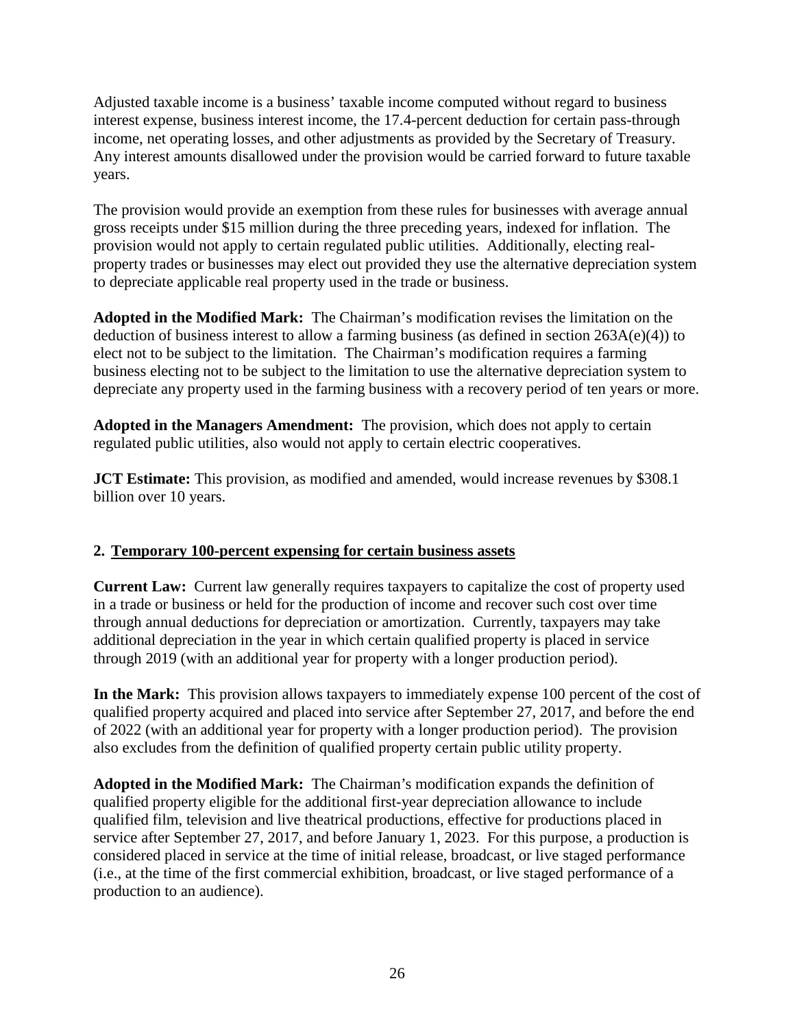Adjusted taxable income is a business' taxable income computed without regard to business interest expense, business interest income, the 17.4-percent deduction for certain pass-through income, net operating losses, and other adjustments as provided by the Secretary of Treasury. Any interest amounts disallowed under the provision would be carried forward to future taxable years.

The provision would provide an exemption from these rules for businesses with average annual gross receipts under $15 million during the three preceding years, indexed for inflation. The provision would not apply to certain regulated public utilities. Additionally, electing real-property trades or businesses may elect out provided they use the alternative depreciation system to depreciate applicable real property used in the trade or business.

**Adopted in the Modified Mark:** The Chairman's modification revises the limitation on the deduction of business interest to allow a farming business (as defined in section 263A(e)(4)) to elect not to be subject to the limitation. The Chairman's modification requires a farming business electing not to be subject to the limitation to use the alternative depreciation system to depreciate any property used in the farming business with a recovery period of ten years or more.

**Adopted in the Managers Amendment:** The provision, which does not apply to certain regulated public utilities, also would not apply to certain electric cooperatives.

**JCT Estimate:** This provision, as modified and amended, would increase revenues by $308.1 billion over 10 years.

### 2. Temporary 100-percent expensing for certain business assets

**Current Law:** Current law generally requires taxpayers to capitalize the cost of property used in a trade or business or held for the production of income and recover such cost over time through annual deductions for depreciation or amortization. Currently, taxpayers may take additional depreciation in the year in which certain qualified property is placed in service through 2019 (with an additional year for property with a longer production period).

**In the Mark:** This provision allows taxpayers to immediately expense 100 percent of the cost of qualified property acquired and placed into service after September 27, 2017, and before the end of 2022 (with an additional year for property with a longer production period). The provision also excludes from the definition of qualified property certain public utility property.

**Adopted in the Modified Mark:** The Chairman's modification expands the definition of qualified property eligible for the additional first-year depreciation allowance to include qualified film, television and live theatrical productions, effective for productions placed in service after September 27, 2017, and before January 1, 2023. For this purpose, a production is considered placed in service at the time of initial release, broadcast, or live staged performance (i.e., at the time of the first commercial exhibition, broadcast, or live staged performance of a production to an audience).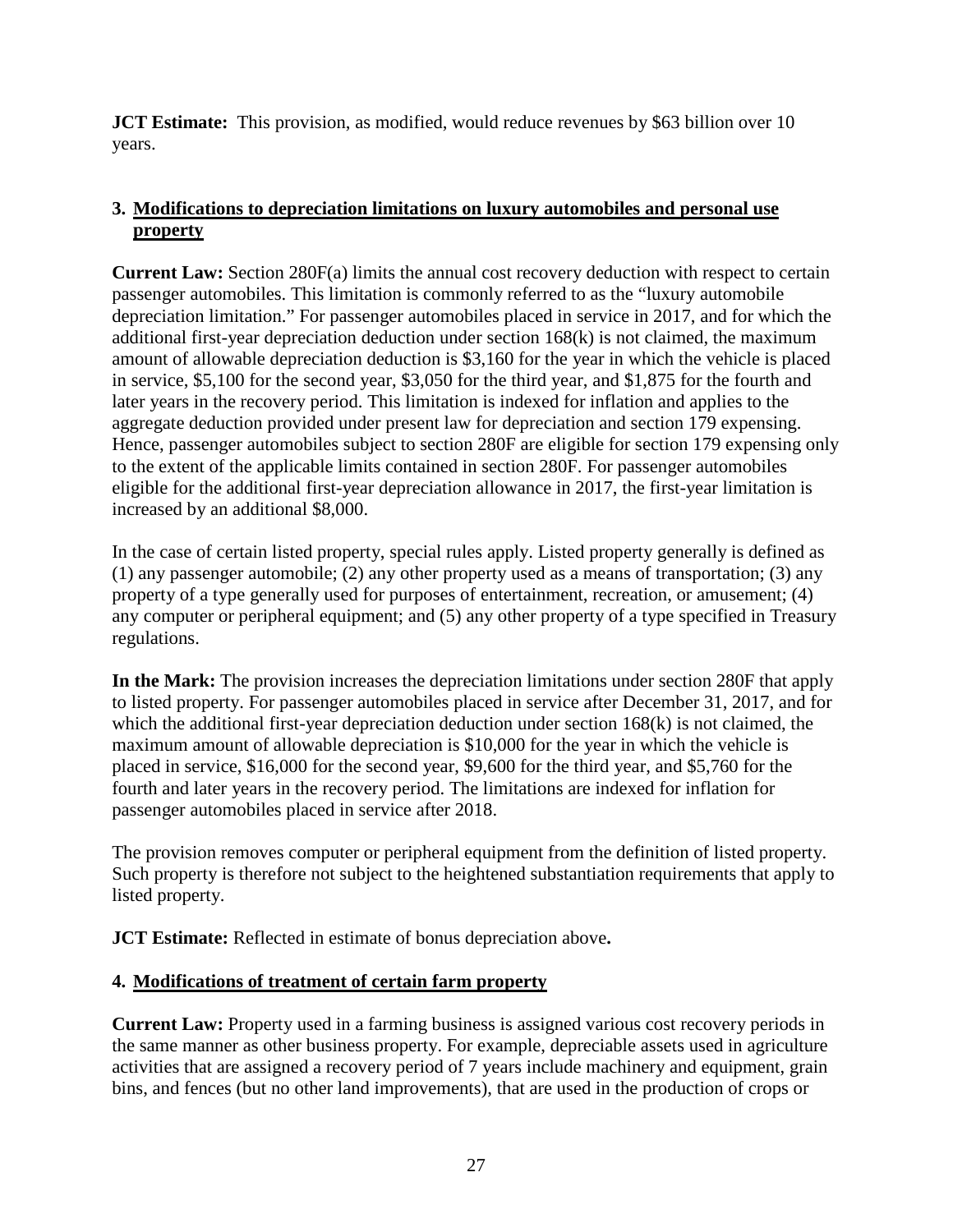**JCT Estimate:** This provision, as modified, would reduce revenues by $63 billion over 10 years.

### 3. Modifications to depreciation limitations on luxury automobiles and personal use property

**Current Law:** Section 280F(a) limits the annual cost recovery deduction with respect to certain passenger automobiles. This limitation is commonly referred to as the "luxury automobile depreciation limitation." For passenger automobiles placed in service in 2017, and for which the additional first-year depreciation deduction under section 168(k) is not claimed, the maximum amount of allowable depreciation deduction is $3,160 for the year in which the vehicle is placed in service, $5,100 for the second year, $3,050 for the third year, and $1,875 for the fourth and later years in the recovery period. This limitation is indexed for inflation and applies to the aggregate deduction provided under present law for depreciation and section 179 expensing. Hence, passenger automobiles subject to section 280F are eligible for section 179 expensing only to the extent of the applicable limits contained in section 280F. For passenger automobiles eligible for the additional first-year depreciation allowance in 2017, the first-year limitation is increased by an additional $8,000.

In the case of certain listed property, special rules apply. Listed property generally is defined as (1) any passenger automobile; (2) any other property used as a means of transportation; (3) any property of a type generally used for purposes of entertainment, recreation, or amusement; (4) any computer or peripheral equipment; and (5) any other property of a type specified in Treasury regulations.

**In the Mark:** The provision increases the depreciation limitations under section 280F that apply to listed property. For passenger automobiles placed in service after December 31, 2017, and for which the additional first-year depreciation deduction under section 168(k) is not claimed, the maximum amount of allowable depreciation is $10,000 for the year in which the vehicle is placed in service, $16,000 for the second year, $9,600 for the third year, and $5,760 for the fourth and later years in the recovery period. The limitations are indexed for inflation for passenger automobiles placed in service after 2018.

The provision removes computer or peripheral equipment from the definition of listed property. Such property is therefore not subject to the heightened substantiation requirements that apply to listed property.

**JCT Estimate:** Reflected in estimate of bonus depreciation above**.**

### 4. Modifications of treatment of certain farm property

**Current Law:** Property used in a farming business is assigned various cost recovery periods in the same manner as other business property. For example, depreciable assets used in agriculture activities that are assigned a recovery period of 7 years include machinery and equipment, grain bins, and fences (but no other land improvements), that are used in the production of crops or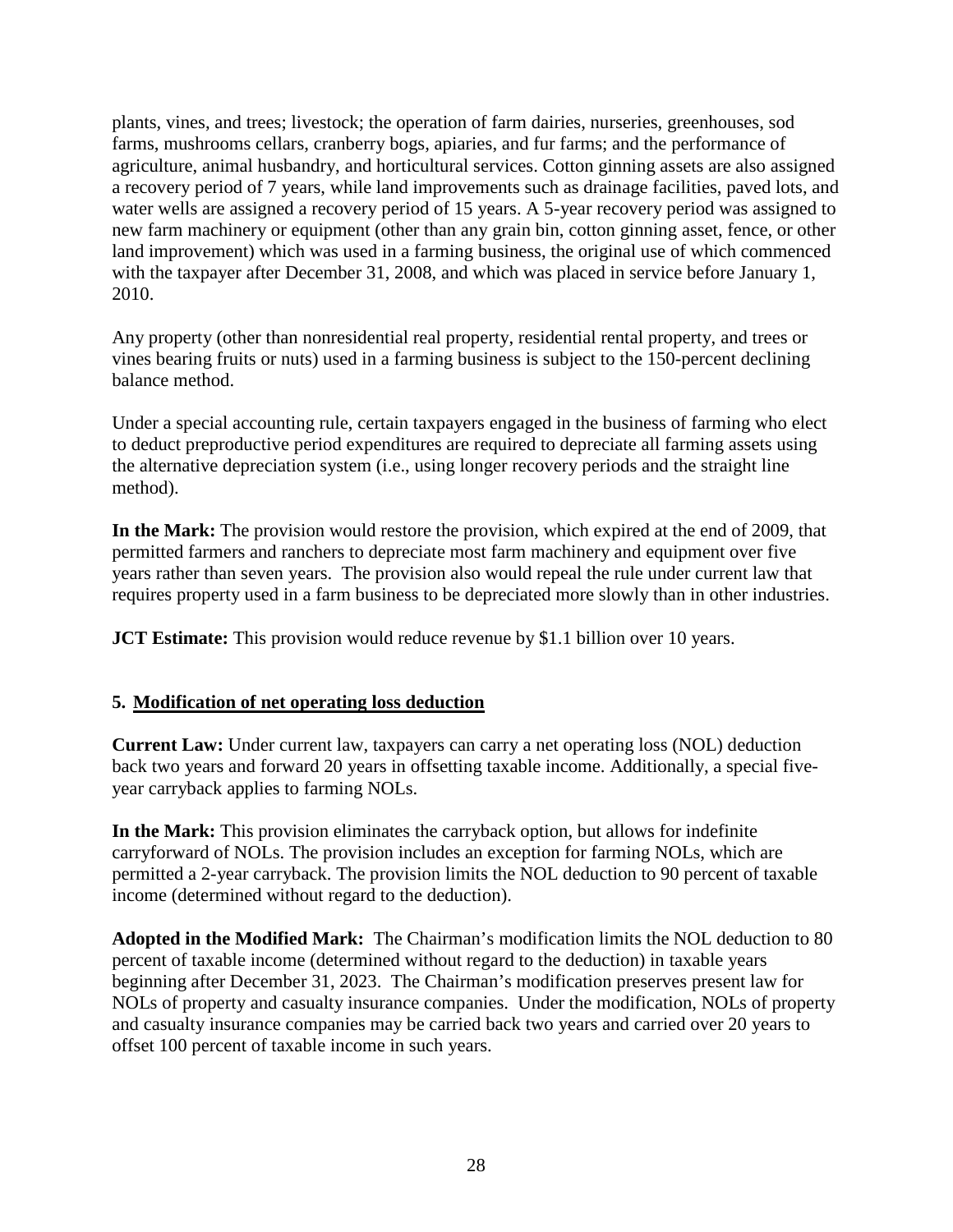plants, vines, and trees; livestock; the operation of farm dairies, nurseries, greenhouses, sod farms, mushrooms cellars, cranberry bogs, apiaries, and fur farms; and the performance of agriculture, animal husbandry, and horticultural services. Cotton ginning assets are also assigned a recovery period of 7 years, while land improvements such as drainage facilities, paved lots, and water wells are assigned a recovery period of 15 years. A 5-year recovery period was assigned to new farm machinery or equipment (other than any grain bin, cotton ginning asset, fence, or other land improvement) which was used in a farming business, the original use of which commenced with the taxpayer after December 31, 2008, and which was placed in service before January 1, 2010.

Any property (other than nonresidential real property, residential rental property, and trees or vines bearing fruits or nuts) used in a farming business is subject to the 150-percent declining balance method.

Under a special accounting rule, certain taxpayers engaged in the business of farming who elect to deduct preproductive period expenditures are required to depreciate all farming assets using the alternative depreciation system (i.e., using longer recovery periods and the straight line method).

**In the Mark:** The provision would restore the provision, which expired at the end of 2009, that permitted farmers and ranchers to depreciate most farm machinery and equipment over five years rather than seven years. The provision also would repeal the rule under current law that requires property used in a farm business to be depreciated more slowly than in other industries.

**JCT Estimate:** This provision would reduce revenue by $1.1 billion over 10 years.

### 5. Modification of net operating loss deduction

**Current Law:** Under current law, taxpayers can carry a net operating loss (NOL) deduction back two years and forward 20 years in offsetting taxable income. Additionally, a special five-year carryback applies to farming NOLs.

**In the Mark:** This provision eliminates the carryback option, but allows for indefinite carryforward of NOLs. The provision includes an exception for farming NOLs, which are permitted a 2-year carryback. The provision limits the NOL deduction to 90 percent of taxable income (determined without regard to the deduction).

**Adopted in the Modified Mark:** The Chairman's modification limits the NOL deduction to 80 percent of taxable income (determined without regard to the deduction) in taxable years beginning after December 31, 2023. The Chairman's modification preserves present law for NOLs of property and casualty insurance companies. Under the modification, NOLs of property and casualty insurance companies may be carried back two years and carried over 20 years to offset 100 percent of taxable income in such years.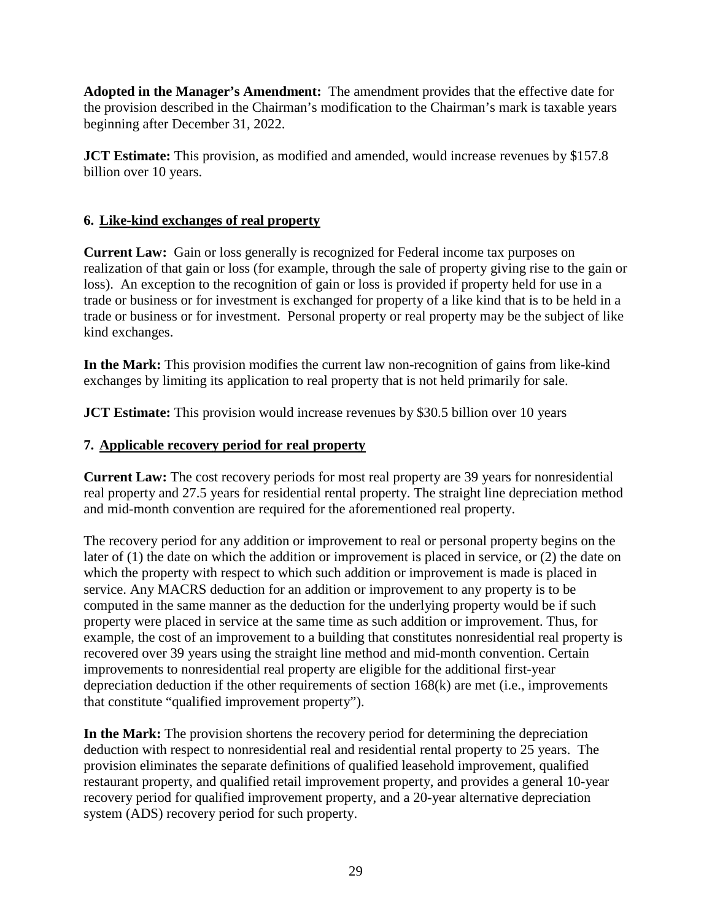**Adopted in the Manager's Amendment:** The amendment provides that the effective date for the provision described in the Chairman's modification to the Chairman's mark is taxable years beginning after December 31, 2022.

**JCT Estimate:** This provision, as modified and amended, would increase revenues by $157.8 billion over 10 years.

### 6. Like-kind exchanges of real property

**Current Law:** Gain or loss generally is recognized for Federal income tax purposes on realization of that gain or loss (for example, through the sale of property giving rise to the gain or loss). An exception to the recognition of gain or loss is provided if property held for use in a trade or business or for investment is exchanged for property of a like kind that is to be held in a trade or business or for investment. Personal property or real property may be the subject of like kind exchanges.

**In the Mark:** This provision modifies the current law non-recognition of gains from like-kind exchanges by limiting its application to real property that is not held primarily for sale.

**JCT Estimate:** This provision would increase revenues by $30.5 billion over 10 years

### 7. Applicable recovery period for real property

**Current Law:** The cost recovery periods for most real property are 39 years for nonresidential real property and 27.5 years for residential rental property. The straight line depreciation method and mid-month convention are required for the aforementioned real property.

The recovery period for any addition or improvement to real or personal property begins on the later of (1) the date on which the addition or improvement is placed in service, or (2) the date on which the property with respect to which such addition or improvement is made is placed in service. Any MACRS deduction for an addition or improvement to any property is to be computed in the same manner as the deduction for the underlying property would be if such property were placed in service at the same time as such addition or improvement. Thus, for example, the cost of an improvement to a building that constitutes nonresidential real property is recovered over 39 years using the straight line method and mid-month convention. Certain improvements to nonresidential real property are eligible for the additional first-year depreciation deduction if the other requirements of section 168(k) are met (i.e., improvements that constitute "qualified improvement property").

**In the Mark:** The provision shortens the recovery period for determining the depreciation deduction with respect to nonresidential real and residential rental property to 25 years. The provision eliminates the separate definitions of qualified leasehold improvement, qualified restaurant property, and qualified retail improvement property, and provides a general 10-year recovery period for qualified improvement property, and a 20-year alternative depreciation system (ADS) recovery period for such property.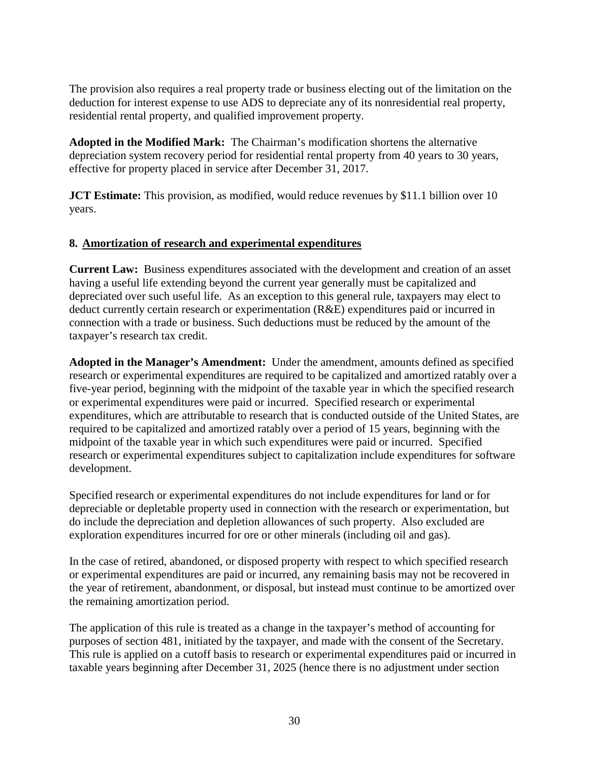The provision also requires a real property trade or business electing out of the limitation on the deduction for interest expense to use ADS to depreciate any of its nonresidential real property, residential rental property, and qualified improvement property.

**Adopted in the Modified Mark:** The Chairman's modification shortens the alternative depreciation system recovery period for residential rental property from 40 years to 30 years, effective for property placed in service after December 31, 2017.

**JCT Estimate:** This provision, as modified, would reduce revenues by $11.1 billion over 10 years.

### 8. Amortization of research and experimental expenditures

**Current Law:** Business expenditures associated with the development and creation of an asset having a useful life extending beyond the current year generally must be capitalized and depreciated over such useful life. As an exception to this general rule, taxpayers may elect to deduct currently certain research or experimentation (R&E) expenditures paid or incurred in connection with a trade or business. Such deductions must be reduced by the amount of the taxpayer's research tax credit.

**Adopted in the Manager's Amendment:** Under the amendment, amounts defined as specified research or experimental expenditures are required to be capitalized and amortized ratably over a five-year period, beginning with the midpoint of the taxable year in which the specified research or experimental expenditures were paid or incurred. Specified research or experimental expenditures, which are attributable to research that is conducted outside of the United States, are required to be capitalized and amortized ratably over a period of 15 years, beginning with the midpoint of the taxable year in which such expenditures were paid or incurred. Specified research or experimental expenditures subject to capitalization include expenditures for software development.

Specified research or experimental expenditures do not include expenditures for land or for depreciable or depletable property used in connection with the research or experimentation, but do include the depreciation and depletion allowances of such property. Also excluded are exploration expenditures incurred for ore or other minerals (including oil and gas).

In the case of retired, abandoned, or disposed property with respect to which specified research or experimental expenditures are paid or incurred, any remaining basis may not be recovered in the year of retirement, abandonment, or disposal, but instead must continue to be amortized over the remaining amortization period.

The application of this rule is treated as a change in the taxpayer's method of accounting for purposes of section 481, initiated by the taxpayer, and made with the consent of the Secretary. This rule is applied on a cutoff basis to research or experimental expenditures paid or incurred in taxable years beginning after December 31, 2025 (hence there is no adjustment under section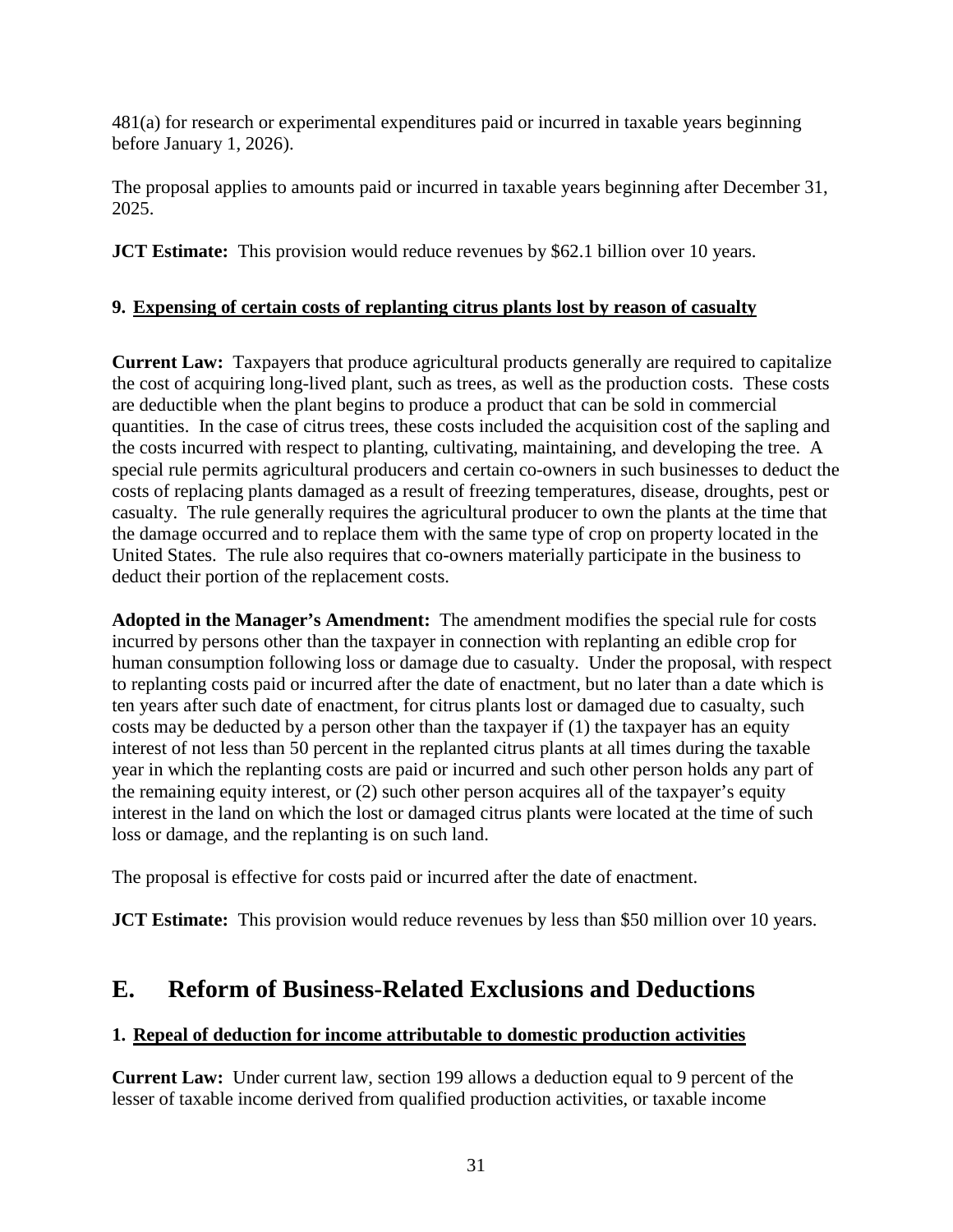481(a) for research or experimental expenditures paid or incurred in taxable years beginning before January 1, 2026).

The proposal applies to amounts paid or incurred in taxable years beginning after December 31, 2025.

**JCT Estimate:** This provision would reduce revenues by $62.1 billion over 10 years.

### 9. Expensing of certain costs of replanting citrus plants lost by reason of casualty

**Current Law:** Taxpayers that produce agricultural products generally are required to capitalize the cost of acquiring long-lived plant, such as trees, as well as the production costs. These costs are deductible when the plant begins to produce a product that can be sold in commercial quantities. In the case of citrus trees, these costs included the acquisition cost of the sapling and the costs incurred with respect to planting, cultivating, maintaining, and developing the tree. A special rule permits agricultural producers and certain co-owners in such businesses to deduct the costs of replacing plants damaged as a result of freezing temperatures, disease, droughts, pest or casualty. The rule generally requires the agricultural producer to own the plants at the time that the damage occurred and to replace them with the same type of crop on property located in the United States. The rule also requires that co-owners materially participate in the business to deduct their portion of the replacement costs.

**Adopted in the Manager's Amendment:** The amendment modifies the special rule for costs incurred by persons other than the taxpayer in connection with replanting an edible crop for human consumption following loss or damage due to casualty. Under the proposal, with respect to replanting costs paid or incurred after the date of enactment, but no later than a date which is ten years after such date of enactment, for citrus plants lost or damaged due to casualty, such costs may be deducted by a person other than the taxpayer if (1) the taxpayer has an equity interest of not less than 50 percent in the replanted citrus plants at all times during the taxable year in which the replanting costs are paid or incurred and such other person holds any part of the remaining equity interest, or (2) such other person acquires all of the taxpayer's equity interest in the land on which the lost or damaged citrus plants were located at the time of such loss or damage, and the replanting is on such land.

The proposal is effective for costs paid or incurred after the date of enactment.

**JCT Estimate:** This provision would reduce revenues by less than $50 million over 10 years.

## E. Reform of Business-Related Exclusions and Deductions

### 1. Repeal of deduction for income attributable to domestic production activities

**Current Law:** Under current law, section 199 allows a deduction equal to 9 percent of the lesser of taxable income derived from qualified production activities, or taxable income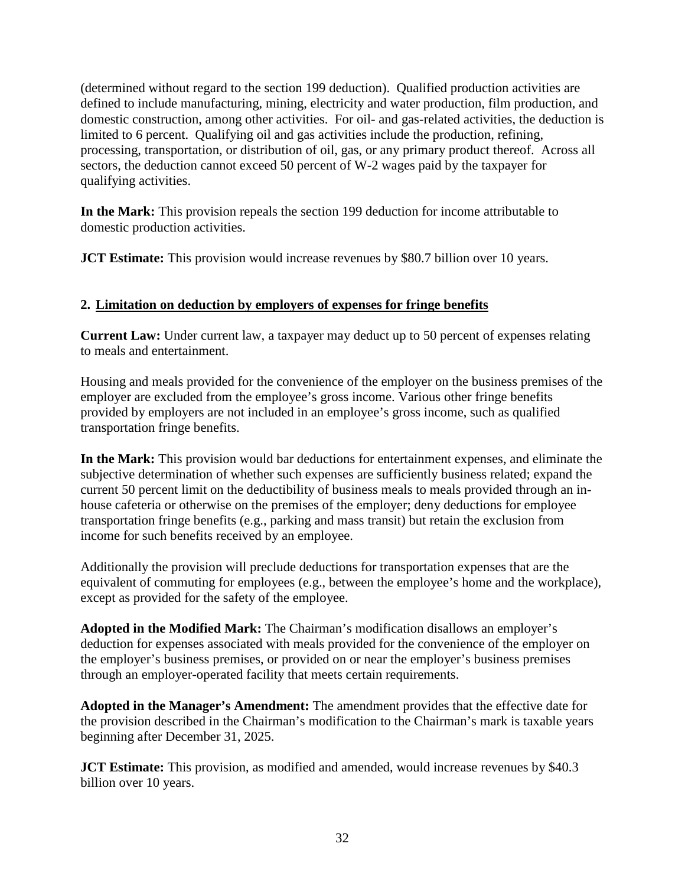(determined without regard to the section 199 deduction). Qualified production activities are defined to include manufacturing, mining, electricity and water production, film production, and domestic construction, among other activities. For oil- and gas-related activities, the deduction is limited to 6 percent. Qualifying oil and gas activities include the production, refining, processing, transportation, or distribution of oil, gas, or any primary product thereof. Across all sectors, the deduction cannot exceed 50 percent of W-2 wages paid by the taxpayer for qualifying activities.

**In the Mark:** This provision repeals the section 199 deduction for income attributable to domestic production activities.

**JCT Estimate:** This provision would increase revenues by $80.7 billion over 10 years.

**2. Limitation on deduction by employers of expenses for fringe benefits**

**Current Law:** Under current law, a taxpayer may deduct up to 50 percent of expenses relating to meals and entertainment.

Housing and meals provided for the convenience of the employer on the business premises of the employer are excluded from the employee's gross income. Various other fringe benefits provided by employers are not included in an employee's gross income, such as qualified transportation fringe benefits.

**In the Mark:** This provision would bar deductions for entertainment expenses, and eliminate the subjective determination of whether such expenses are sufficiently business related; expand the current 50 percent limit on the deductibility of business meals to meals provided through an in-house cafeteria or otherwise on the premises of the employer; deny deductions for employee transportation fringe benefits (e.g., parking and mass transit) but retain the exclusion from income for such benefits received by an employee.

Additionally the provision will preclude deductions for transportation expenses that are the equivalent of commuting for employees (e.g., between the employee's home and the workplace), except as provided for the safety of the employee.

**Adopted in the Modified Mark:** The Chairman's modification disallows an employer's deduction for expenses associated with meals provided for the convenience of the employer on the employer's business premises, or provided on or near the employer's business premises through an employer-operated facility that meets certain requirements.

**Adopted in the Manager's Amendment:** The amendment provides that the effective date for the provision described in the Chairman's modification to the Chairman's mark is taxable years beginning after December 31, 2025.

**JCT Estimate:** This provision, as modified and amended, would increase revenues by $40.3 billion over 10 years.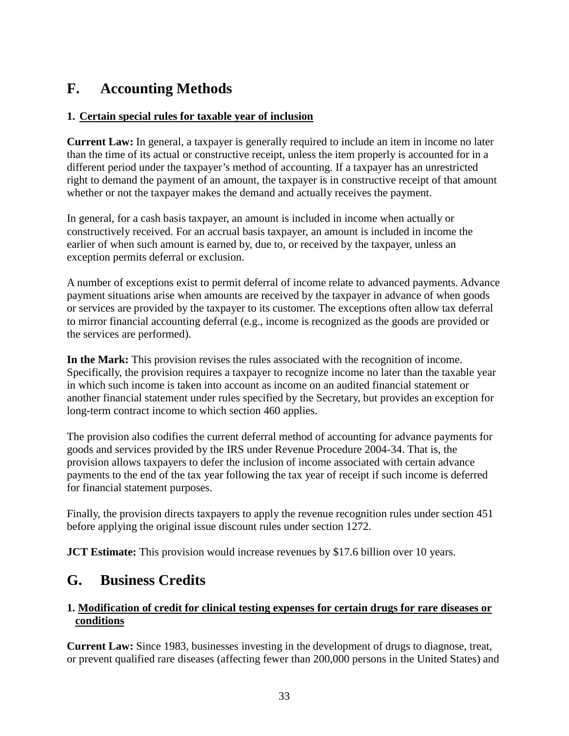## F. Accounting Methods

### 1. Certain special rules for taxable year of inclusion

**Current Law:** In general, a taxpayer is generally required to include an item in income no later than the time of its actual or constructive receipt, unless the item properly is accounted for in a different period under the taxpayer's method of accounting. If a taxpayer has an unrestricted right to demand the payment of an amount, the taxpayer is in constructive receipt of that amount whether or not the taxpayer makes the demand and actually receives the payment.

In general, for a cash basis taxpayer, an amount is included in income when actually or constructively received. For an accrual basis taxpayer, an amount is included in income the earlier of when such amount is earned by, due to, or received by the taxpayer, unless an exception permits deferral or exclusion.

A number of exceptions exist to permit deferral of income relate to advanced payments. Advance payment situations arise when amounts are received by the taxpayer in advance of when goods or services are provided by the taxpayer to its customer. The exceptions often allow tax deferral to mirror financial accounting deferral (e.g., income is recognized as the goods are provided or the services are performed).

**In the Mark:** This provision revises the rules associated with the recognition of income. Specifically, the provision requires a taxpayer to recognize income no later than the taxable year in which such income is taken into account as income on an audited financial statement or another financial statement under rules specified by the Secretary, but provides an exception for long-term contract income to which section 460 applies.

The provision also codifies the current deferral method of accounting for advance payments for goods and services provided by the IRS under Revenue Procedure 2004-34. That is, the provision allows taxpayers to defer the inclusion of income associated with certain advance payments to the end of the tax year following the tax year of receipt if such income is deferred for financial statement purposes.

Finally, the provision directs taxpayers to apply the revenue recognition rules under section 451 before applying the original issue discount rules under section 1272.

**JCT Estimate:** This provision would increase revenues by $17.6 billion over 10 years.

## G. Business Credits

### 1. Modification of credit for clinical testing expenses for certain drugs for rare diseases or conditions

**Current Law:** Since 1983, businesses investing in the development of drugs to diagnose, treat, or prevent qualified rare diseases (affecting fewer than 200,000 persons in the United States) and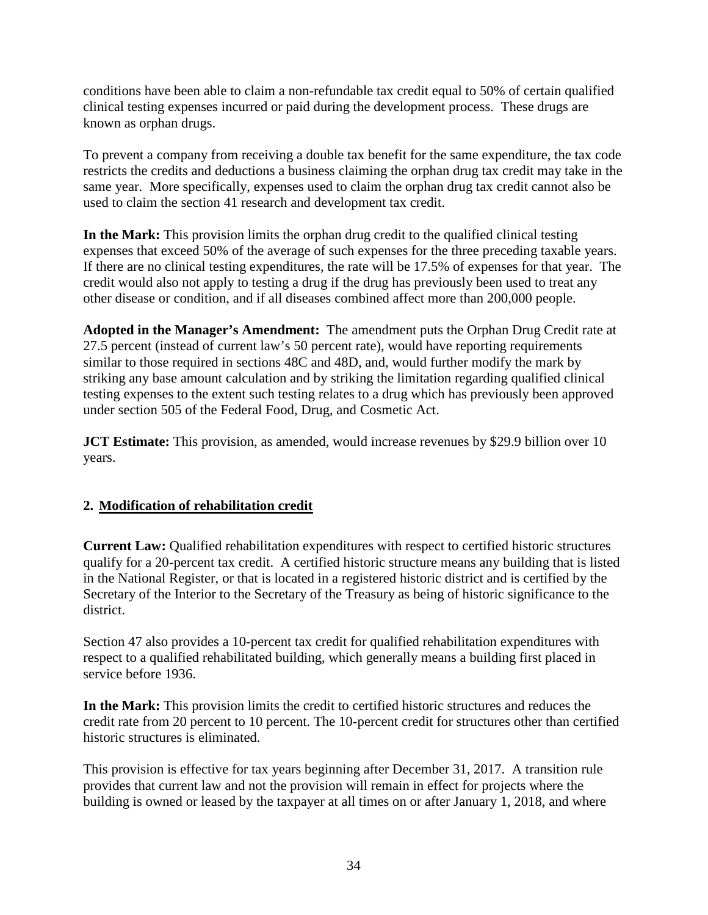conditions have been able to claim a non-refundable tax credit equal to 50% of certain qualified clinical testing expenses incurred or paid during the development process. These drugs are known as orphan drugs.

To prevent a company from receiving a double tax benefit for the same expenditure, the tax code restricts the credits and deductions a business claiming the orphan drug tax credit may take in the same year. More specifically, expenses used to claim the orphan drug tax credit cannot also be used to claim the section 41 research and development tax credit.

**In the Mark:** This provision limits the orphan drug credit to the qualified clinical testing expenses that exceed 50% of the average of such expenses for the three preceding taxable years. If there are no clinical testing expenditures, the rate will be 17.5% of expenses for that year. The credit would also not apply to testing a drug if the drug has previously been used to treat any other disease or condition, and if all diseases combined affect more than 200,000 people.

**Adopted in the Manager's Amendment:** The amendment puts the Orphan Drug Credit rate at 27.5 percent (instead of current law's 50 percent rate), would have reporting requirements similar to those required in sections 48C and 48D, and, would further modify the mark by striking any base amount calculation and by striking the limitation regarding qualified clinical testing expenses to the extent such testing relates to a drug which has previously been approved under section 505 of the Federal Food, Drug, and Cosmetic Act.

**JCT Estimate:** This provision, as amended, would increase revenues by $29.9 billion over 10 years.

## 2. Modification of rehabilitation credit

**Current Law:** Qualified rehabilitation expenditures with respect to certified historic structures qualify for a 20-percent tax credit. A certified historic structure means any building that is listed in the National Register, or that is located in a registered historic district and is certified by the Secretary of the Interior to the Secretary of the Treasury as being of historic significance to the district.

Section 47 also provides a 10-percent tax credit for qualified rehabilitation expenditures with respect to a qualified rehabilitated building, which generally means a building first placed in service before 1936.

**In the Mark:** This provision limits the credit to certified historic structures and reduces the credit rate from 20 percent to 10 percent. The 10-percent credit for structures other than certified historic structures is eliminated.

This provision is effective for tax years beginning after December 31, 2017. A transition rule provides that current law and not the provision will remain in effect for projects where the building is owned or leased by the taxpayer at all times on or after January 1, 2018, and where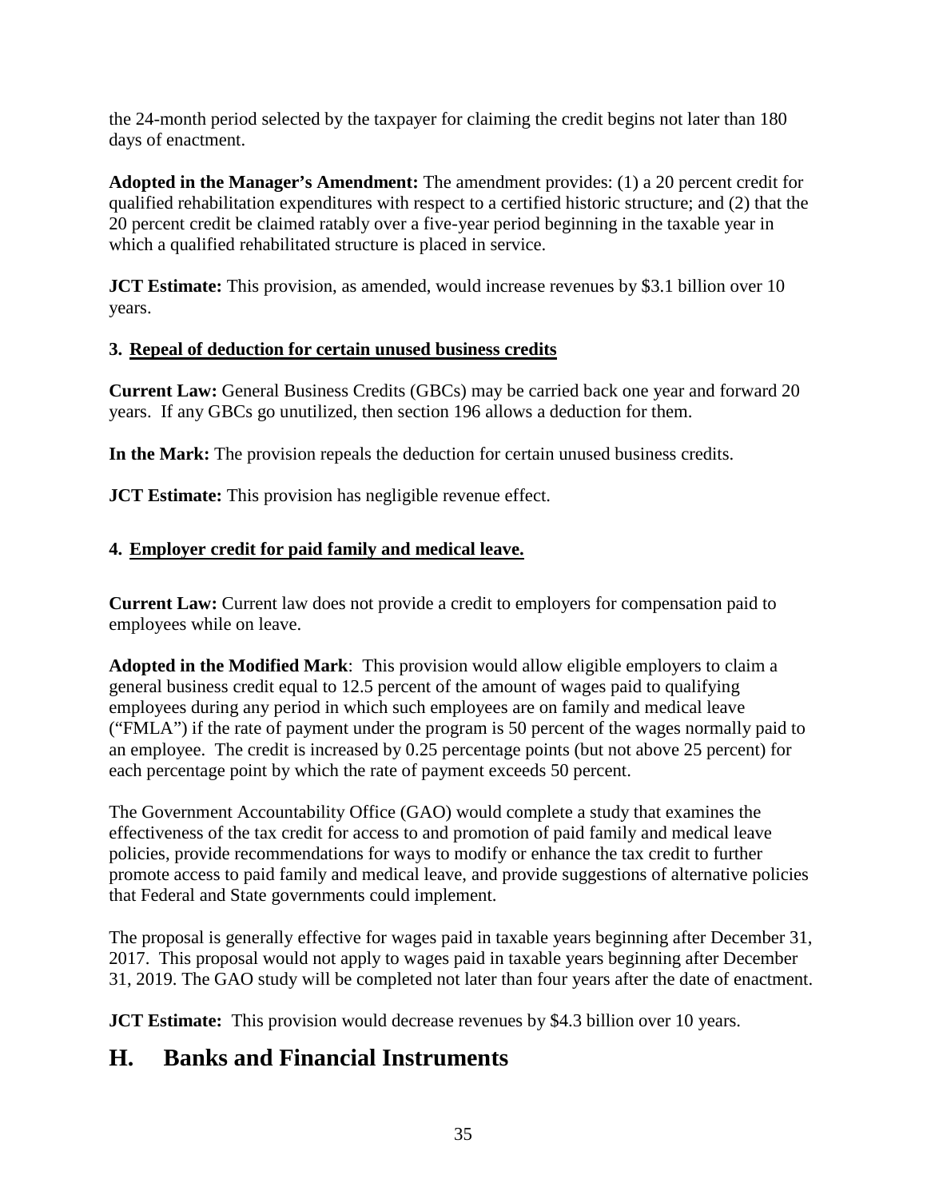the 24-month period selected by the taxpayer for claiming the credit begins not later than 180 days of enactment.

**Adopted in the Manager's Amendment:** The amendment provides: (1) a 20 percent credit for qualified rehabilitation expenditures with respect to a certified historic structure; and (2) that the 20 percent credit be claimed ratably over a five-year period beginning in the taxable year in which a qualified rehabilitated structure is placed in service.

**JCT Estimate:** This provision, as amended, would increase revenues by $3.1 billion over 10 years.

### 3. Repeal of deduction for certain unused business credits

**Current Law:** General Business Credits (GBCs) may be carried back one year and forward 20 years. If any GBCs go unutilized, then section 196 allows a deduction for them.

**In the Mark:** The provision repeals the deduction for certain unused business credits.

**JCT Estimate:** This provision has negligible revenue effect.

### 4. Employer credit for paid family and medical leave.

**Current Law:** Current law does not provide a credit to employers for compensation paid to employees while on leave.

**Adopted in the Modified Mark**: This provision would allow eligible employers to claim a general business credit equal to 12.5 percent of the amount of wages paid to qualifying employees during any period in which such employees are on family and medical leave ("FMLA") if the rate of payment under the program is 50 percent of the wages normally paid to an employee. The credit is increased by 0.25 percentage points (but not above 25 percent) for each percentage point by which the rate of payment exceeds 50 percent.

The Government Accountability Office (GAO) would complete a study that examines the effectiveness of the tax credit for access to and promotion of paid family and medical leave policies, provide recommendations for ways to modify or enhance the tax credit to further promote access to paid family and medical leave, and provide suggestions of alternative policies that Federal and State governments could implement.

The proposal is generally effective for wages paid in taxable years beginning after December 31, 2017. This proposal would not apply to wages paid in taxable years beginning after December 31, 2019. The GAO study will be completed not later than four years after the date of enactment.

**JCT Estimate:** This provision would decrease revenues by $4.3 billion over 10 years.

## H. Banks and Financial Instruments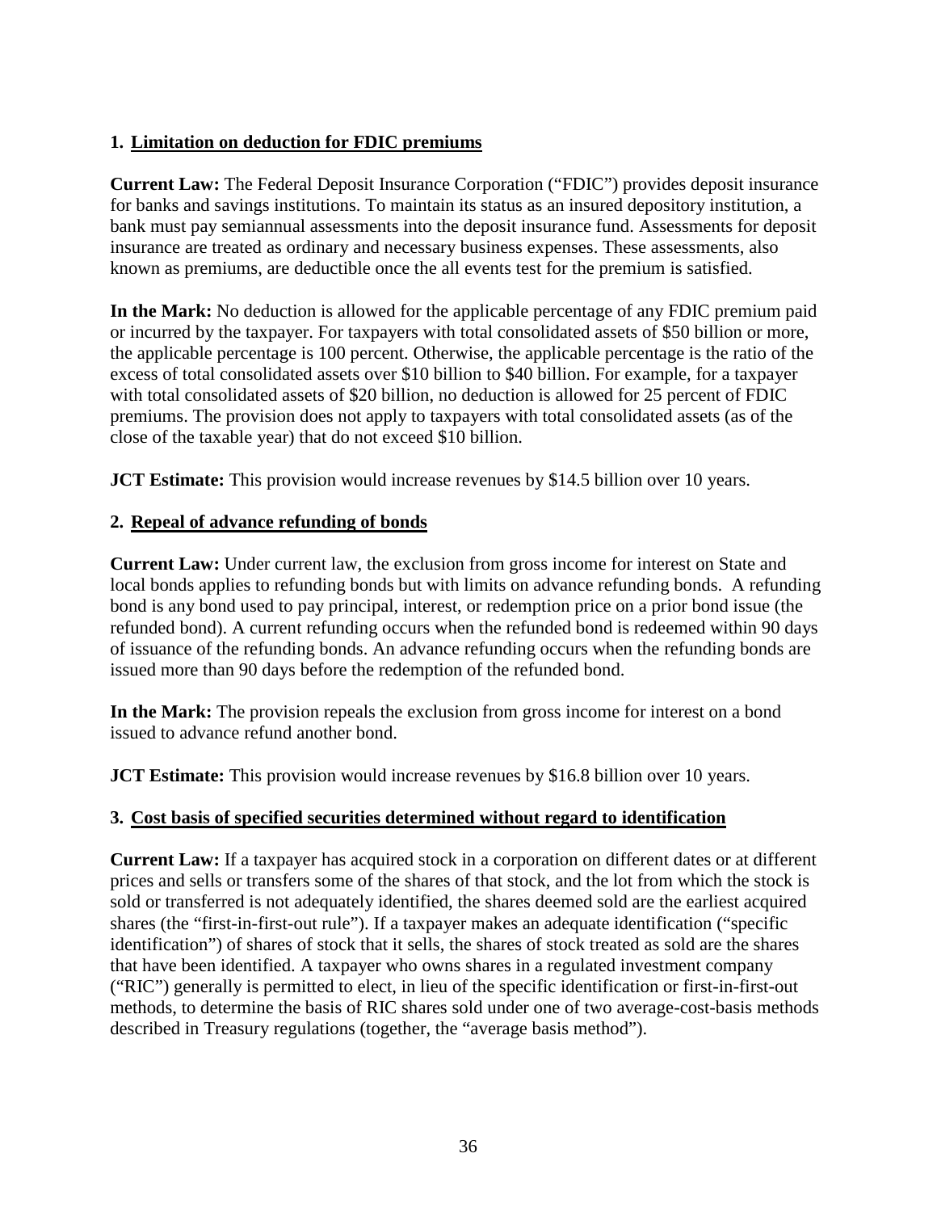## 1. Limitation on deduction for FDIC premiums

**Current Law:** The Federal Deposit Insurance Corporation ("FDIC") provides deposit insurance for banks and savings institutions. To maintain its status as an insured depository institution, a bank must pay semiannual assessments into the deposit insurance fund. Assessments for deposit insurance are treated as ordinary and necessary business expenses. These assessments, also known as premiums, are deductible once the all events test for the premium is satisfied.

**In the Mark:** No deduction is allowed for the applicable percentage of any FDIC premium paid or incurred by the taxpayer. For taxpayers with total consolidated assets of $50 billion or more, the applicable percentage is 100 percent. Otherwise, the applicable percentage is the ratio of the excess of total consolidated assets over $10 billion to $40 billion. For example, for a taxpayer with total consolidated assets of $20 billion, no deduction is allowed for 25 percent of FDIC premiums. The provision does not apply to taxpayers with total consolidated assets (as of the close of the taxable year) that do not exceed $10 billion.

**JCT Estimate:** This provision would increase revenues by $14.5 billion over 10 years.

## 2. Repeal of advance refunding of bonds

**Current Law:** Under current law, the exclusion from gross income for interest on State and local bonds applies to refunding bonds but with limits on advance refunding bonds. A refunding bond is any bond used to pay principal, interest, or redemption price on a prior bond issue (the refunded bond). A current refunding occurs when the refunded bond is redeemed within 90 days of issuance of the refunding bonds. An advance refunding occurs when the refunding bonds are issued more than 90 days before the redemption of the refunded bond.

**In the Mark:** The provision repeals the exclusion from gross income for interest on a bond issued to advance refund another bond.

**JCT Estimate:** This provision would increase revenues by $16.8 billion over 10 years.

## 3. Cost basis of specified securities determined without regard to identification

**Current Law:** If a taxpayer has acquired stock in a corporation on different dates or at different prices and sells or transfers some of the shares of that stock, and the lot from which the stock is sold or transferred is not adequately identified, the shares deemed sold are the earliest acquired shares (the "first-in-first-out rule"). If a taxpayer makes an adequate identification ("specific identification") of shares of stock that it sells, the shares of stock treated as sold are the shares that have been identified. A taxpayer who owns shares in a regulated investment company ("RIC") generally is permitted to elect, in lieu of the specific identification or first-in-first-out methods, to determine the basis of RIC shares sold under one of two average-cost-basis methods described in Treasury regulations (together, the "average basis method").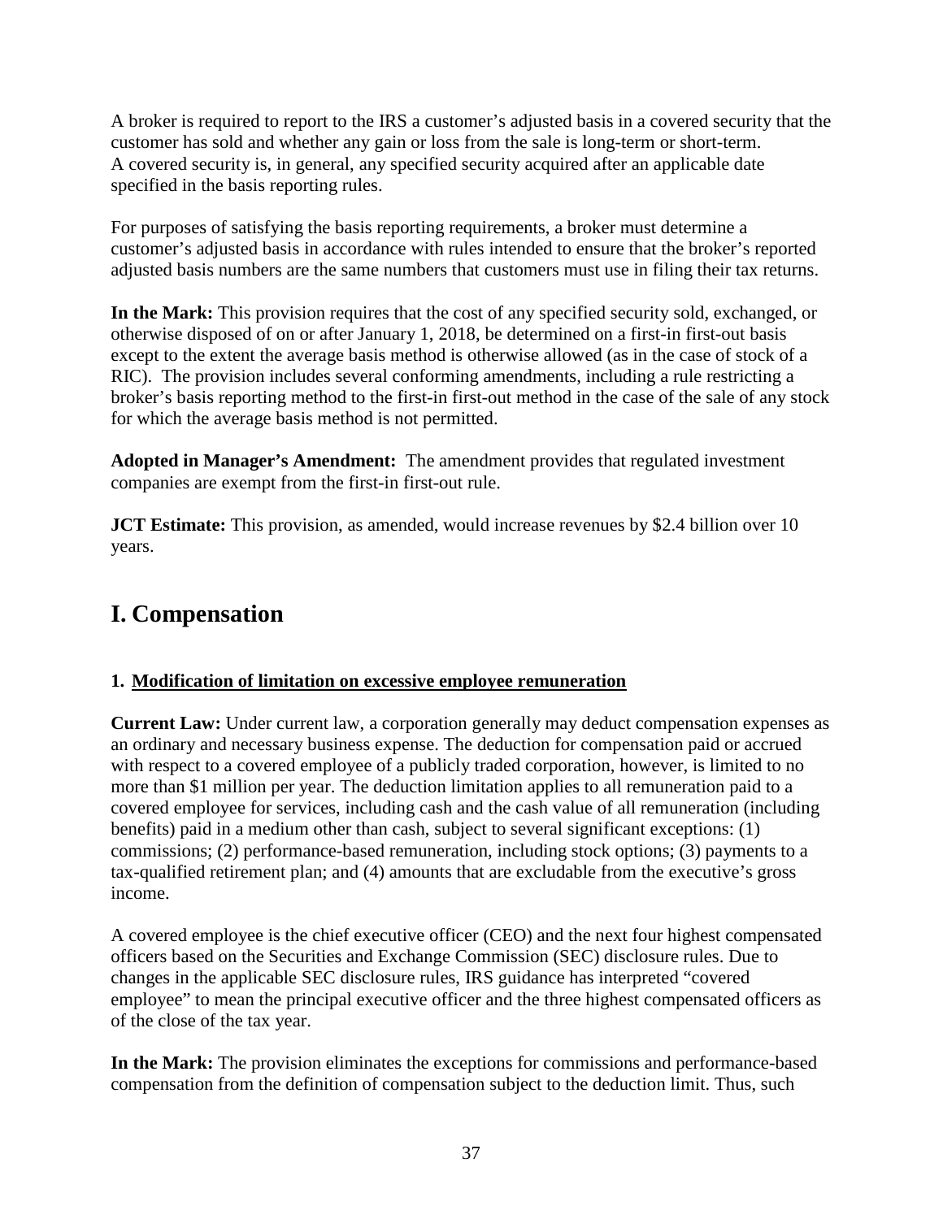A broker is required to report to the IRS a customer's adjusted basis in a covered security that the customer has sold and whether any gain or loss from the sale is long-term or short-term. A covered security is, in general, any specified security acquired after an applicable date specified in the basis reporting rules.

For purposes of satisfying the basis reporting requirements, a broker must determine a customer's adjusted basis in accordance with rules intended to ensure that the broker's reported adjusted basis numbers are the same numbers that customers must use in filing their tax returns.

**In the Mark:** This provision requires that the cost of any specified security sold, exchanged, or otherwise disposed of on or after January 1, 2018, be determined on a first-in first-out basis except to the extent the average basis method is otherwise allowed (as in the case of stock of a RIC). The provision includes several conforming amendments, including a rule restricting a broker's basis reporting method to the first-in first-out method in the case of the sale of any stock for which the average basis method is not permitted.

**Adopted in Manager's Amendment:** The amendment provides that regulated investment companies are exempt from the first-in first-out rule.

**JCT Estimate:** This provision, as amended, would increase revenues by $2.4 billion over 10 years.

# I. Compensation

### 1. Modification of limitation on excessive employee remuneration

**Current Law:** Under current law, a corporation generally may deduct compensation expenses as an ordinary and necessary business expense. The deduction for compensation paid or accrued with respect to a covered employee of a publicly traded corporation, however, is limited to no more than $1 million per year. The deduction limitation applies to all remuneration paid to a covered employee for services, including cash and the cash value of all remuneration (including benefits) paid in a medium other than cash, subject to several significant exceptions: (1) commissions; (2) performance-based remuneration, including stock options; (3) payments to a tax-qualified retirement plan; and (4) amounts that are excludable from the executive's gross income.

A covered employee is the chief executive officer (CEO) and the next four highest compensated officers based on the Securities and Exchange Commission (SEC) disclosure rules. Due to changes in the applicable SEC disclosure rules, IRS guidance has interpreted "covered employee" to mean the principal executive officer and the three highest compensated officers as of the close of the tax year.

**In the Mark:** The provision eliminates the exceptions for commissions and performance-based compensation from the definition of compensation subject to the deduction limit. Thus, such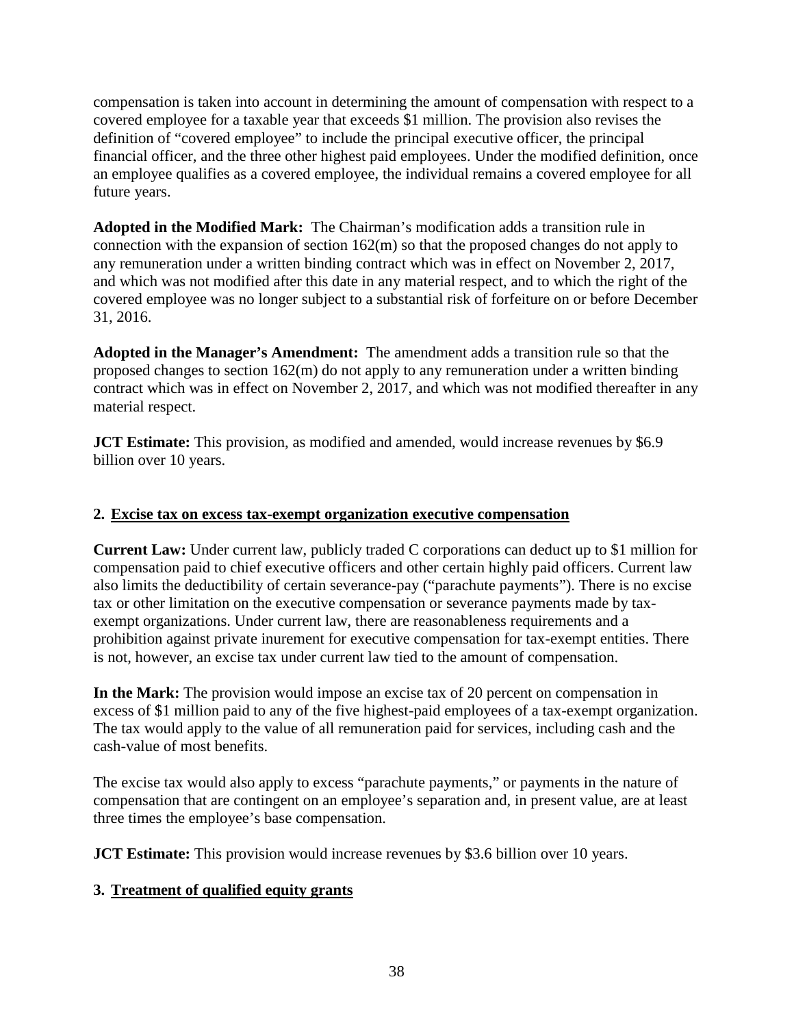compensation is taken into account in determining the amount of compensation with respect to a covered employee for a taxable year that exceeds $1 million. The provision also revises the definition of "covered employee" to include the principal executive officer, the principal financial officer, and the three other highest paid employees. Under the modified definition, once an employee qualifies as a covered employee, the individual remains a covered employee for all future years.

**Adopted in the Modified Mark:** The Chairman's modification adds a transition rule in connection with the expansion of section 162(m) so that the proposed changes do not apply to any remuneration under a written binding contract which was in effect on November 2, 2017, and which was not modified after this date in any material respect, and to which the right of the covered employee was no longer subject to a substantial risk of forfeiture on or before December 31, 2016.

**Adopted in the Manager's Amendment:** The amendment adds a transition rule so that the proposed changes to section 162(m) do not apply to any remuneration under a written binding contract which was in effect on November 2, 2017, and which was not modified thereafter in any material respect.

**JCT Estimate:** This provision, as modified and amended, would increase revenues by $6.9 billion over 10 years.

### 2. Excise tax on excess tax-exempt organization executive compensation

**Current Law:** Under current law, publicly traded C corporations can deduct up to $1 million for compensation paid to chief executive officers and other certain highly paid officers. Current law also limits the deductibility of certain severance-pay ("parachute payments"). There is no excise tax or other limitation on the executive compensation or severance payments made by tax-exempt organizations. Under current law, there are reasonableness requirements and a prohibition against private inurement for executive compensation for tax-exempt entities. There is not, however, an excise tax under current law tied to the amount of compensation.

**In the Mark:** The provision would impose an excise tax of 20 percent on compensation in excess of $1 million paid to any of the five highest-paid employees of a tax-exempt organization. The tax would apply to the value of all remuneration paid for services, including cash and the cash-value of most benefits.

The excise tax would also apply to excess "parachute payments," or payments in the nature of compensation that are contingent on an employee's separation and, in present value, are at least three times the employee's base compensation.

**JCT Estimate:** This provision would increase revenues by $3.6 billion over 10 years.

### 3. Treatment of qualified equity grants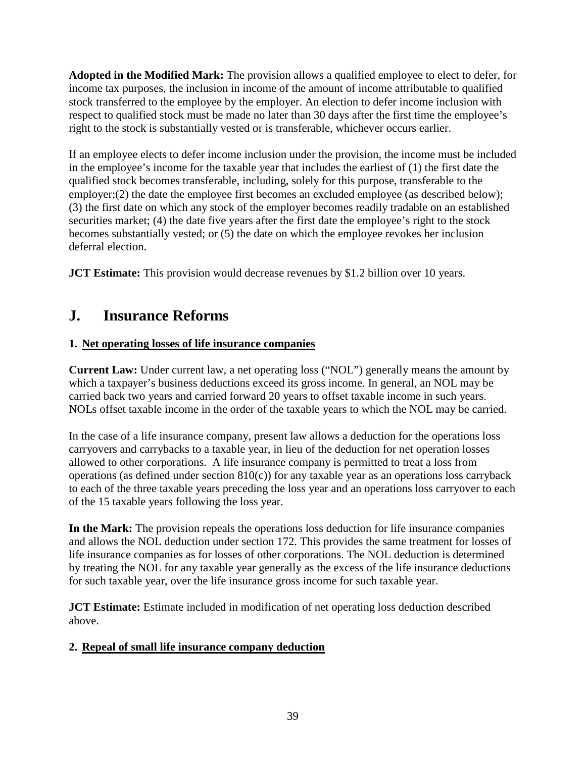**Adopted in the Modified Mark:** The provision allows a qualified employee to elect to defer, for income tax purposes, the inclusion in income of the amount of income attributable to qualified stock transferred to the employee by the employer. An election to defer income inclusion with respect to qualified stock must be made no later than 30 days after the first time the employee's right to the stock is substantially vested or is transferable, whichever occurs earlier.

If an employee elects to defer income inclusion under the provision, the income must be included in the employee's income for the taxable year that includes the earliest of (1) the first date the qualified stock becomes transferable, including, solely for this purpose, transferable to the employer;(2) the date the employee first becomes an excluded employee (as described below); (3) the first date on which any stock of the employer becomes readily tradable on an established securities market; (4) the date five years after the first date the employee's right to the stock becomes substantially vested; or (5) the date on which the employee revokes her inclusion deferral election.

**JCT Estimate:** This provision would decrease revenues by $1.2 billion over 10 years.

## J. Insurance Reforms

### 1. Net operating losses of life insurance companies

**Current Law:** Under current law, a net operating loss ("NOL") generally means the amount by which a taxpayer's business deductions exceed its gross income. In general, an NOL may be carried back two years and carried forward 20 years to offset taxable income in such years. NOLs offset taxable income in the order of the taxable years to which the NOL may be carried.

In the case of a life insurance company, present law allows a deduction for the operations loss carryovers and carrybacks to a taxable year, in lieu of the deduction for net operation losses allowed to other corporations. A life insurance company is permitted to treat a loss from operations (as defined under section 810(c)) for any taxable year as an operations loss carryback to each of the three taxable years preceding the loss year and an operations loss carryover to each of the 15 taxable years following the loss year.

**In the Mark:** The provision repeals the operations loss deduction for life insurance companies and allows the NOL deduction under section 172. This provides the same treatment for losses of life insurance companies as for losses of other corporations. The NOL deduction is determined by treating the NOL for any taxable year generally as the excess of the life insurance deductions for such taxable year, over the life insurance gross income for such taxable year.

**JCT Estimate:** Estimate included in modification of net operating loss deduction described above.

### 2. Repeal of small life insurance company deduction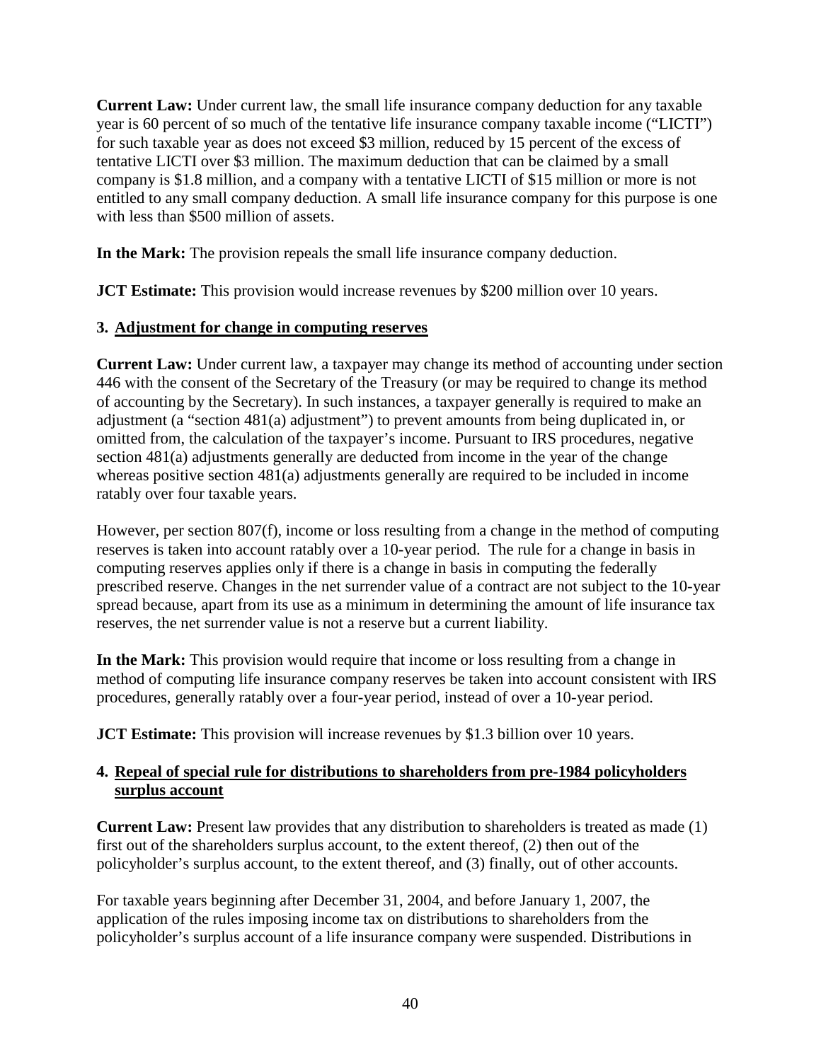**Current Law:** Under current law, the small life insurance company deduction for any taxable year is 60 percent of so much of the tentative life insurance company taxable income ("LICTI") for such taxable year as does not exceed $3 million, reduced by 15 percent of the excess of tentative LICTI over $3 million. The maximum deduction that can be claimed by a small company is $1.8 million, and a company with a tentative LICTI of $15 million or more is not entitled to any small company deduction. A small life insurance company for this purpose is one with less than $500 million of assets.

**In the Mark:** The provision repeals the small life insurance company deduction.

**JCT Estimate:** This provision would increase revenues by $200 million over 10 years.

### 3. Adjustment for change in computing reserves

**Current Law:** Under current law, a taxpayer may change its method of accounting under section 446 with the consent of the Secretary of the Treasury (or may be required to change its method of accounting by the Secretary). In such instances, a taxpayer generally is required to make an adjustment (a "section 481(a) adjustment") to prevent amounts from being duplicated in, or omitted from, the calculation of the taxpayer's income. Pursuant to IRS procedures, negative section 481(a) adjustments generally are deducted from income in the year of the change whereas positive section 481(a) adjustments generally are required to be included in income ratably over four taxable years.

However, per section 807(f), income or loss resulting from a change in the method of computing reserves is taken into account ratably over a 10-year period. The rule for a change in basis in computing reserves applies only if there is a change in basis in computing the federally prescribed reserve. Changes in the net surrender value of a contract are not subject to the 10-year spread because, apart from its use as a minimum in determining the amount of life insurance tax reserves, the net surrender value is not a reserve but a current liability.

**In the Mark:** This provision would require that income or loss resulting from a change in method of computing life insurance company reserves be taken into account consistent with IRS procedures, generally ratably over a four-year period, instead of over a 10-year period.

**JCT Estimate:** This provision will increase revenues by $1.3 billion over 10 years.

### 4. Repeal of special rule for distributions to shareholders from pre-1984 policyholders surplus account

**Current Law:** Present law provides that any distribution to shareholders is treated as made (1) first out of the shareholders surplus account, to the extent thereof, (2) then out of the policyholder's surplus account, to the extent thereof, and (3) finally, out of other accounts.

For taxable years beginning after December 31, 2004, and before January 1, 2007, the application of the rules imposing income tax on distributions to shareholders from the policyholder's surplus account of a life insurance company were suspended. Distributions in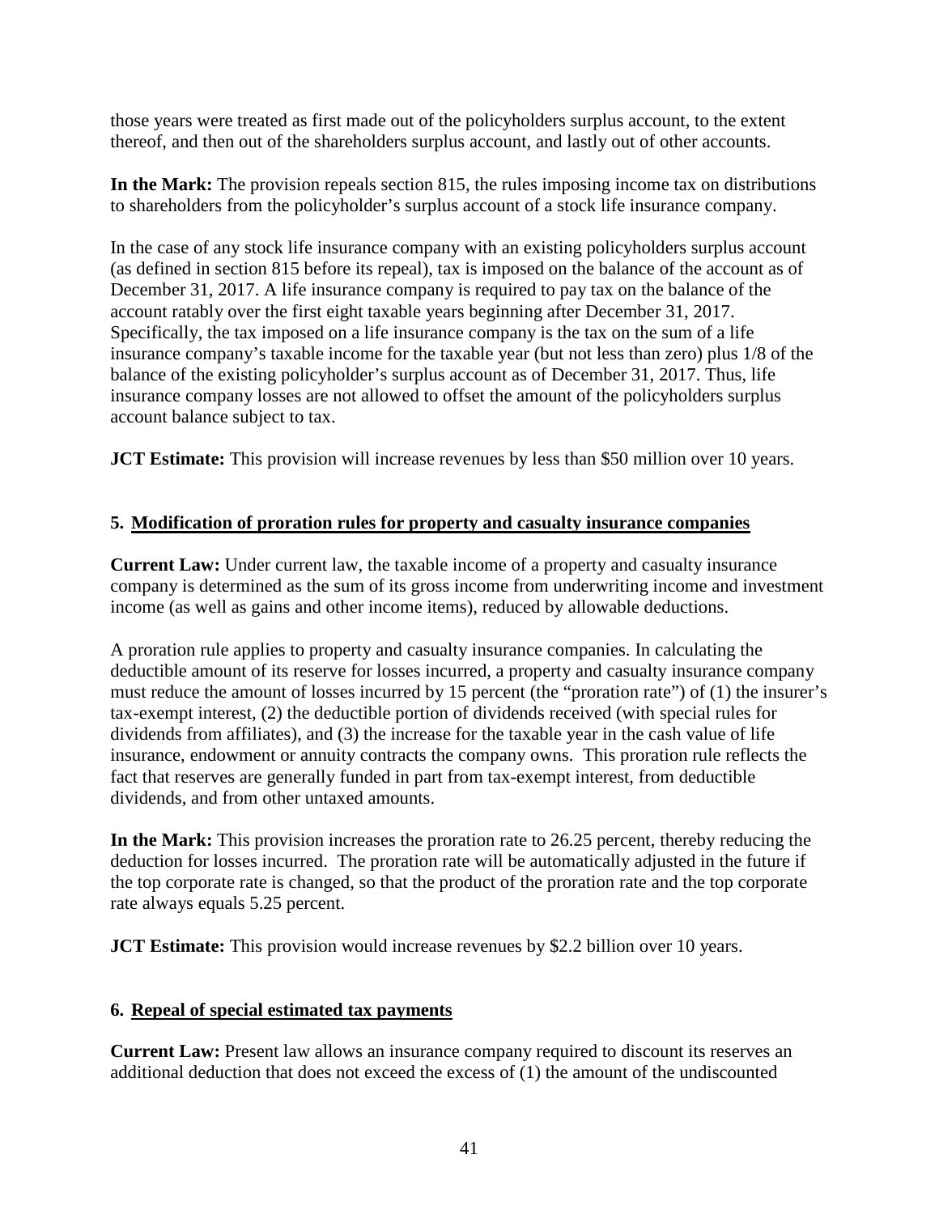those years were treated as first made out of the policyholders surplus account, to the extent thereof, and then out of the shareholders surplus account, and lastly out of other accounts.

**In the Mark:** The provision repeals section 815, the rules imposing income tax on distributions to shareholders from the policyholder's surplus account of a stock life insurance company.

In the case of any stock life insurance company with an existing policyholders surplus account (as defined in section 815 before its repeal), tax is imposed on the balance of the account as of December 31, 2017. A life insurance company is required to pay tax on the balance of the account ratably over the first eight taxable years beginning after December 31, 2017. Specifically, the tax imposed on a life insurance company is the tax on the sum of a life insurance company's taxable income for the taxable year (but not less than zero) plus 1/8 of the balance of the existing policyholder's surplus account as of December 31, 2017. Thus, life insurance company losses are not allowed to offset the amount of the policyholders surplus account balance subject to tax.

**JCT Estimate:** This provision will increase revenues by less than $50 million over 10 years.

### 5. Modification of proration rules for property and casualty insurance companies

**Current Law:** Under current law, the taxable income of a property and casualty insurance company is determined as the sum of its gross income from underwriting income and investment income (as well as gains and other income items), reduced by allowable deductions.

A proration rule applies to property and casualty insurance companies. In calculating the deductible amount of its reserve for losses incurred, a property and casualty insurance company must reduce the amount of losses incurred by 15 percent (the "proration rate") of (1) the insurer's tax-exempt interest, (2) the deductible portion of dividends received (with special rules for dividends from affiliates), and (3) the increase for the taxable year in the cash value of life insurance, endowment or annuity contracts the company owns. This proration rule reflects the fact that reserves are generally funded in part from tax-exempt interest, from deductible dividends, and from other untaxed amounts.

**In the Mark:** This provision increases the proration rate to 26.25 percent, thereby reducing the deduction for losses incurred. The proration rate will be automatically adjusted in the future if the top corporate rate is changed, so that the product of the proration rate and the top corporate rate always equals 5.25 percent.

**JCT Estimate:** This provision would increase revenues by $2.2 billion over 10 years.

### 6. Repeal of special estimated tax payments

**Current Law:** Present law allows an insurance company required to discount its reserves an additional deduction that does not exceed the excess of (1) the amount of the undiscounted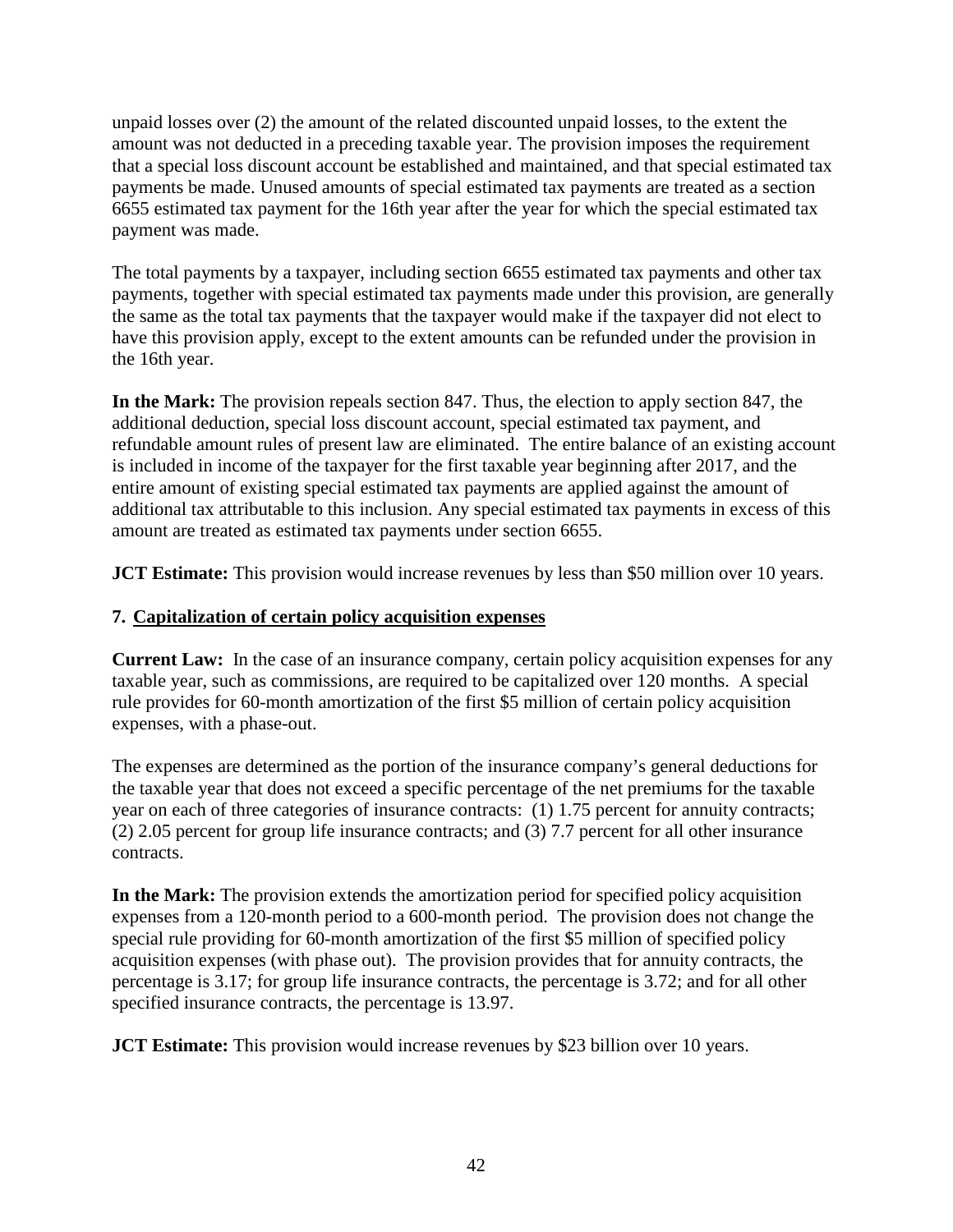unpaid losses over (2) the amount of the related discounted unpaid losses, to the extent the amount was not deducted in a preceding taxable year. The provision imposes the requirement that a special loss discount account be established and maintained, and that special estimated tax payments be made. Unused amounts of special estimated tax payments are treated as a section 6655 estimated tax payment for the 16th year after the year for which the special estimated tax payment was made.

The total payments by a taxpayer, including section 6655 estimated tax payments and other tax payments, together with special estimated tax payments made under this provision, are generally the same as the total tax payments that the taxpayer would make if the taxpayer did not elect to have this provision apply, except to the extent amounts can be refunded under the provision in the 16th year.

**In the Mark:** The provision repeals section 847. Thus, the election to apply section 847, the additional deduction, special loss discount account, special estimated tax payment, and refundable amount rules of present law are eliminated. The entire balance of an existing account is included in income of the taxpayer for the first taxable year beginning after 2017, and the entire amount of existing special estimated tax payments are applied against the amount of additional tax attributable to this inclusion. Any special estimated tax payments in excess of this amount are treated as estimated tax payments under section 6655.

**JCT Estimate:** This provision would increase revenues by less than $50 million over 10 years.

**7. Capitalization of certain policy acquisition expenses**

**Current Law:** In the case of an insurance company, certain policy acquisition expenses for any taxable year, such as commissions, are required to be capitalized over 120 months. A special rule provides for 60-month amortization of the first $5 million of certain policy acquisition expenses, with a phase-out.

The expenses are determined as the portion of the insurance company's general deductions for the taxable year that does not exceed a specific percentage of the net premiums for the taxable year on each of three categories of insurance contracts: (1) 1.75 percent for annuity contracts; (2) 2.05 percent for group life insurance contracts; and (3) 7.7 percent for all other insurance contracts.

**In the Mark:** The provision extends the amortization period for specified policy acquisition expenses from a 120-month period to a 600-month period. The provision does not change the special rule providing for 60-month amortization of the first $5 million of specified policy acquisition expenses (with phase out). The provision provides that for annuity contracts, the percentage is 3.17; for group life insurance contracts, the percentage is 3.72; and for all other specified insurance contracts, the percentage is 13.97.

**JCT Estimate:** This provision would increase revenues by $23 billion over 10 years.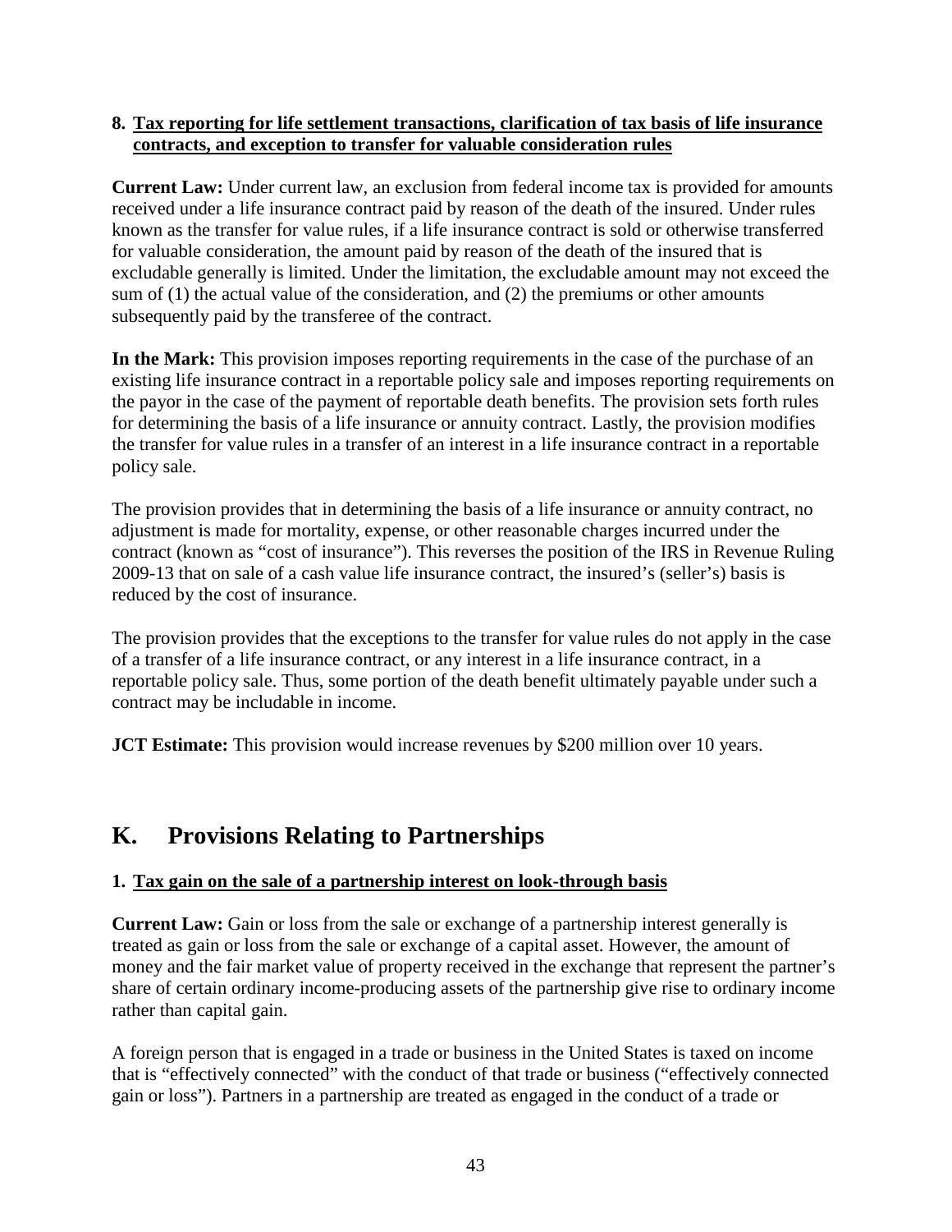### 8. Tax reporting for life settlement transactions, clarification of tax basis of life insurance contracts, and exception to transfer for valuable consideration rules

**Current Law:** Under current law, an exclusion from federal income tax is provided for amounts received under a life insurance contract paid by reason of the death of the insured. Under rules known as the transfer for value rules, if a life insurance contract is sold or otherwise transferred for valuable consideration, the amount paid by reason of the death of the insured that is excludable generally is limited. Under the limitation, the excludable amount may not exceed the sum of (1) the actual value of the consideration, and (2) the premiums or other amounts subsequently paid by the transferee of the contract.

**In the Mark:** This provision imposes reporting requirements in the case of the purchase of an existing life insurance contract in a reportable policy sale and imposes reporting requirements on the payor in the case of the payment of reportable death benefits. The provision sets forth rules for determining the basis of a life insurance or annuity contract. Lastly, the provision modifies the transfer for value rules in a transfer of an interest in a life insurance contract in a reportable policy sale.

The provision provides that in determining the basis of a life insurance or annuity contract, no adjustment is made for mortality, expense, or other reasonable charges incurred under the contract (known as "cost of insurance"). This reverses the position of the IRS in Revenue Ruling 2009-13 that on sale of a cash value life insurance contract, the insured's (seller's) basis is reduced by the cost of insurance.

The provision provides that the exceptions to the transfer for value rules do not apply in the case of a transfer of a life insurance contract, or any interest in a life insurance contract, in a reportable policy sale. Thus, some portion of the death benefit ultimately payable under such a contract may be includable in income.

**JCT Estimate:** This provision would increase revenues by $200 million over 10 years.

## K. Provisions Relating to Partnerships

### 1. Tax gain on the sale of a partnership interest on look-through basis

**Current Law:** Gain or loss from the sale or exchange of a partnership interest generally is treated as gain or loss from the sale or exchange of a capital asset. However, the amount of money and the fair market value of property received in the exchange that represent the partner's share of certain ordinary income-producing assets of the partnership give rise to ordinary income rather than capital gain.

A foreign person that is engaged in a trade or business in the United States is taxed on income that is "effectively connected" with the conduct of that trade or business ("effectively connected gain or loss"). Partners in a partnership are treated as engaged in the conduct of a trade or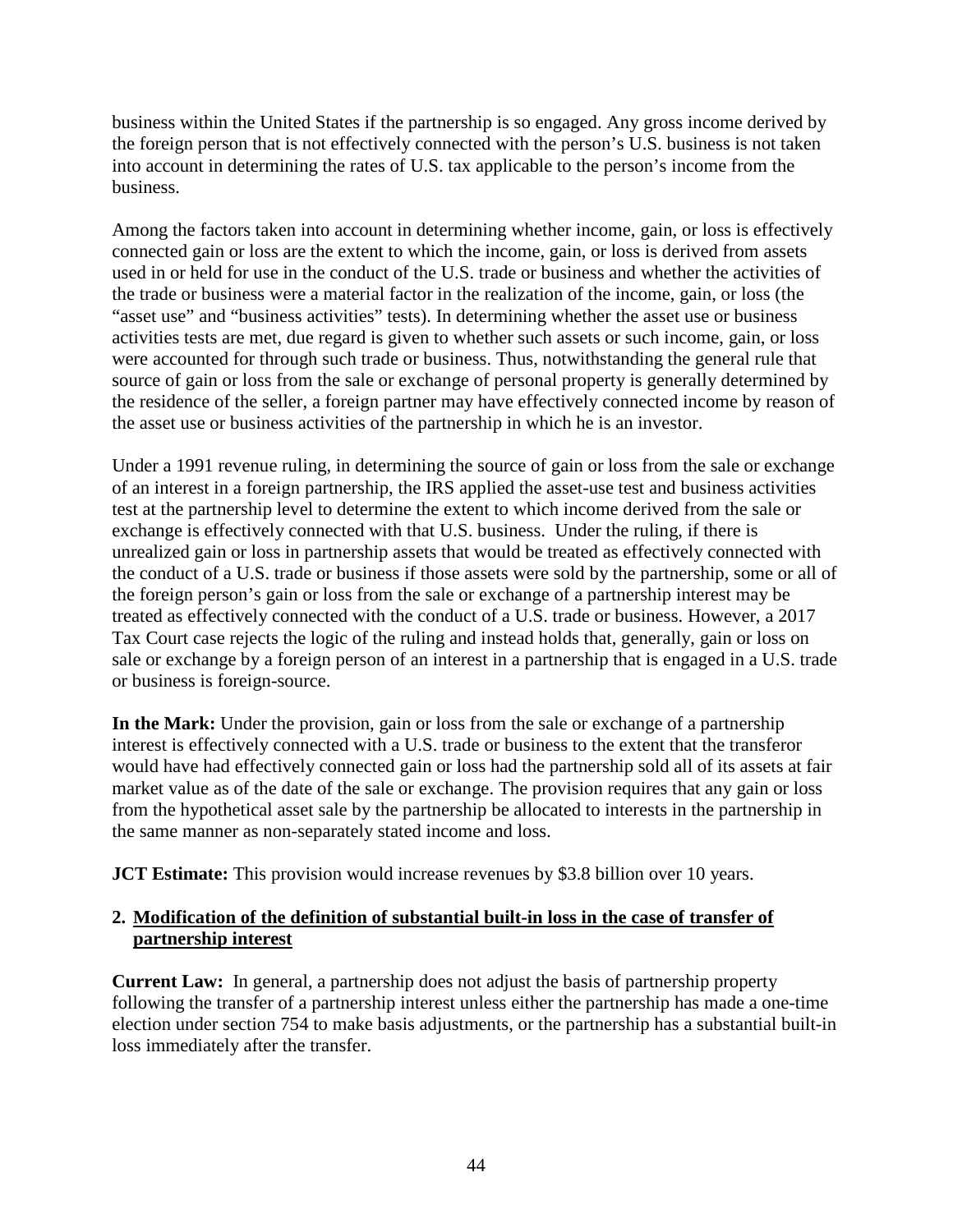business within the United States if the partnership is so engaged. Any gross income derived by the foreign person that is not effectively connected with the person's U.S. business is not taken into account in determining the rates of U.S. tax applicable to the person's income from the business.

Among the factors taken into account in determining whether income, gain, or loss is effectively connected gain or loss are the extent to which the income, gain, or loss is derived from assets used in or held for use in the conduct of the U.S. trade or business and whether the activities of the trade or business were a material factor in the realization of the income, gain, or loss (the "asset use" and "business activities" tests). In determining whether the asset use or business activities tests are met, due regard is given to whether such assets or such income, gain, or loss were accounted for through such trade or business. Thus, notwithstanding the general rule that source of gain or loss from the sale or exchange of personal property is generally determined by the residence of the seller, a foreign partner may have effectively connected income by reason of the asset use or business activities of the partnership in which he is an investor.

Under a 1991 revenue ruling, in determining the source of gain or loss from the sale or exchange of an interest in a foreign partnership, the IRS applied the asset-use test and business activities test at the partnership level to determine the extent to which income derived from the sale or exchange is effectively connected with that U.S. business. Under the ruling, if there is unrealized gain or loss in partnership assets that would be treated as effectively connected with the conduct of a U.S. trade or business if those assets were sold by the partnership, some or all of the foreign person's gain or loss from the sale or exchange of a partnership interest may be treated as effectively connected with the conduct of a U.S. trade or business. However, a 2017 Tax Court case rejects the logic of the ruling and instead holds that, generally, gain or loss on sale or exchange by a foreign person of an interest in a partnership that is engaged in a U.S. trade or business is foreign-source.

**In the Mark:** Under the provision, gain or loss from the sale or exchange of a partnership interest is effectively connected with a U.S. trade or business to the extent that the transferor would have had effectively connected gain or loss had the partnership sold all of its assets at fair market value as of the date of the sale or exchange. The provision requires that any gain or loss from the hypothetical asset sale by the partnership be allocated to interests in the partnership in the same manner as non-separately stated income and loss.

**JCT Estimate:** This provision would increase revenues by $3.8 billion over 10 years.

## 2. Modification of the definition of substantial built-in loss in the case of transfer of partnership interest

**Current Law:** In general, a partnership does not adjust the basis of partnership property following the transfer of a partnership interest unless either the partnership has made a one-time election under section 754 to make basis adjustments, or the partnership has a substantial built-in loss immediately after the transfer.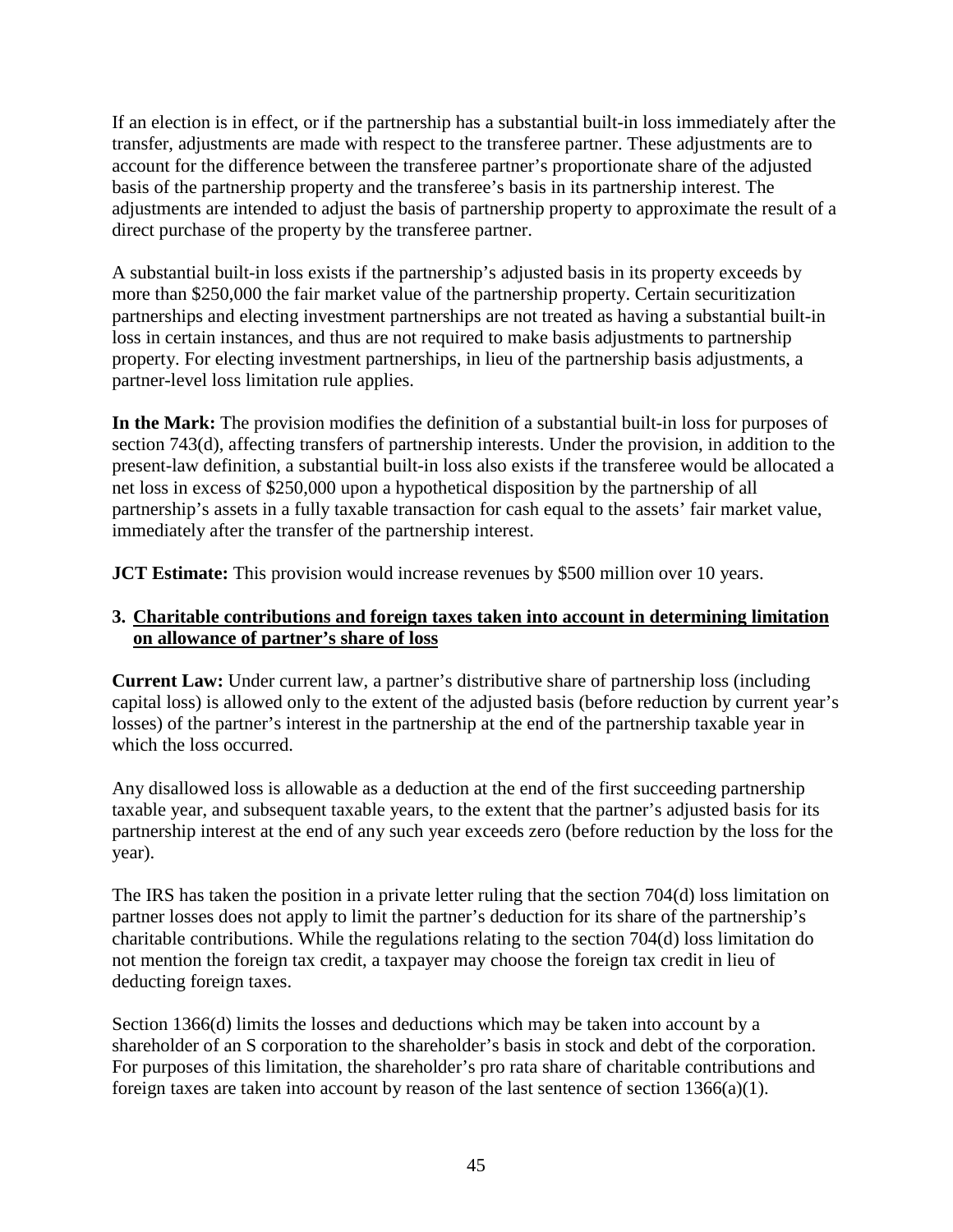If an election is in effect, or if the partnership has a substantial built-in loss immediately after the transfer, adjustments are made with respect to the transferee partner. These adjustments are to account for the difference between the transferee partner's proportionate share of the adjusted basis of the partnership property and the transferee's basis in its partnership interest. The adjustments are intended to adjust the basis of partnership property to approximate the result of a direct purchase of the property by the transferee partner.

A substantial built-in loss exists if the partnership's adjusted basis in its property exceeds by more than $250,000 the fair market value of the partnership property. Certain securitization partnerships and electing investment partnerships are not treated as having a substantial built-in loss in certain instances, and thus are not required to make basis adjustments to partnership property. For electing investment partnerships, in lieu of the partnership basis adjustments, a partner-level loss limitation rule applies.

**In the Mark:** The provision modifies the definition of a substantial built-in loss for purposes of section 743(d), affecting transfers of partnership interests. Under the provision, in addition to the present-law definition, a substantial built-in loss also exists if the transferee would be allocated a net loss in excess of $250,000 upon a hypothetical disposition by the partnership of all partnership's assets in a fully taxable transaction for cash equal to the assets' fair market value, immediately after the transfer of the partnership interest.

**JCT Estimate:** This provision would increase revenues by $500 million over 10 years.

### 3. Charitable contributions and foreign taxes taken into account in determining limitation on allowance of partner's share of loss

**Current Law:** Under current law, a partner's distributive share of partnership loss (including capital loss) is allowed only to the extent of the adjusted basis (before reduction by current year's losses) of the partner's interest in the partnership at the end of the partnership taxable year in which the loss occurred.

Any disallowed loss is allowable as a deduction at the end of the first succeeding partnership taxable year, and subsequent taxable years, to the extent that the partner's adjusted basis for its partnership interest at the end of any such year exceeds zero (before reduction by the loss for the year).

The IRS has taken the position in a private letter ruling that the section 704(d) loss limitation on partner losses does not apply to limit the partner's deduction for its share of the partnership's charitable contributions. While the regulations relating to the section 704(d) loss limitation do not mention the foreign tax credit, a taxpayer may choose the foreign tax credit in lieu of deducting foreign taxes.

Section 1366(d) limits the losses and deductions which may be taken into account by a shareholder of an S corporation to the shareholder's basis in stock and debt of the corporation. For purposes of this limitation, the shareholder's pro rata share of charitable contributions and foreign taxes are taken into account by reason of the last sentence of section 1366(a)(1).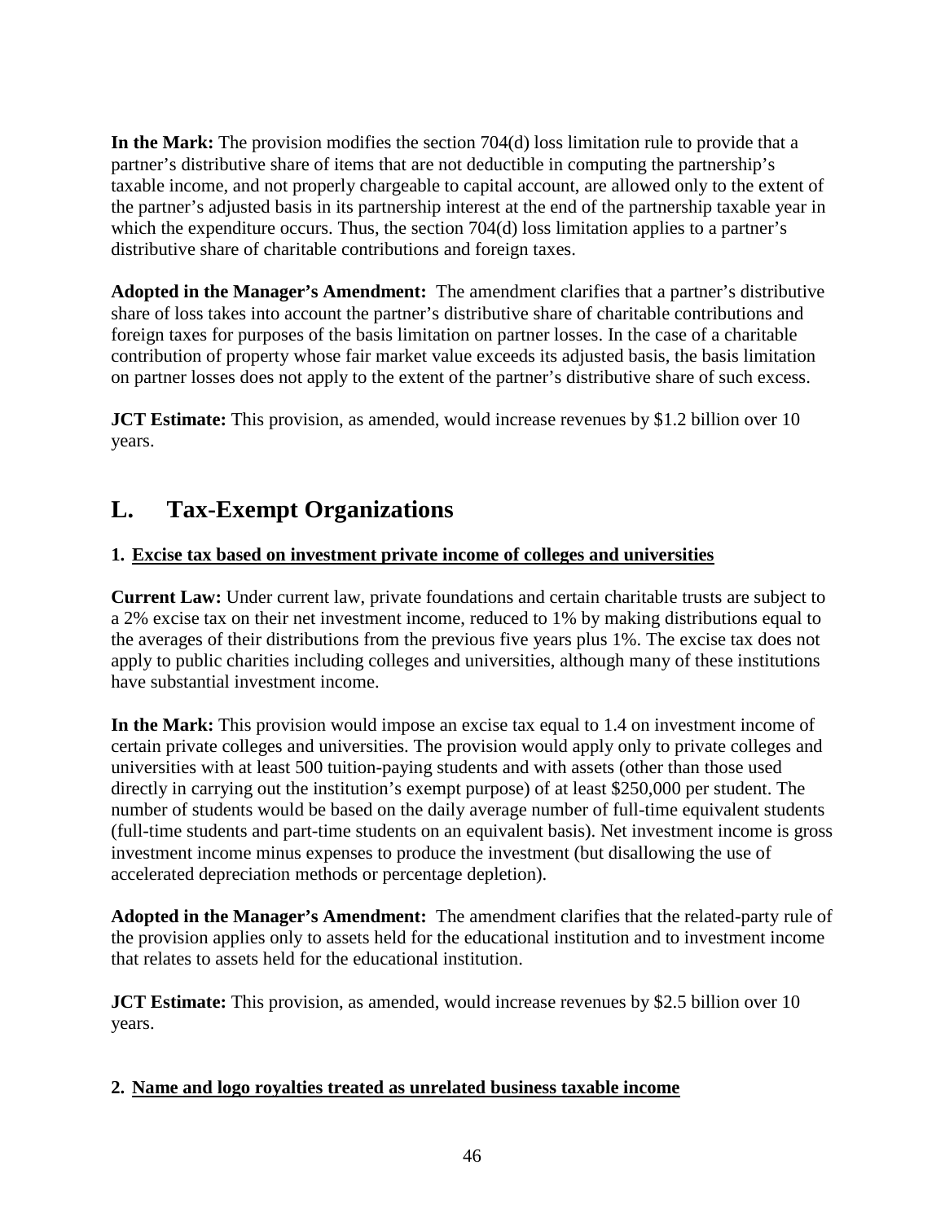**In the Mark:** The provision modifies the section 704(d) loss limitation rule to provide that a partner's distributive share of items that are not deductible in computing the partnership's taxable income, and not properly chargeable to capital account, are allowed only to the extent of the partner's adjusted basis in its partnership interest at the end of the partnership taxable year in which the expenditure occurs. Thus, the section 704(d) loss limitation applies to a partner's distributive share of charitable contributions and foreign taxes.

**Adopted in the Manager's Amendment:** The amendment clarifies that a partner's distributive share of loss takes into account the partner's distributive share of charitable contributions and foreign taxes for purposes of the basis limitation on partner losses. In the case of a charitable contribution of property whose fair market value exceeds its adjusted basis, the basis limitation on partner losses does not apply to the extent of the partner's distributive share of such excess.

**JCT Estimate:** This provision, as amended, would increase revenues by $1.2 billion over 10 years.

## L. Tax-Exempt Organizations

### 1. Excise tax based on investment private income of colleges and universities

**Current Law:** Under current law, private foundations and certain charitable trusts are subject to a 2% excise tax on their net investment income, reduced to 1% by making distributions equal to the averages of their distributions from the previous five years plus 1%. The excise tax does not apply to public charities including colleges and universities, although many of these institutions have substantial investment income.

**In the Mark:** This provision would impose an excise tax equal to 1.4 on investment income of certain private colleges and universities. The provision would apply only to private colleges and universities with at least 500 tuition-paying students and with assets (other than those used directly in carrying out the institution's exempt purpose) of at least $250,000 per student. The number of students would be based on the daily average number of full-time equivalent students (full-time students and part-time students on an equivalent basis). Net investment income is gross investment income minus expenses to produce the investment (but disallowing the use of accelerated depreciation methods or percentage depletion).

**Adopted in the Manager's Amendment:** The amendment clarifies that the related-party rule of the provision applies only to assets held for the educational institution and to investment income that relates to assets held for the educational institution.

**JCT Estimate:** This provision, as amended, would increase revenues by $2.5 billion over 10 years.

### 2. Name and logo royalties treated as unrelated business taxable income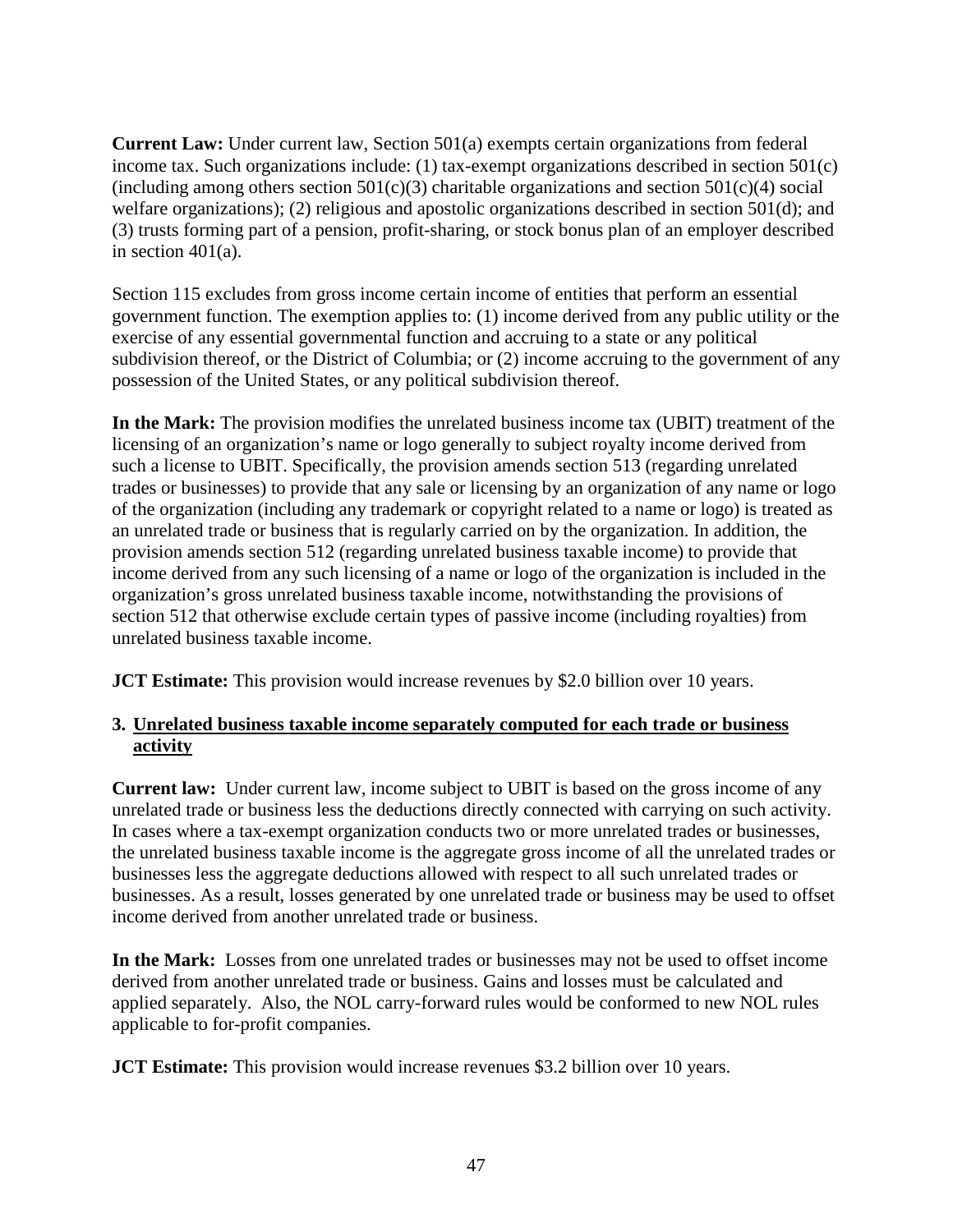**Current Law:** Under current law, Section 501(a) exempts certain organizations from federal income tax. Such organizations include: (1) tax-exempt organizations described in section 501(c) (including among others section 501(c)(3) charitable organizations and section 501(c)(4) social welfare organizations); (2) religious and apostolic organizations described in section 501(d); and (3) trusts forming part of a pension, profit-sharing, or stock bonus plan of an employer described in section 401(a).

Section 115 excludes from gross income certain income of entities that perform an essential government function. The exemption applies to: (1) income derived from any public utility or the exercise of any essential governmental function and accruing to a state or any political subdivision thereof, or the District of Columbia; or (2) income accruing to the government of any possession of the United States, or any political subdivision thereof.

**In the Mark:** The provision modifies the unrelated business income tax (UBIT) treatment of the licensing of an organization's name or logo generally to subject royalty income derived from such a license to UBIT. Specifically, the provision amends section 513 (regarding unrelated trades or businesses) to provide that any sale or licensing by an organization of any name or logo of the organization (including any trademark or copyright related to a name or logo) is treated as an unrelated trade or business that is regularly carried on by the organization. In addition, the provision amends section 512 (regarding unrelated business taxable income) to provide that income derived from any such licensing of a name or logo of the organization is included in the organization's gross unrelated business taxable income, notwithstanding the provisions of section 512 that otherwise exclude certain types of passive income (including royalties) from unrelated business taxable income.

**JCT Estimate:** This provision would increase revenues by $2.0 billion over 10 years.

### 3. Unrelated business taxable income separately computed for each trade or business activity

**Current law:** Under current law, income subject to UBIT is based on the gross income of any unrelated trade or business less the deductions directly connected with carrying on such activity. In cases where a tax-exempt organization conducts two or more unrelated trades or businesses, the unrelated business taxable income is the aggregate gross income of all the unrelated trades or businesses less the aggregate deductions allowed with respect to all such unrelated trades or businesses. As a result, losses generated by one unrelated trade or business may be used to offset income derived from another unrelated trade or business.

**In the Mark:** Losses from one unrelated trades or businesses may not be used to offset income derived from another unrelated trade or business. Gains and losses must be calculated and applied separately. Also, the NOL carry-forward rules would be conformed to new NOL rules applicable to for-profit companies.

**JCT Estimate:** This provision would increase revenues $3.2 billion over 10 years.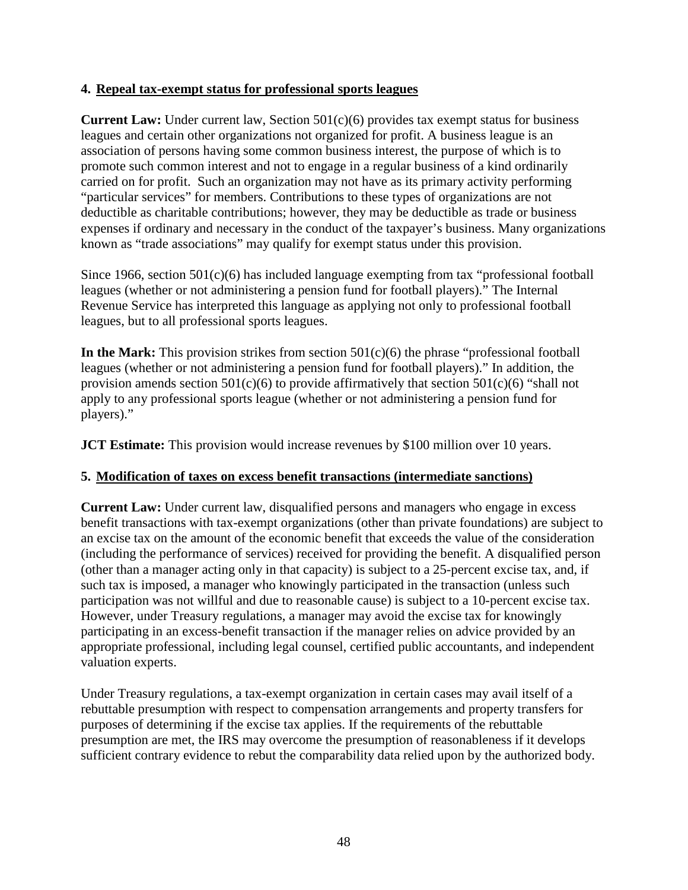### 4. Repeal tax-exempt status for professional sports leagues

**Current Law:** Under current law, Section 501(c)(6) provides tax exempt status for business leagues and certain other organizations not organized for profit. A business league is an association of persons having some common business interest, the purpose of which is to promote such common interest and not to engage in a regular business of a kind ordinarily carried on for profit. Such an organization may not have as its primary activity performing "particular services" for members. Contributions to these types of organizations are not deductible as charitable contributions; however, they may be deductible as trade or business expenses if ordinary and necessary in the conduct of the taxpayer's business. Many organizations known as "trade associations" may qualify for exempt status under this provision.

Since 1966, section 501(c)(6) has included language exempting from tax "professional football leagues (whether or not administering a pension fund for football players)." The Internal Revenue Service has interpreted this language as applying not only to professional football leagues, but to all professional sports leagues.

**In the Mark:** This provision strikes from section 501(c)(6) the phrase "professional football leagues (whether or not administering a pension fund for football players)." In addition, the provision amends section 501(c)(6) to provide affirmatively that section 501(c)(6) "shall not apply to any professional sports league (whether or not administering a pension fund for players)."

**JCT Estimate:** This provision would increase revenues by $100 million over 10 years.

### 5. Modification of taxes on excess benefit transactions (intermediate sanctions)

**Current Law:** Under current law, disqualified persons and managers who engage in excess benefit transactions with tax-exempt organizations (other than private foundations) are subject to an excise tax on the amount of the economic benefit that exceeds the value of the consideration (including the performance of services) received for providing the benefit. A disqualified person (other than a manager acting only in that capacity) is subject to a 25-percent excise tax, and, if such tax is imposed, a manager who knowingly participated in the transaction (unless such participation was not willful and due to reasonable cause) is subject to a 10-percent excise tax. However, under Treasury regulations, a manager may avoid the excise tax for knowingly participating in an excess-benefit transaction if the manager relies on advice provided by an appropriate professional, including legal counsel, certified public accountants, and independent valuation experts.

Under Treasury regulations, a tax-exempt organization in certain cases may avail itself of a rebuttable presumption with respect to compensation arrangements and property transfers for purposes of determining if the excise tax applies. If the requirements of the rebuttable presumption are met, the IRS may overcome the presumption of reasonableness if it develops sufficient contrary evidence to rebut the comparability data relied upon by the authorized body.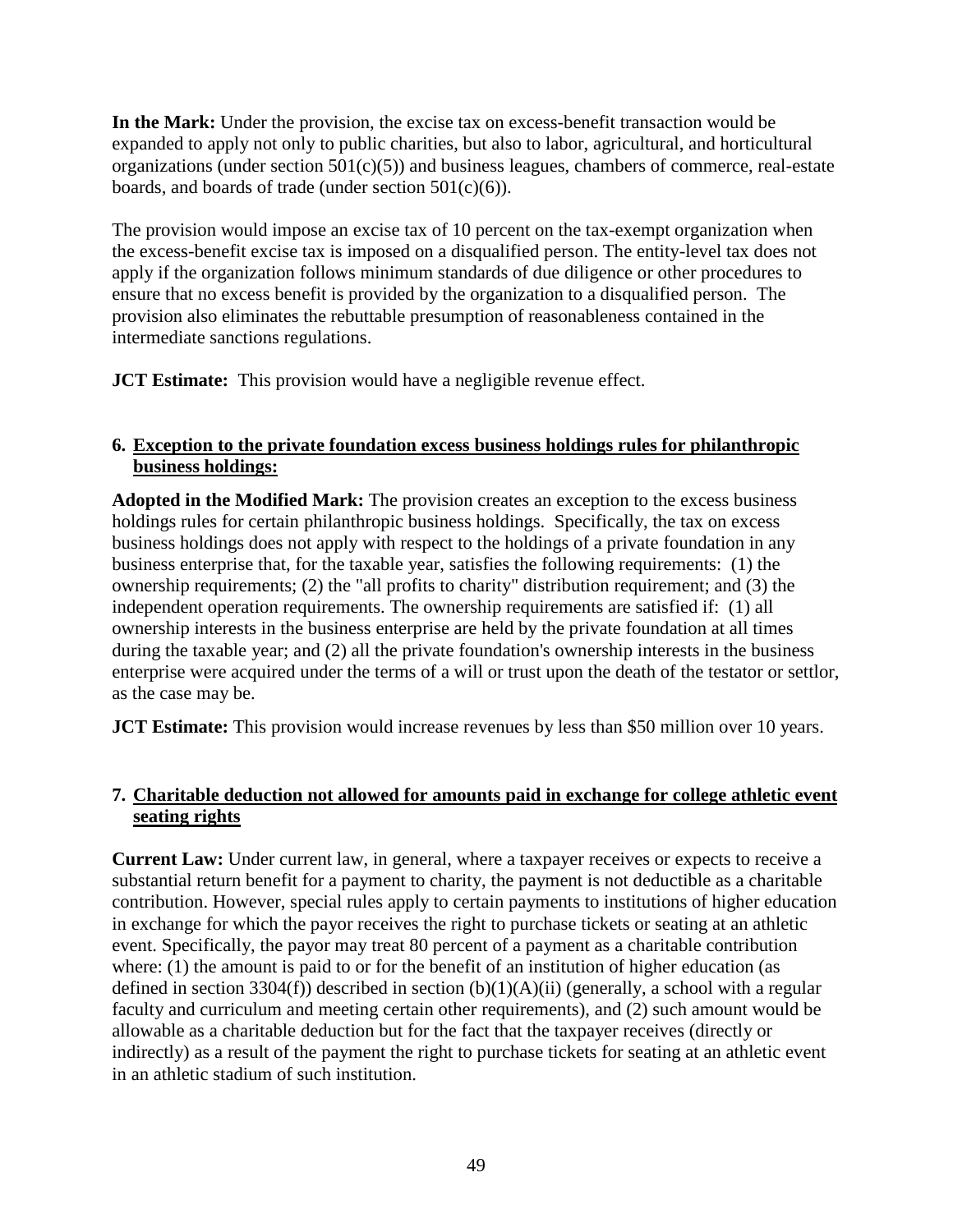**In the Mark:** Under the provision, the excise tax on excess-benefit transaction would be expanded to apply not only to public charities, but also to labor, agricultural, and horticultural organizations (under section 501(c)(5)) and business leagues, chambers of commerce, real-estate boards, and boards of trade (under section 501(c)(6)).

The provision would impose an excise tax of 10 percent on the tax-exempt organization when the excess-benefit excise tax is imposed on a disqualified person. The entity-level tax does not apply if the organization follows minimum standards of due diligence or other procedures to ensure that no excess benefit is provided by the organization to a disqualified person. The provision also eliminates the rebuttable presumption of reasonableness contained in the intermediate sanctions regulations.

**JCT Estimate:** This provision would have a negligible revenue effect.

### 6. Exception to the private foundation excess business holdings rules for philanthropic business holdings:

**Adopted in the Modified Mark:** The provision creates an exception to the excess business holdings rules for certain philanthropic business holdings. Specifically, the tax on excess business holdings does not apply with respect to the holdings of a private foundation in any business enterprise that, for the taxable year, satisfies the following requirements: (1) the ownership requirements; (2) the "all profits to charity" distribution requirement; and (3) the independent operation requirements. The ownership requirements are satisfied if: (1) all ownership interests in the business enterprise are held by the private foundation at all times during the taxable year; and (2) all the private foundation's ownership interests in the business enterprise were acquired under the terms of a will or trust upon the death of the testator or settlor, as the case may be.

**JCT Estimate:** This provision would increase revenues by less than $50 million over 10 years.

### 7. Charitable deduction not allowed for amounts paid in exchange for college athletic event seating rights

**Current Law:** Under current law, in general, where a taxpayer receives or expects to receive a substantial return benefit for a payment to charity, the payment is not deductible as a charitable contribution. However, special rules apply to certain payments to institutions of higher education in exchange for which the payor receives the right to purchase tickets or seating at an athletic event. Specifically, the payor may treat 80 percent of a payment as a charitable contribution where: (1) the amount is paid to or for the benefit of an institution of higher education (as defined in section 3304(f)) described in section (b)(1)(A)(ii) (generally, a school with a regular faculty and curriculum and meeting certain other requirements), and (2) such amount would be allowable as a charitable deduction but for the fact that the taxpayer receives (directly or indirectly) as a result of the payment the right to purchase tickets for seating at an athletic event in an athletic stadium of such institution.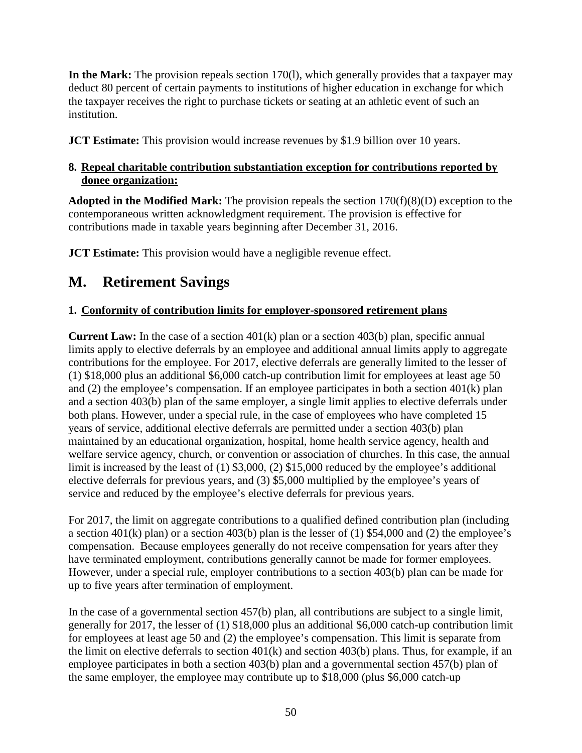**In the Mark:** The provision repeals section 170(l), which generally provides that a taxpayer may deduct 80 percent of certain payments to institutions of higher education in exchange for which the taxpayer receives the right to purchase tickets or seating at an athletic event of such an institution.

**JCT Estimate:** This provision would increase revenues by $1.9 billion over 10 years.

**8. <u>Repeal charitable contribution substantiation exception for contributions reported by donee organization:</u>**

**Adopted in the Modified Mark:** The provision repeals the section 170(f)(8)(D) exception to the contemporaneous written acknowledgment requirement. The provision is effective for contributions made in taxable years beginning after December 31, 2016.

**JCT Estimate:** This provision would have a negligible revenue effect.

## M. Retirement Savings

**1. <u>Conformity of contribution limits for employer-sponsored retirement plans</u>**

**Current Law:** In the case of a section 401(k) plan or a section 403(b) plan, specific annual limits apply to elective deferrals by an employee and additional annual limits apply to aggregate contributions for the employee. For 2017, elective deferrals are generally limited to the lesser of (1) $18,000 plus an additional $6,000 catch-up contribution limit for employees at least age 50 and (2) the employee's compensation. If an employee participates in both a section 401(k) plan and a section 403(b) plan of the same employer, a single limit applies to elective deferrals under both plans. However, under a special rule, in the case of employees who have completed 15 years of service, additional elective deferrals are permitted under a section 403(b) plan maintained by an educational organization, hospital, home health service agency, health and welfare service agency, church, or convention or association of churches. In this case, the annual limit is increased by the least of (1) $3,000, (2) $15,000 reduced by the employee's additional elective deferrals for previous years, and (3) $5,000 multiplied by the employee's years of service and reduced by the employee's elective deferrals for previous years.

For 2017, the limit on aggregate contributions to a qualified defined contribution plan (including a section 401(k) plan) or a section 403(b) plan is the lesser of (1) $54,000 and (2) the employee's compensation. Because employees generally do not receive compensation for years after they have terminated employment, contributions generally cannot be made for former employees. However, under a special rule, employer contributions to a section 403(b) plan can be made for up to five years after termination of employment.

In the case of a governmental section 457(b) plan, all contributions are subject to a single limit, generally for 2017, the lesser of (1) $18,000 plus an additional $6,000 catch-up contribution limit for employees at least age 50 and (2) the employee's compensation. This limit is separate from the limit on elective deferrals to section 401(k) and section 403(b) plans. Thus, for example, if an employee participates in both a section 403(b) plan and a governmental section 457(b) plan of the same employer, the employee may contribute up to $18,000 (plus $6,000 catch-up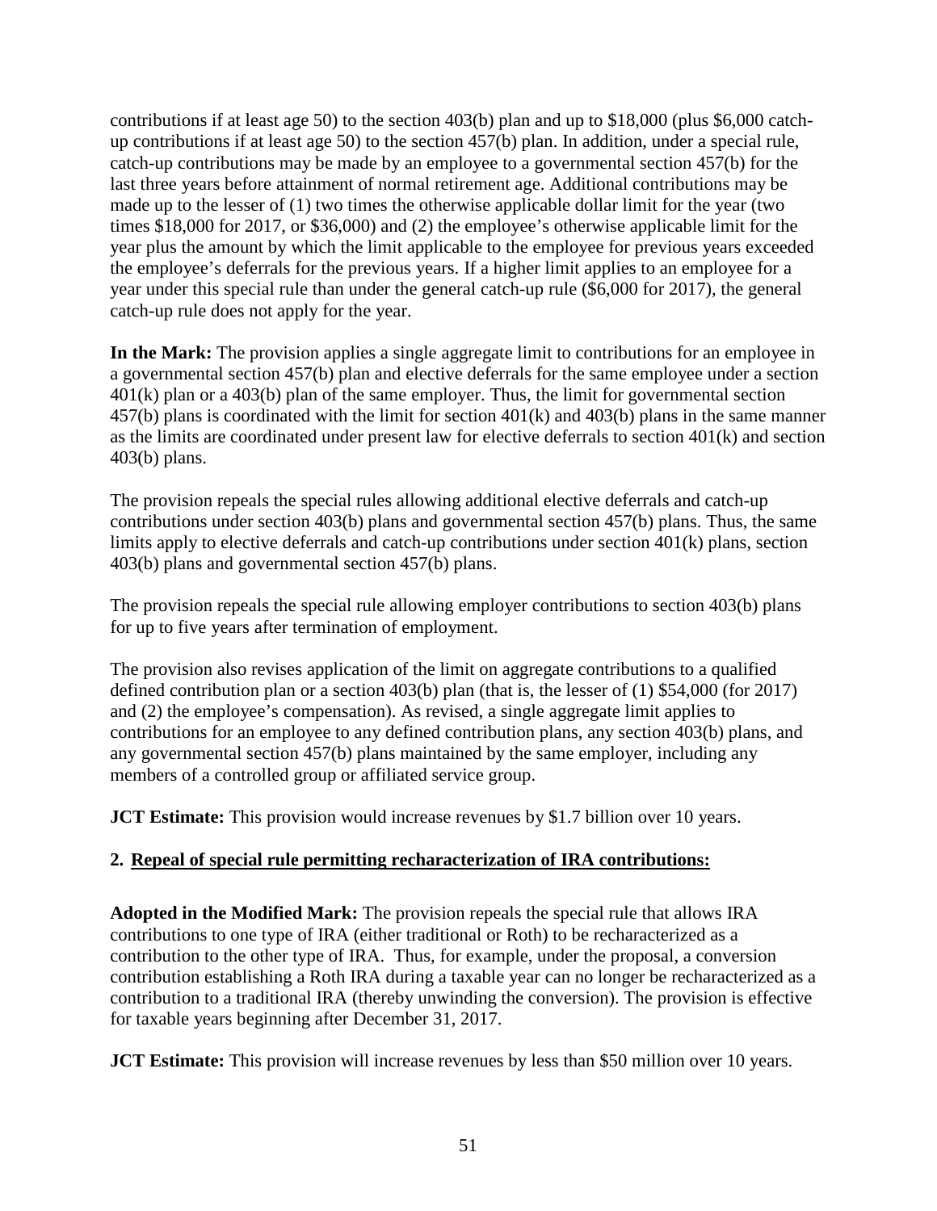contributions if at least age 50) to the section 403(b) plan and up to $18,000 (plus $6,000 catch-up contributions if at least age 50) to the section 457(b) plan. In addition, under a special rule, catch-up contributions may be made by an employee to a governmental section 457(b) for the last three years before attainment of normal retirement age. Additional contributions may be made up to the lesser of (1) two times the otherwise applicable dollar limit for the year (two times $18,000 for 2017, or $36,000) and (2) the employee's otherwise applicable limit for the year plus the amount by which the limit applicable to the employee for previous years exceeded the employee's deferrals for the previous years. If a higher limit applies to an employee for a year under this special rule than under the general catch-up rule ($6,000 for 2017), the general catch-up rule does not apply for the year.

**In the Mark:** The provision applies a single aggregate limit to contributions for an employee in a governmental section 457(b) plan and elective deferrals for the same employee under a section 401(k) plan or a 403(b) plan of the same employer. Thus, the limit for governmental section 457(b) plans is coordinated with the limit for section 401(k) and 403(b) plans in the same manner as the limits are coordinated under present law for elective deferrals to section 401(k) and section 403(b) plans.

The provision repeals the special rules allowing additional elective deferrals and catch-up contributions under section 403(b) plans and governmental section 457(b) plans. Thus, the same limits apply to elective deferrals and catch-up contributions under section 401(k) plans, section 403(b) plans and governmental section 457(b) plans.

The provision repeals the special rule allowing employer contributions to section 403(b) plans for up to five years after termination of employment.

The provision also revises application of the limit on aggregate contributions to a qualified defined contribution plan or a section 403(b) plan (that is, the lesser of (1) $54,000 (for 2017) and (2) the employee's compensation). As revised, a single aggregate limit applies to contributions for an employee to any defined contribution plans, any section 403(b) plans, and any governmental section 457(b) plans maintained by the same employer, including any members of a controlled group or affiliated service group.

**JCT Estimate:** This provision would increase revenues by $1.7 billion over 10 years.

**2. <u>Repeal of special rule permitting recharacterization of IRA contributions:</u>**

**Adopted in the Modified Mark:** The provision repeals the special rule that allows IRA contributions to one type of IRA (either traditional or Roth) to be recharacterized as a contribution to the other type of IRA. Thus, for example, under the proposal, a conversion contribution establishing a Roth IRA during a taxable year can no longer be recharacterized as a contribution to a traditional IRA (thereby unwinding the conversion). The provision is effective for taxable years beginning after December 31, 2017.

**JCT Estimate:** This provision will increase revenues by less than $50 million over 10 years.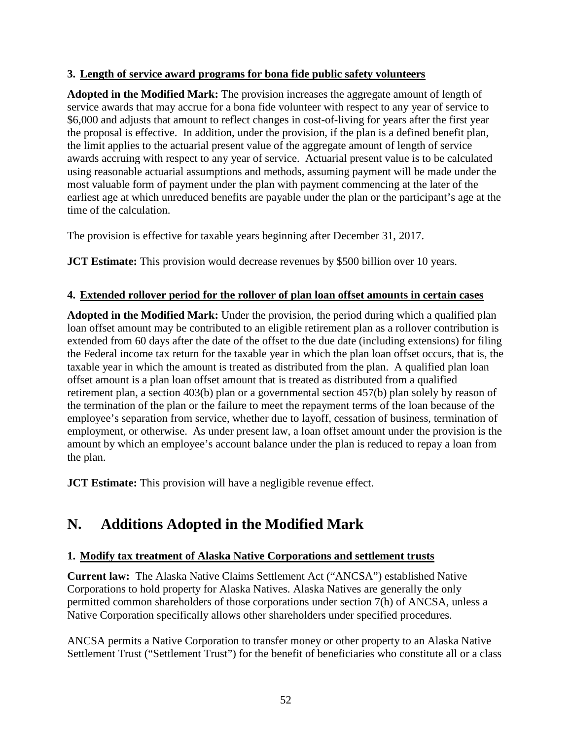### 3. Length of service award programs for bona fide public safety volunteers

**Adopted in the Modified Mark:** The provision increases the aggregate amount of length of service awards that may accrue for a bona fide volunteer with respect to any year of service to $6,000 and adjusts that amount to reflect changes in cost-of-living for years after the first year the proposal is effective. In addition, under the provision, if the plan is a defined benefit plan, the limit applies to the actuarial present value of the aggregate amount of length of service awards accruing with respect to any year of service. Actuarial present value is to be calculated using reasonable actuarial assumptions and methods, assuming payment will be made under the most valuable form of payment under the plan with payment commencing at the later of the earliest age at which unreduced benefits are payable under the plan or the participant's age at the time of the calculation.

The provision is effective for taxable years beginning after December 31, 2017.

**JCT Estimate:** This provision would decrease revenues by $500 billion over 10 years.

### 4. Extended rollover period for the rollover of plan loan offset amounts in certain cases

**Adopted in the Modified Mark:** Under the provision, the period during which a qualified plan loan offset amount may be contributed to an eligible retirement plan as a rollover contribution is extended from 60 days after the date of the offset to the due date (including extensions) for filing the Federal income tax return for the taxable year in which the plan loan offset occurs, that is, the taxable year in which the amount is treated as distributed from the plan. A qualified plan loan offset amount is a plan loan offset amount that is treated as distributed from a qualified retirement plan, a section 403(b) plan or a governmental section 457(b) plan solely by reason of the termination of the plan or the failure to meet the repayment terms of the loan because of the employee's separation from service, whether due to layoff, cessation of business, termination of employment, or otherwise. As under present law, a loan offset amount under the provision is the amount by which an employee's account balance under the plan is reduced to repay a loan from the plan.

**JCT Estimate:** This provision will have a negligible revenue effect.

## N. Additions Adopted in the Modified Mark

### 1. Modify tax treatment of Alaska Native Corporations and settlement trusts

**Current law:** The Alaska Native Claims Settlement Act ("ANCSA") established Native Corporations to hold property for Alaska Natives. Alaska Natives are generally the only permitted common shareholders of those corporations under section 7(h) of ANCSA, unless a Native Corporation specifically allows other shareholders under specified procedures.

ANCSA permits a Native Corporation to transfer money or other property to an Alaska Native Settlement Trust ("Settlement Trust") for the benefit of beneficiaries who constitute all or a class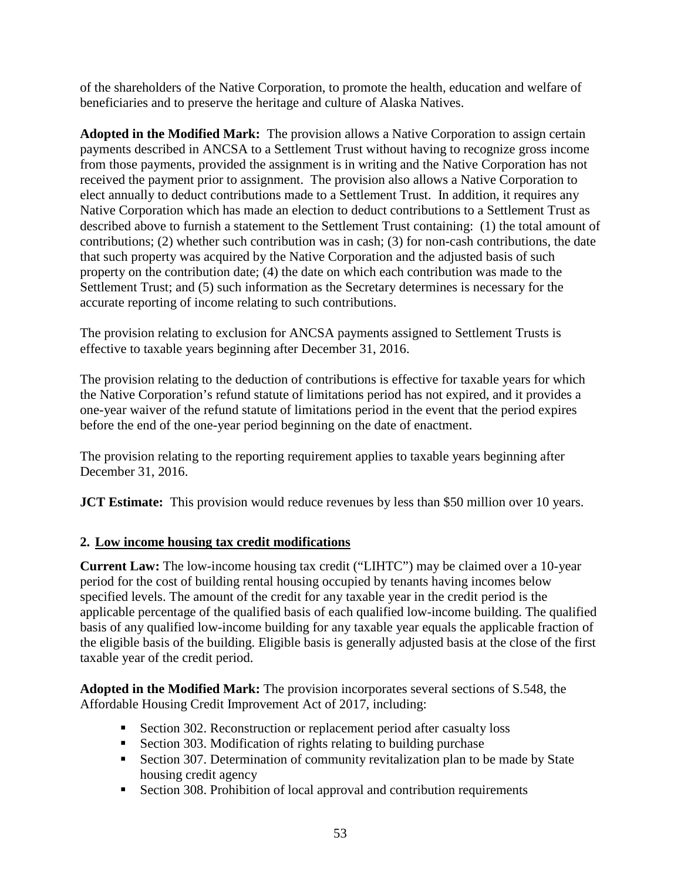of the shareholders of the Native Corporation, to promote the health, education and welfare of beneficiaries and to preserve the heritage and culture of Alaska Natives.

**Adopted in the Modified Mark:** The provision allows a Native Corporation to assign certain payments described in ANCSA to a Settlement Trust without having to recognize gross income from those payments, provided the assignment is in writing and the Native Corporation has not received the payment prior to assignment. The provision also allows a Native Corporation to elect annually to deduct contributions made to a Settlement Trust. In addition, it requires any Native Corporation which has made an election to deduct contributions to a Settlement Trust as described above to furnish a statement to the Settlement Trust containing: (1) the total amount of contributions; (2) whether such contribution was in cash; (3) for non-cash contributions, the date that such property was acquired by the Native Corporation and the adjusted basis of such property on the contribution date; (4) the date on which each contribution was made to the Settlement Trust; and (5) such information as the Secretary determines is necessary for the accurate reporting of income relating to such contributions.

The provision relating to exclusion for ANCSA payments assigned to Settlement Trusts is effective to taxable years beginning after December 31, 2016.

The provision relating to the deduction of contributions is effective for taxable years for which the Native Corporation's refund statute of limitations period has not expired, and it provides a one-year waiver of the refund statute of limitations period in the event that the period expires before the end of the one-year period beginning on the date of enactment.

The provision relating to the reporting requirement applies to taxable years beginning after December 31, 2016.

**JCT Estimate:** This provision would reduce revenues by less than $50 million over 10 years.

### 2. Low income housing tax credit modifications

**Current Law:** The low-income housing tax credit ("LIHTC") may be claimed over a 10-year period for the cost of building rental housing occupied by tenants having incomes below specified levels. The amount of the credit for any taxable year in the credit period is the applicable percentage of the qualified basis of each qualified low-income building. The qualified basis of any qualified low-income building for any taxable year equals the applicable fraction of the eligible basis of the building. Eligible basis is generally adjusted basis at the close of the first taxable year of the credit period.

**Adopted in the Modified Mark:** The provision incorporates several sections of S.548, the Affordable Housing Credit Improvement Act of 2017, including:

- Section 302. Reconstruction or replacement period after casualty loss
- Section 303. Modification of rights relating to building purchase
- Section 307. Determination of community revitalization plan to be made by State housing credit agency
- Section 308. Prohibition of local approval and contribution requirements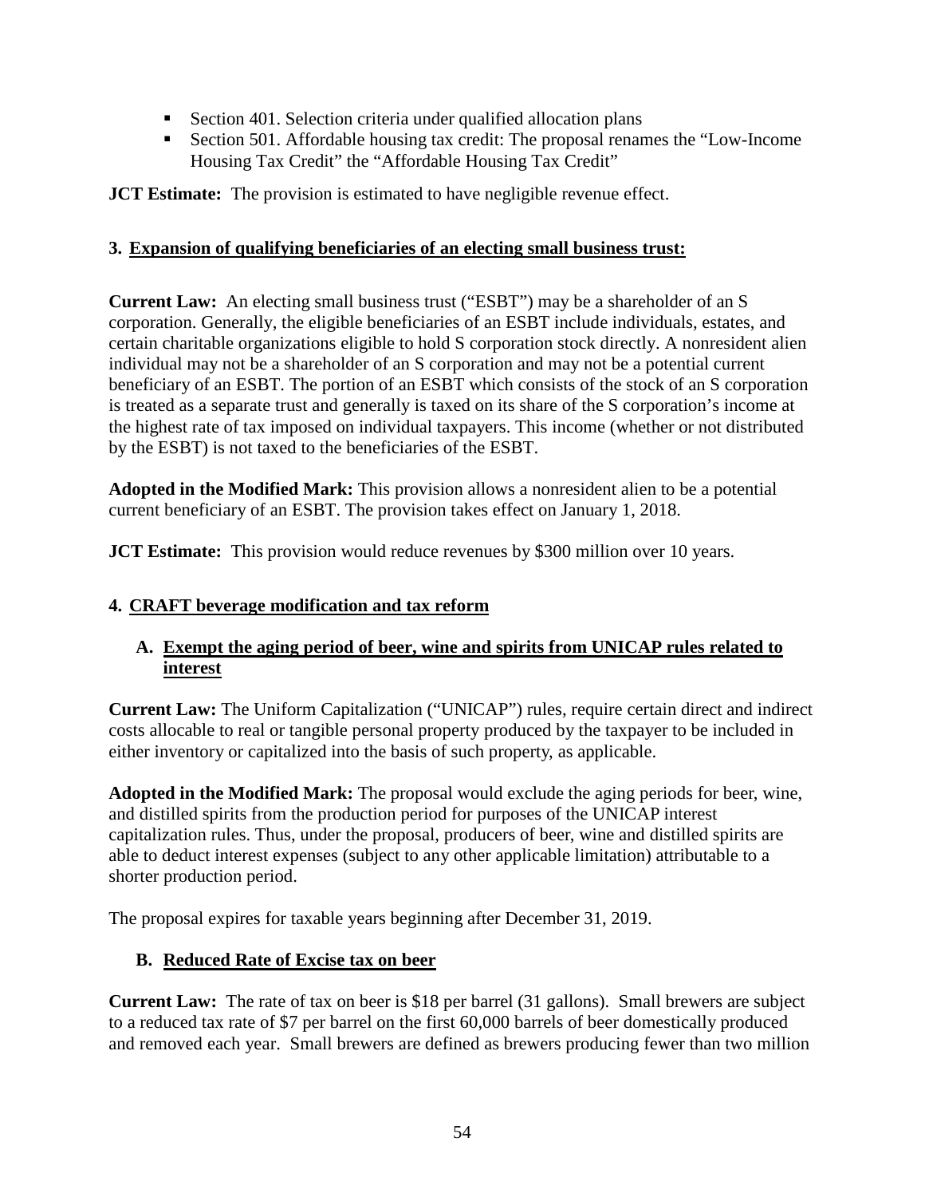- Section 401. Selection criteria under qualified allocation plans
- Section 501. Affordable housing tax credit: The proposal renames the "Low-Income Housing Tax Credit" the "Affordable Housing Tax Credit"

**JCT Estimate:** The provision is estimated to have negligible revenue effect.

### 3. Expansion of qualifying beneficiaries of an electing small business trust:

**Current Law:** An electing small business trust ("ESBT") may be a shareholder of an S corporation. Generally, the eligible beneficiaries of an ESBT include individuals, estates, and certain charitable organizations eligible to hold S corporation stock directly. A nonresident alien individual may not be a shareholder of an S corporation and may not be a potential current beneficiary of an ESBT. The portion of an ESBT which consists of the stock of an S corporation is treated as a separate trust and generally is taxed on its share of the S corporation's income at the highest rate of tax imposed on individual taxpayers. This income (whether or not distributed by the ESBT) is not taxed to the beneficiaries of the ESBT.

**Adopted in the Modified Mark:** This provision allows a nonresident alien to be a potential current beneficiary of an ESBT. The provision takes effect on January 1, 2018.

**JCT Estimate:** This provision would reduce revenues by $300 million over 10 years.

### 4. CRAFT beverage modification and tax reform

#### A. Exempt the aging period of beer, wine and spirits from UNICAP rules related to interest

**Current Law:** The Uniform Capitalization ("UNICAP") rules, require certain direct and indirect costs allocable to real or tangible personal property produced by the taxpayer to be included in either inventory or capitalized into the basis of such property, as applicable.

**Adopted in the Modified Mark:** The proposal would exclude the aging periods for beer, wine, and distilled spirits from the production period for purposes of the UNICAP interest capitalization rules. Thus, under the proposal, producers of beer, wine and distilled spirits are able to deduct interest expenses (subject to any other applicable limitation) attributable to a shorter production period.

The proposal expires for taxable years beginning after December 31, 2019.

#### B. Reduced Rate of Excise tax on beer

**Current Law:** The rate of tax on beer is $18 per barrel (31 gallons). Small brewers are subject to a reduced tax rate of $7 per barrel on the first 60,000 barrels of beer domestically produced and removed each year. Small brewers are defined as brewers producing fewer than two million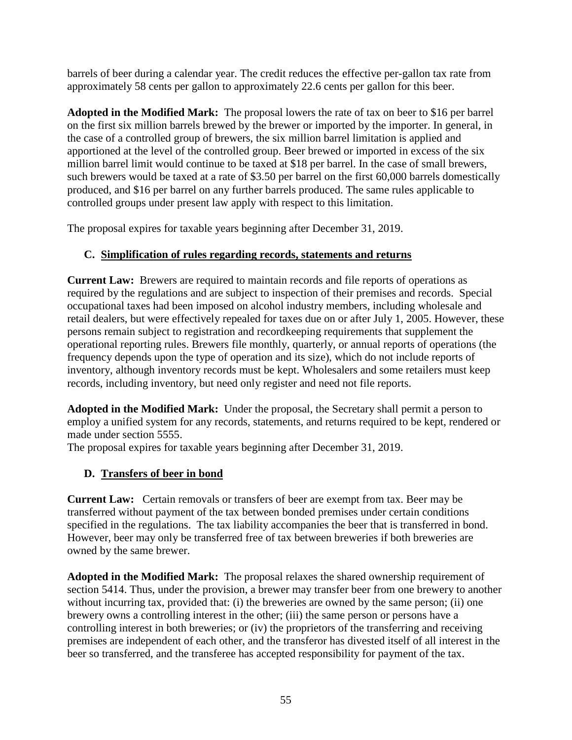barrels of beer during a calendar year. The credit reduces the effective per-gallon tax rate from approximately 58 cents per gallon to approximately 22.6 cents per gallon for this beer.

**Adopted in the Modified Mark:** The proposal lowers the rate of tax on beer to $16 per barrel on the first six million barrels brewed by the brewer or imported by the importer. In general, in the case of a controlled group of brewers, the six million barrel limitation is applied and apportioned at the level of the controlled group. Beer brewed or imported in excess of the six million barrel limit would continue to be taxed at $18 per barrel. In the case of small brewers, such brewers would be taxed at a rate of $3.50 per barrel on the first 60,000 barrels domestically produced, and $16 per barrel on any further barrels produced. The same rules applicable to controlled groups under present law apply with respect to this limitation.

The proposal expires for taxable years beginning after December 31, 2019.

### C. Simplification of rules regarding records, statements and returns

**Current Law:** Brewers are required to maintain records and file reports of operations as required by the regulations and are subject to inspection of their premises and records. Special occupational taxes had been imposed on alcohol industry members, including wholesale and retail dealers, but were effectively repealed for taxes due on or after July 1, 2005. However, these persons remain subject to registration and recordkeeping requirements that supplement the operational reporting rules. Brewers file monthly, quarterly, or annual reports of operations (the frequency depends upon the type of operation and its size), which do not include reports of inventory, although inventory records must be kept. Wholesalers and some retailers must keep records, including inventory, but need only register and need not file reports.

**Adopted in the Modified Mark:** Under the proposal, the Secretary shall permit a person to employ a unified system for any records, statements, and returns required to be kept, rendered or made under section 5555.

The proposal expires for taxable years beginning after December 31, 2019.

### D. Transfers of beer in bond

**Current Law:** Certain removals or transfers of beer are exempt from tax. Beer may be transferred without payment of the tax between bonded premises under certain conditions specified in the regulations. The tax liability accompanies the beer that is transferred in bond. However, beer may only be transferred free of tax between breweries if both breweries are owned by the same brewer.

**Adopted in the Modified Mark:** The proposal relaxes the shared ownership requirement of section 5414. Thus, under the provision, a brewer may transfer beer from one brewery to another without incurring tax, provided that: (i) the breweries are owned by the same person; (ii) one brewery owns a controlling interest in the other; (iii) the same person or persons have a controlling interest in both breweries; or (iv) the proprietors of the transferring and receiving premises are independent of each other, and the transferor has divested itself of all interest in the beer so transferred, and the transferee has accepted responsibility for payment of the tax.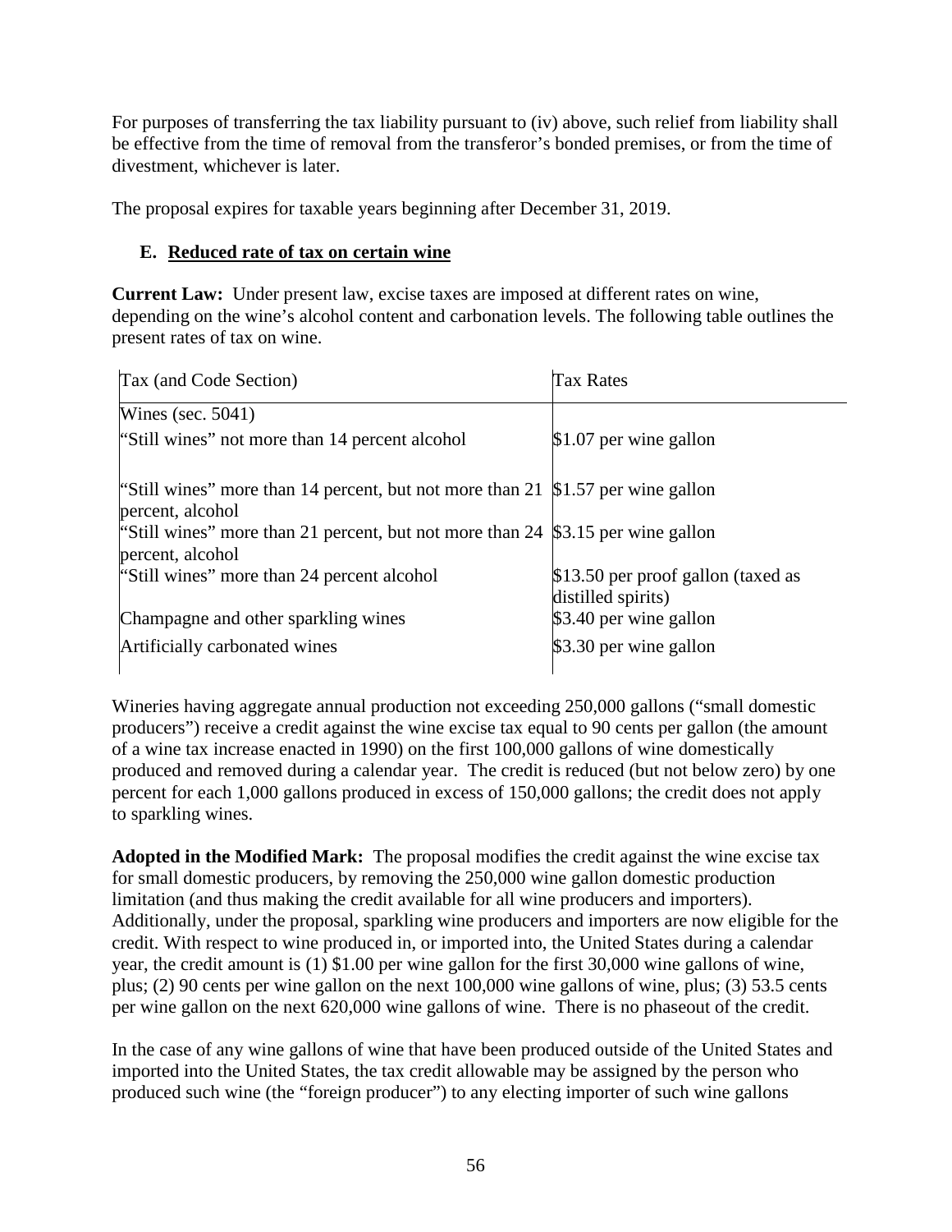For purposes of transferring the tax liability pursuant to (iv) above, such relief from liability shall be effective from the time of removal from the transferor's bonded premises, or from the time of divestment, whichever is later.

The proposal expires for taxable years beginning after December 31, 2019.

### E. Reduced rate of tax on certain wine

**Current Law:** Under present law, excise taxes are imposed at different rates on wine, depending on the wine's alcohol content and carbonation levels. The following table outlines the present rates of tax on wine.

| Tax (and Code Section) | Tax Rates |
|---|---|
| Wines (sec. 5041) | |
| "Still wines" not more than 14 percent alcohol | $1.07 per wine gallon |
| "Still wines" more than 14 percent, but not more than 21 percent, alcohol | $1.57 per wine gallon |
| "Still wines" more than 21 percent, but not more than 24 percent, alcohol | $3.15 per wine gallon |
| "Still wines" more than 24 percent alcohol | $13.50 per proof gallon (taxed as distilled spirits) |
| Champagne and other sparkling wines | $3.40 per wine gallon |
| Artificially carbonated wines | $3.30 per wine gallon |

Wineries having aggregate annual production not exceeding 250,000 gallons ("small domestic producers") receive a credit against the wine excise tax equal to 90 cents per gallon (the amount of a wine tax increase enacted in 1990) on the first 100,000 gallons of wine domestically produced and removed during a calendar year. The credit is reduced (but not below zero) by one percent for each 1,000 gallons produced in excess of 150,000 gallons; the credit does not apply to sparkling wines.

**Adopted in the Modified Mark:** The proposal modifies the credit against the wine excise tax for small domestic producers, by removing the 250,000 wine gallon domestic production limitation (and thus making the credit available for all wine producers and importers). Additionally, under the proposal, sparkling wine producers and importers are now eligible for the credit. With respect to wine produced in, or imported into, the United States during a calendar year, the credit amount is (1) $1.00 per wine gallon for the first 30,000 wine gallons of wine, plus; (2) 90 cents per wine gallon on the next 100,000 wine gallons of wine, plus; (3) 53.5 cents per wine gallon on the next 620,000 wine gallons of wine. There is no phaseout of the credit.

In the case of any wine gallons of wine that have been produced outside of the United States and imported into the United States, the tax credit allowable may be assigned by the person who produced such wine (the "foreign producer") to any electing importer of such wine gallons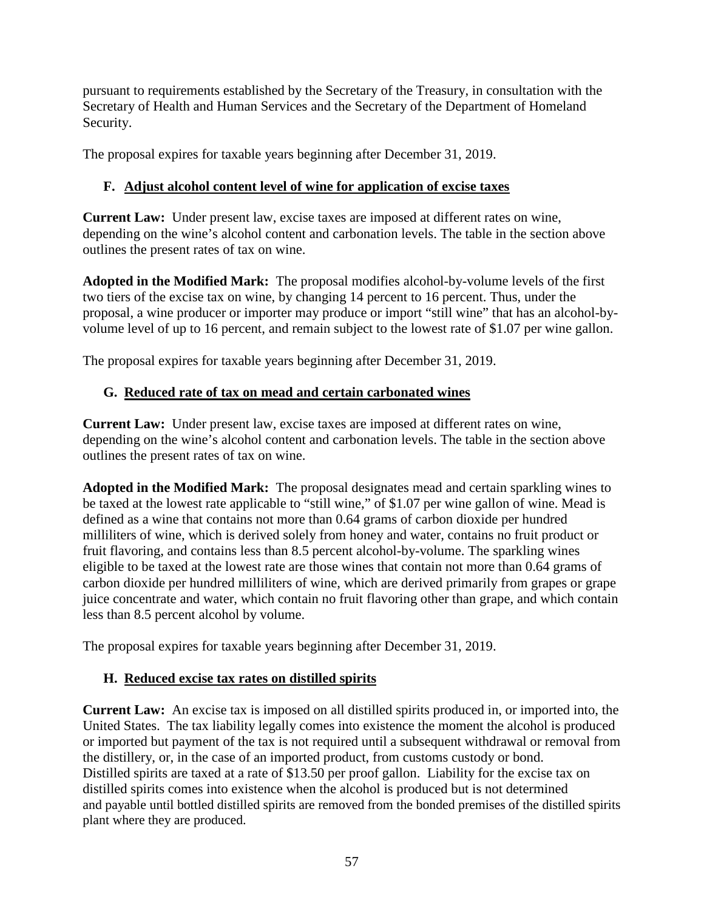pursuant to requirements established by the Secretary of the Treasury, in consultation with the Secretary of Health and Human Services and the Secretary of the Department of Homeland Security.

The proposal expires for taxable years beginning after December 31, 2019.

### F. Adjust alcohol content level of wine for application of excise taxes

**Current Law:** Under present law, excise taxes are imposed at different rates on wine, depending on the wine's alcohol content and carbonation levels. The table in the section above outlines the present rates of tax on wine.

**Adopted in the Modified Mark:** The proposal modifies alcohol-by-volume levels of the first two tiers of the excise tax on wine, by changing 14 percent to 16 percent. Thus, under the proposal, a wine producer or importer may produce or import "still wine" that has an alcohol-by-volume level of up to 16 percent, and remain subject to the lowest rate of $1.07 per wine gallon.

The proposal expires for taxable years beginning after December 31, 2019.

### G. Reduced rate of tax on mead and certain carbonated wines

**Current Law:** Under present law, excise taxes are imposed at different rates on wine, depending on the wine's alcohol content and carbonation levels. The table in the section above outlines the present rates of tax on wine.

**Adopted in the Modified Mark:** The proposal designates mead and certain sparkling wines to be taxed at the lowest rate applicable to "still wine," of $1.07 per wine gallon of wine. Mead is defined as a wine that contains not more than 0.64 grams of carbon dioxide per hundred milliliters of wine, which is derived solely from honey and water, contains no fruit product or fruit flavoring, and contains less than 8.5 percent alcohol-by-volume. The sparkling wines eligible to be taxed at the lowest rate are those wines that contain not more than 0.64 grams of carbon dioxide per hundred milliliters of wine, which are derived primarily from grapes or grape juice concentrate and water, which contain no fruit flavoring other than grape, and which contain less than 8.5 percent alcohol by volume.

The proposal expires for taxable years beginning after December 31, 2019.

### H. Reduced excise tax rates on distilled spirits

**Current Law:** An excise tax is imposed on all distilled spirits produced in, or imported into, the United States. The tax liability legally comes into existence the moment the alcohol is produced or imported but payment of the tax is not required until a subsequent withdrawal or removal from the distillery, or, in the case of an imported product, from customs custody or bond. Distilled spirits are taxed at a rate of $13.50 per proof gallon. Liability for the excise tax on distilled spirits comes into existence when the alcohol is produced but is not determined and payable until bottled distilled spirits are removed from the bonded premises of the distilled spirits plant where they are produced.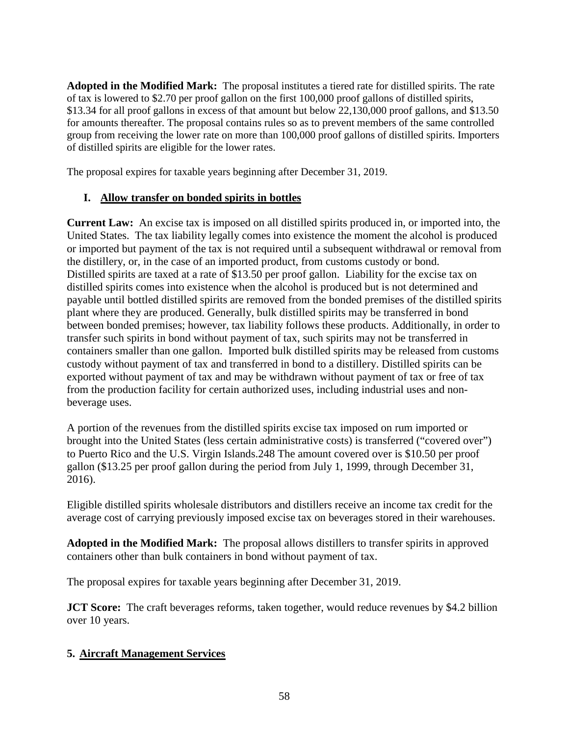**Adopted in the Modified Mark:** The proposal institutes a tiered rate for distilled spirits. The rate of tax is lowered to $2.70 per proof gallon on the first 100,000 proof gallons of distilled spirits, $13.34 for all proof gallons in excess of that amount but below 22,130,000 proof gallons, and $13.50 for amounts thereafter. The proposal contains rules so as to prevent members of the same controlled group from receiving the lower rate on more than 100,000 proof gallons of distilled spirits. Importers of distilled spirits are eligible for the lower rates.

The proposal expires for taxable years beginning after December 31, 2019.

### I. Allow transfer on bonded spirits in bottles

**Current Law:** An excise tax is imposed on all distilled spirits produced in, or imported into, the United States. The tax liability legally comes into existence the moment the alcohol is produced or imported but payment of the tax is not required until a subsequent withdrawal or removal from the distillery, or, in the case of an imported product, from customs custody or bond. Distilled spirits are taxed at a rate of $13.50 per proof gallon. Liability for the excise tax on distilled spirits comes into existence when the alcohol is produced but is not determined and payable until bottled distilled spirits are removed from the bonded premises of the distilled spirits plant where they are produced. Generally, bulk distilled spirits may be transferred in bond between bonded premises; however, tax liability follows these products. Additionally, in order to transfer such spirits in bond without payment of tax, such spirits may not be transferred in containers smaller than one gallon. Imported bulk distilled spirits may be released from customs custody without payment of tax and transferred in bond to a distillery. Distilled spirits can be exported without payment of tax and may be withdrawn without payment of tax or free of tax from the production facility for certain authorized uses, including industrial uses and non-beverage uses.

A portion of the revenues from the distilled spirits excise tax imposed on rum imported or brought into the United States (less certain administrative costs) is transferred ("covered over") to Puerto Rico and the U.S. Virgin Islands.[248] The amount covered over is $10.50 per proof gallon ($13.25 per proof gallon during the period from July 1, 1999, through December 31, 2016).

Eligible distilled spirits wholesale distributors and distillers receive an income tax credit for the average cost of carrying previously imposed excise tax on beverages stored in their warehouses.

**Adopted in the Modified Mark:** The proposal allows distillers to transfer spirits in approved containers other than bulk containers in bond without payment of tax.

The proposal expires for taxable years beginning after December 31, 2019.

**JCT Score:** The craft beverages reforms, taken together, would reduce revenues by $4.2 billion over 10 years.

## 5. Aircraft Management Services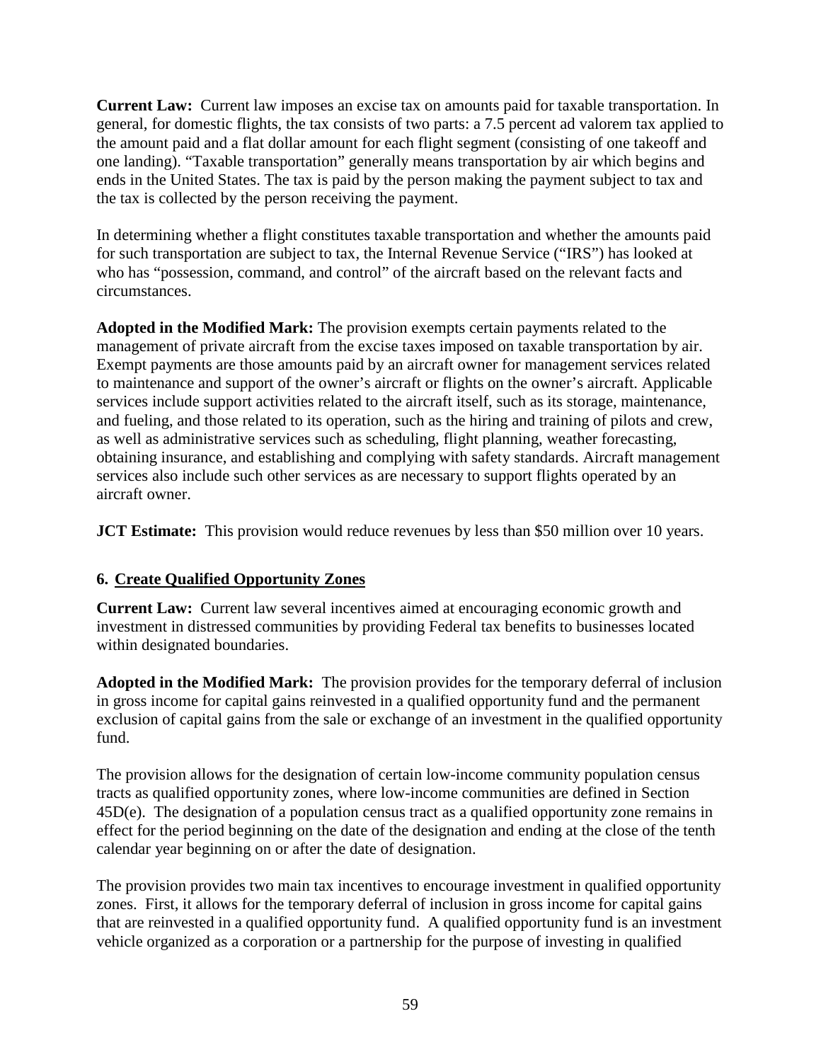**Current Law:** Current law imposes an excise tax on amounts paid for taxable transportation. In general, for domestic flights, the tax consists of two parts: a 7.5 percent ad valorem tax applied to the amount paid and a flat dollar amount for each flight segment (consisting of one takeoff and one landing). "Taxable transportation" generally means transportation by air which begins and ends in the United States. The tax is paid by the person making the payment subject to tax and the tax is collected by the person receiving the payment.

In determining whether a flight constitutes taxable transportation and whether the amounts paid for such transportation are subject to tax, the Internal Revenue Service ("IRS") has looked at who has "possession, command, and control" of the aircraft based on the relevant facts and circumstances.

**Adopted in the Modified Mark:** The provision exempts certain payments related to the management of private aircraft from the excise taxes imposed on taxable transportation by air. Exempt payments are those amounts paid by an aircraft owner for management services related to maintenance and support of the owner's aircraft or flights on the owner's aircraft. Applicable services include support activities related to the aircraft itself, such as its storage, maintenance, and fueling, and those related to its operation, such as the hiring and training of pilots and crew, as well as administrative services such as scheduling, flight planning, weather forecasting, obtaining insurance, and establishing and complying with safety standards. Aircraft management services also include such other services as are necessary to support flights operated by an aircraft owner.

**JCT Estimate:** This provision would reduce revenues by less than $50 million over 10 years.

### 6. Create Qualified Opportunity Zones

**Current Law:** Current law several incentives aimed at encouraging economic growth and investment in distressed communities by providing Federal tax benefits to businesses located within designated boundaries.

**Adopted in the Modified Mark:** The provision provides for the temporary deferral of inclusion in gross income for capital gains reinvested in a qualified opportunity fund and the permanent exclusion of capital gains from the sale or exchange of an investment in the qualified opportunity fund.

The provision allows for the designation of certain low-income community population census tracts as qualified opportunity zones, where low-income communities are defined in Section 45D(e). The designation of a population census tract as a qualified opportunity zone remains in effect for the period beginning on the date of the designation and ending at the close of the tenth calendar year beginning on or after the date of designation.

The provision provides two main tax incentives to encourage investment in qualified opportunity zones. First, it allows for the temporary deferral of inclusion in gross income for capital gains that are reinvested in a qualified opportunity fund. A qualified opportunity fund is an investment vehicle organized as a corporation or a partnership for the purpose of investing in qualified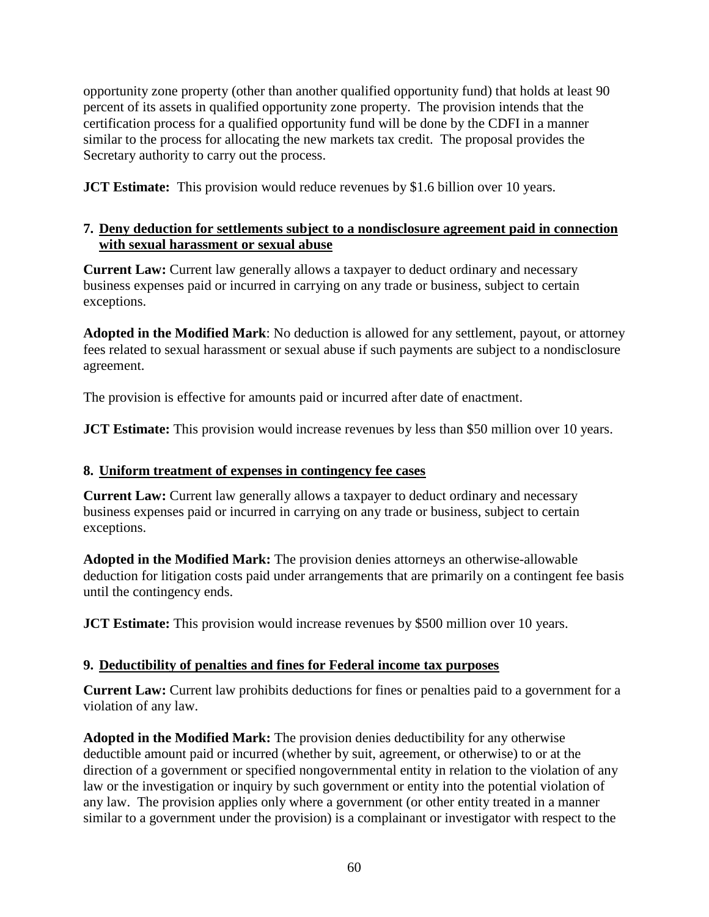opportunity zone property (other than another qualified opportunity fund) that holds at least 90 percent of its assets in qualified opportunity zone property. The provision intends that the certification process for a qualified opportunity fund will be done by the CDFI in a manner similar to the process for allocating the new markets tax credit. The proposal provides the Secretary authority to carry out the process.

**JCT Estimate:** This provision would reduce revenues by $1.6 billion over 10 years.

### 7. Deny deduction for settlements subject to a nondisclosure agreement paid in connection with sexual harassment or sexual abuse

**Current Law:** Current law generally allows a taxpayer to deduct ordinary and necessary business expenses paid or incurred in carrying on any trade or business, subject to certain exceptions.

**Adopted in the Modified Mark**: No deduction is allowed for any settlement, payout, or attorney fees related to sexual harassment or sexual abuse if such payments are subject to a nondisclosure agreement.

The provision is effective for amounts paid or incurred after date of enactment.

**JCT Estimate:** This provision would increase revenues by less than $50 million over 10 years.

### 8. Uniform treatment of expenses in contingency fee cases

**Current Law:** Current law generally allows a taxpayer to deduct ordinary and necessary business expenses paid or incurred in carrying on any trade or business, subject to certain exceptions.

**Adopted in the Modified Mark:** The provision denies attorneys an otherwise-allowable deduction for litigation costs paid under arrangements that are primarily on a contingent fee basis until the contingency ends.

**JCT Estimate:** This provision would increase revenues by $500 million over 10 years.

### 9. Deductibility of penalties and fines for Federal income tax purposes

**Current Law:** Current law prohibits deductions for fines or penalties paid to a government for a violation of any law.

**Adopted in the Modified Mark:** The provision denies deductibility for any otherwise deductible amount paid or incurred (whether by suit, agreement, or otherwise) to or at the direction of a government or specified nongovernmental entity in relation to the violation of any law or the investigation or inquiry by such government or entity into the potential violation of any law. The provision applies only where a government (or other entity treated in a manner similar to a government under the provision) is a complainant or investigator with respect to the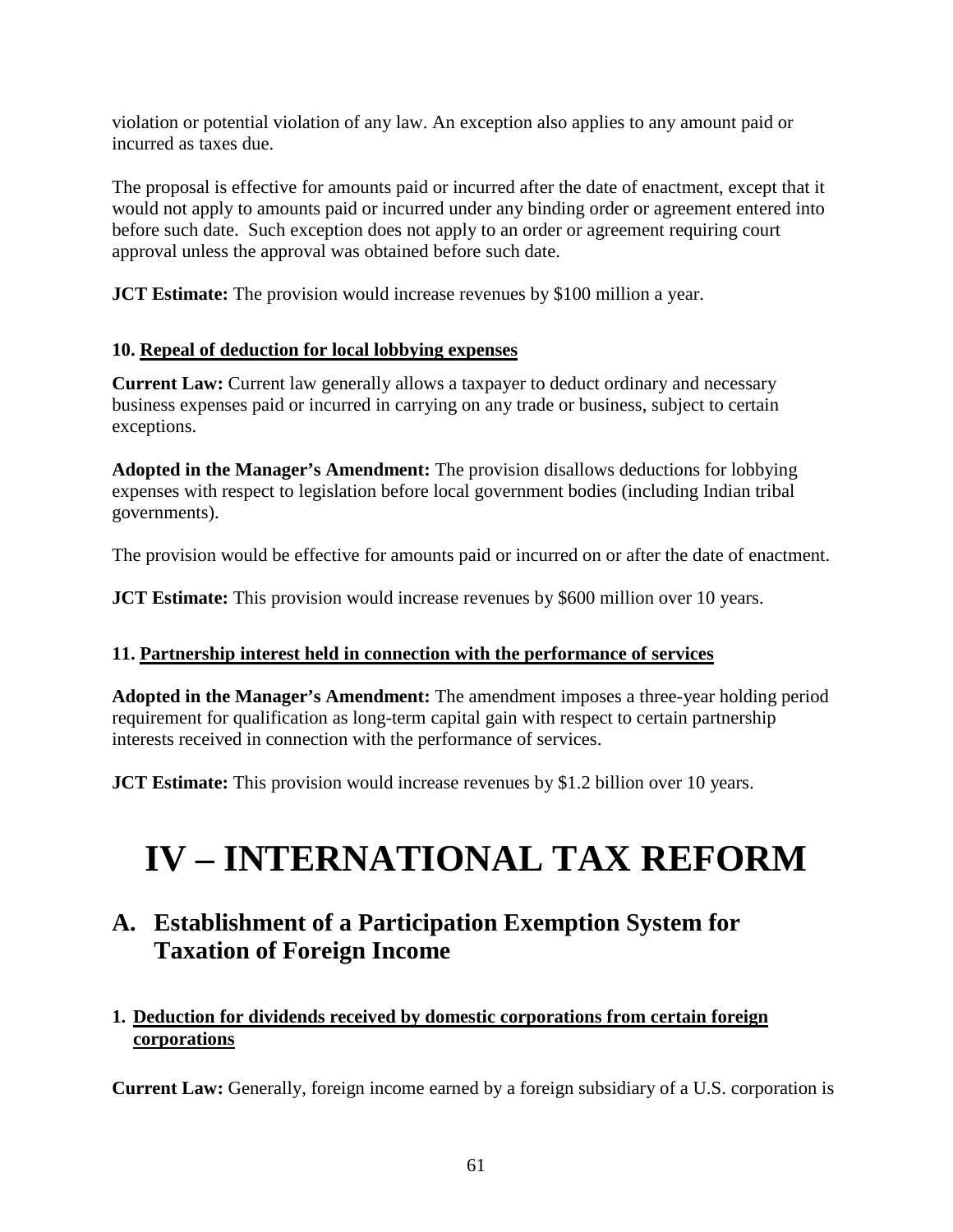violation or potential violation of any law. An exception also applies to any amount paid or incurred as taxes due.

The proposal is effective for amounts paid or incurred after the date of enactment, except that it would not apply to amounts paid or incurred under any binding order or agreement entered into before such date. Such exception does not apply to an order or agreement requiring court approval unless the approval was obtained before such date.

**JCT Estimate:** The provision would increase revenues by $100 million a year.

#### 10. Repeal of deduction for local lobbying expenses

**Current Law:** Current law generally allows a taxpayer to deduct ordinary and necessary business expenses paid or incurred in carrying on any trade or business, subject to certain exceptions.

**Adopted in the Manager's Amendment:** The provision disallows deductions for lobbying expenses with respect to legislation before local government bodies (including Indian tribal governments).

The provision would be effective for amounts paid or incurred on or after the date of enactment.

**JCT Estimate:** This provision would increase revenues by $600 million over 10 years.

#### 11. Partnership interest held in connection with the performance of services

**Adopted in the Manager's Amendment:** The amendment imposes a three-year holding period requirement for qualification as long-term capital gain with respect to certain partnership interests received in connection with the performance of services.

**JCT Estimate:** This provision would increase revenues by $1.2 billion over 10 years.

# IV – INTERNATIONAL TAX REFORM

## A. Establishment of a Participation Exemption System for Taxation of Foreign Income

#### 1. Deduction for dividends received by domestic corporations from certain foreign corporations

**Current Law:** Generally, foreign income earned by a foreign subsidiary of a U.S. corporation is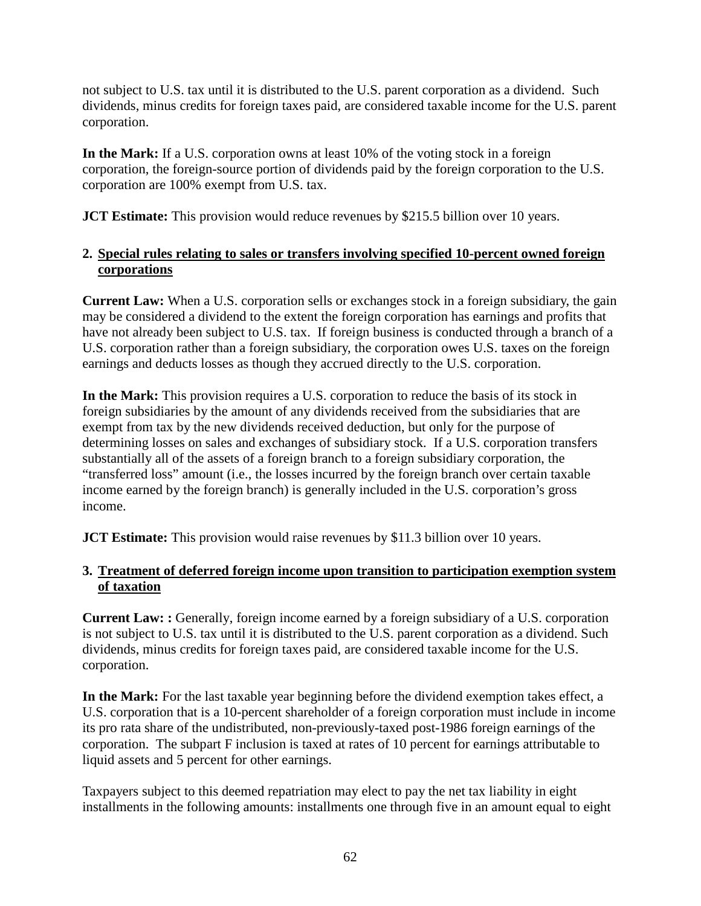not subject to U.S. tax until it is distributed to the U.S. parent corporation as a dividend. Such dividends, minus credits for foreign taxes paid, are considered taxable income for the U.S. parent corporation.

**In the Mark:** If a U.S. corporation owns at least 10% of the voting stock in a foreign corporation, the foreign-source portion of dividends paid by the foreign corporation to the U.S. corporation are 100% exempt from U.S. tax.

**JCT Estimate:** This provision would reduce revenues by $215.5 billion over 10 years.

**2. <u>Special rules relating to sales or transfers involving specified 10-percent owned foreign corporations</u>**

**Current Law:** When a U.S. corporation sells or exchanges stock in a foreign subsidiary, the gain may be considered a dividend to the extent the foreign corporation has earnings and profits that have not already been subject to U.S. tax. If foreign business is conducted through a branch of a U.S. corporation rather than a foreign subsidiary, the corporation owes U.S. taxes on the foreign earnings and deducts losses as though they accrued directly to the U.S. corporation.

**In the Mark:** This provision requires a U.S. corporation to reduce the basis of its stock in foreign subsidiaries by the amount of any dividends received from the subsidiaries that are exempt from tax by the new dividends received deduction, but only for the purpose of determining losses on sales and exchanges of subsidiary stock. If a U.S. corporation transfers substantially all of the assets of a foreign branch to a foreign subsidiary corporation, the "transferred loss" amount (i.e., the losses incurred by the foreign branch over certain taxable income earned by the foreign branch) is generally included in the U.S. corporation's gross income.

**JCT Estimate:** This provision would raise revenues by $11.3 billion over 10 years.

**3. <u>Treatment of deferred foreign income upon transition to participation exemption system of taxation</u>**

**Current Law: :** Generally, foreign income earned by a foreign subsidiary of a U.S. corporation is not subject to U.S. tax until it is distributed to the U.S. parent corporation as a dividend. Such dividends, minus credits for foreign taxes paid, are considered taxable income for the U.S. corporation.

**In the Mark:** For the last taxable year beginning before the dividend exemption takes effect, a U.S. corporation that is a 10-percent shareholder of a foreign corporation must include in income its pro rata share of the undistributed, non-previously-taxed post-1986 foreign earnings of the corporation. The subpart F inclusion is taxed at rates of 10 percent for earnings attributable to liquid assets and 5 percent for other earnings.

Taxpayers subject to this deemed repatriation may elect to pay the net tax liability in eight installments in the following amounts: installments one through five in an amount equal to eight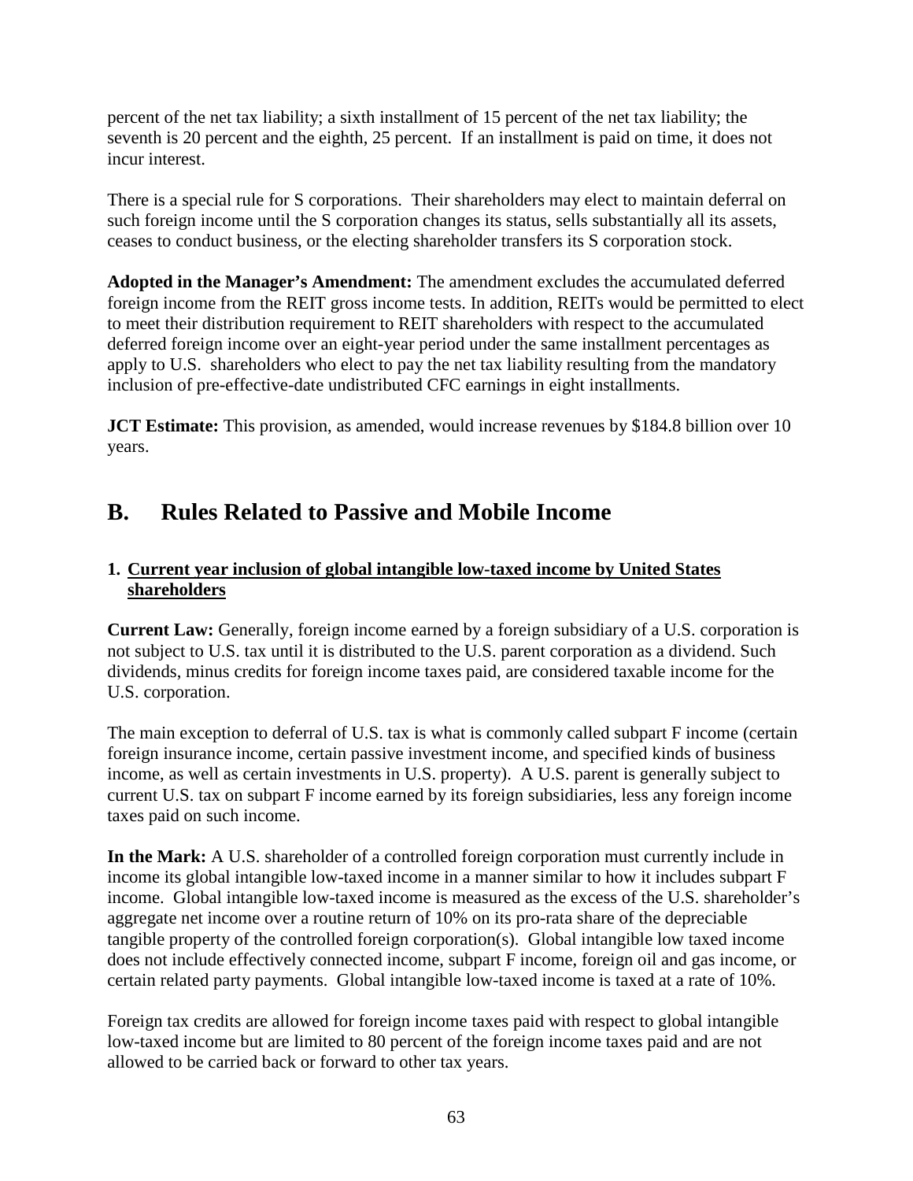percent of the net tax liability; a sixth installment of 15 percent of the net tax liability; the seventh is 20 percent and the eighth, 25 percent. If an installment is paid on time, it does not incur interest.

There is a special rule for S corporations. Their shareholders may elect to maintain deferral on such foreign income until the S corporation changes its status, sells substantially all its assets, ceases to conduct business, or the electing shareholder transfers its S corporation stock.

**Adopted in the Manager's Amendment:** The amendment excludes the accumulated deferred foreign income from the REIT gross income tests. In addition, REITs would be permitted to elect to meet their distribution requirement to REIT shareholders with respect to the accumulated deferred foreign income over an eight-year period under the same installment percentages as apply to U.S. shareholders who elect to pay the net tax liability resulting from the mandatory inclusion of pre-effective-date undistributed CFC earnings in eight installments.

**JCT Estimate:** This provision, as amended, would increase revenues by $184.8 billion over 10 years.

## B. Rules Related to Passive and Mobile Income

### 1. Current year inclusion of global intangible low-taxed income by United States shareholders

**Current Law:** Generally, foreign income earned by a foreign subsidiary of a U.S. corporation is not subject to U.S. tax until it is distributed to the U.S. parent corporation as a dividend. Such dividends, minus credits for foreign income taxes paid, are considered taxable income for the U.S. corporation.

The main exception to deferral of U.S. tax is what is commonly called subpart F income (certain foreign insurance income, certain passive investment income, and specified kinds of business income, as well as certain investments in U.S. property). A U.S. parent is generally subject to current U.S. tax on subpart F income earned by its foreign subsidiaries, less any foreign income taxes paid on such income.

**In the Mark:** A U.S. shareholder of a controlled foreign corporation must currently include in income its global intangible low-taxed income in a manner similar to how it includes subpart F income. Global intangible low-taxed income is measured as the excess of the U.S. shareholder's aggregate net income over a routine return of 10% on its pro-rata share of the depreciable tangible property of the controlled foreign corporation(s). Global intangible low taxed income does not include effectively connected income, subpart F income, foreign oil and gas income, or certain related party payments. Global intangible low-taxed income is taxed at a rate of 10%.

Foreign tax credits are allowed for foreign income taxes paid with respect to global intangible low-taxed income but are limited to 80 percent of the foreign income taxes paid and are not allowed to be carried back or forward to other tax years.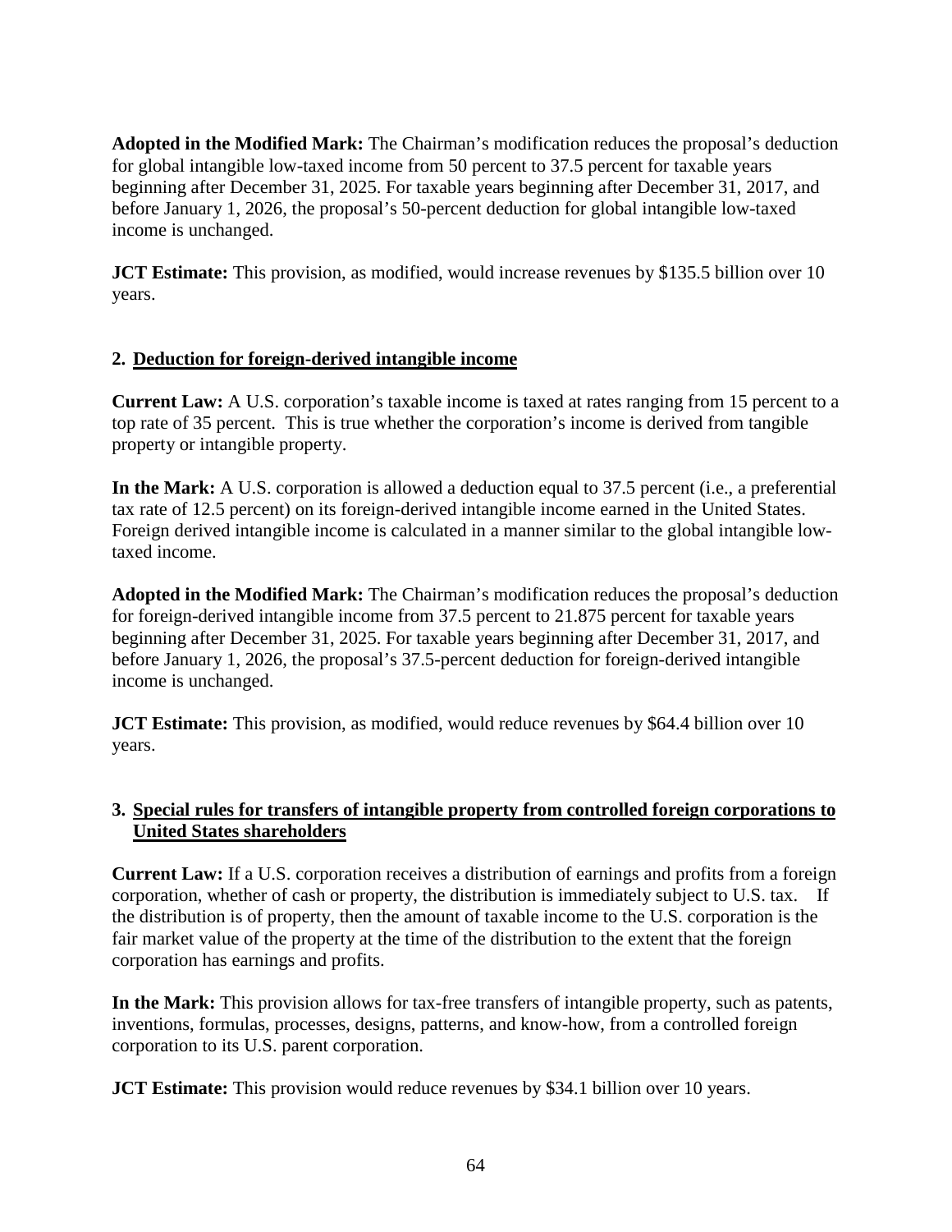**Adopted in the Modified Mark:** The Chairman's modification reduces the proposal's deduction for global intangible low-taxed income from 50 percent to 37.5 percent for taxable years beginning after December 31, 2025. For taxable years beginning after December 31, 2017, and before January 1, 2026, the proposal's 50-percent deduction for global intangible low-taxed income is unchanged.

**JCT Estimate:** This provision, as modified, would increase revenues by $135.5 billion over 10 years.

### 2. Deduction for foreign-derived intangible income

**Current Law:** A U.S. corporation's taxable income is taxed at rates ranging from 15 percent to a top rate of 35 percent. This is true whether the corporation's income is derived from tangible property or intangible property.

**In the Mark:** A U.S. corporation is allowed a deduction equal to 37.5 percent (i.e., a preferential tax rate of 12.5 percent) on its foreign-derived intangible income earned in the United States. Foreign derived intangible income is calculated in a manner similar to the global intangible low-taxed income.

**Adopted in the Modified Mark:** The Chairman's modification reduces the proposal's deduction for foreign-derived intangible income from 37.5 percent to 21.875 percent for taxable years beginning after December 31, 2025. For taxable years beginning after December 31, 2017, and before January 1, 2026, the proposal's 37.5-percent deduction for foreign-derived intangible income is unchanged.

**JCT Estimate:** This provision, as modified, would reduce revenues by $64.4 billion over 10 years.

### 3. Special rules for transfers of intangible property from controlled foreign corporations to United States shareholders

**Current Law:** If a U.S. corporation receives a distribution of earnings and profits from a foreign corporation, whether of cash or property, the distribution is immediately subject to U.S. tax. If the distribution is of property, then the amount of taxable income to the U.S. corporation is the fair market value of the property at the time of the distribution to the extent that the foreign corporation has earnings and profits.

**In the Mark:** This provision allows for tax-free transfers of intangible property, such as patents, inventions, formulas, processes, designs, patterns, and know-how, from a controlled foreign corporation to its U.S. parent corporation.

**JCT Estimate:** This provision would reduce revenues by $34.1 billion over 10 years.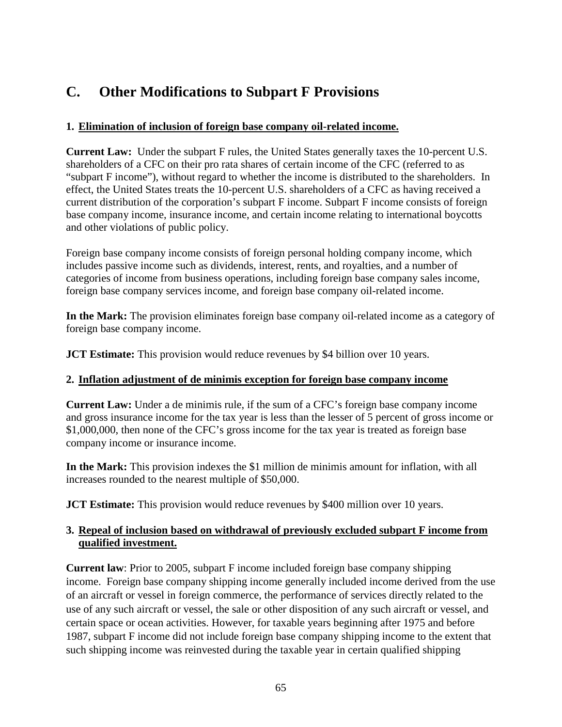## C. Other Modifications to Subpart F Provisions

### 1. Elimination of inclusion of foreign base company oil-related income.

**Current Law:** Under the subpart F rules, the United States generally taxes the 10-percent U.S. shareholders of a CFC on their pro rata shares of certain income of the CFC (referred to as "subpart F income"), without regard to whether the income is distributed to the shareholders. In effect, the United States treats the 10-percent U.S. shareholders of a CFC as having received a current distribution of the corporation's subpart F income. Subpart F income consists of foreign base company income, insurance income, and certain income relating to international boycotts and other violations of public policy.

Foreign base company income consists of foreign personal holding company income, which includes passive income such as dividends, interest, rents, and royalties, and a number of categories of income from business operations, including foreign base company sales income, foreign base company services income, and foreign base company oil-related income.

**In the Mark:** The provision eliminates foreign base company oil-related income as a category of foreign base company income.

**JCT Estimate:** This provision would reduce revenues by $4 billion over 10 years.

### 2. Inflation adjustment of de minimis exception for foreign base company income

**Current Law:** Under a de minimis rule, if the sum of a CFC's foreign base company income and gross insurance income for the tax year is less than the lesser of 5 percent of gross income or $1,000,000, then none of the CFC's gross income for the tax year is treated as foreign base company income or insurance income.

**In the Mark:** This provision indexes the $1 million de minimis amount for inflation, with all increases rounded to the nearest multiple of $50,000.

**JCT Estimate:** This provision would reduce revenues by $400 million over 10 years.

### 3. Repeal of inclusion based on withdrawal of previously excluded subpart F income from qualified investment.

**Current law**: Prior to 2005, subpart F income included foreign base company shipping income. Foreign base company shipping income generally included income derived from the use of an aircraft or vessel in foreign commerce, the performance of services directly related to the use of any such aircraft or vessel, the sale or other disposition of any such aircraft or vessel, and certain space or ocean activities. However, for taxable years beginning after 1975 and before 1987, subpart F income did not include foreign base company shipping income to the extent that such shipping income was reinvested during the taxable year in certain qualified shipping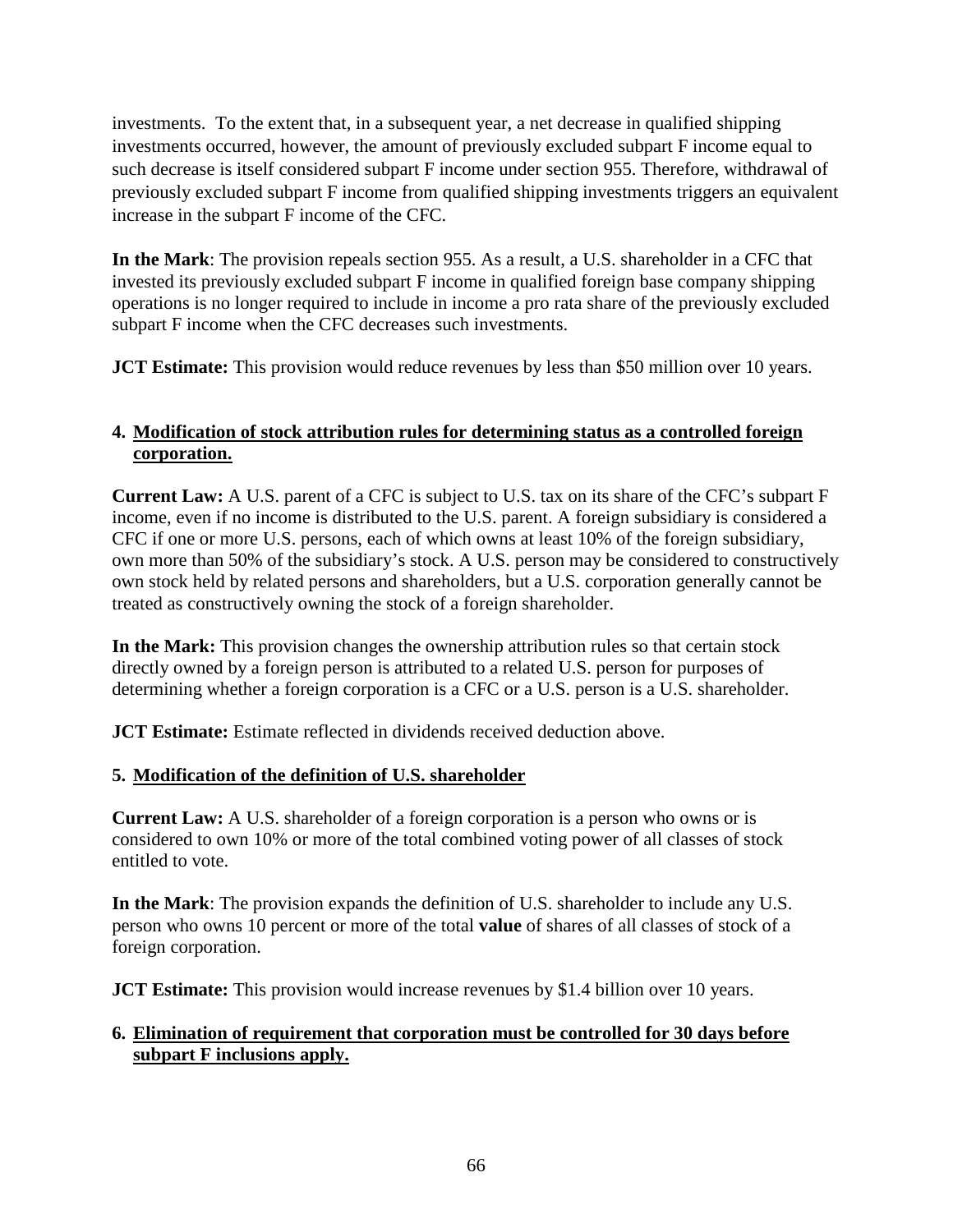investments. To the extent that, in a subsequent year, a net decrease in qualified shipping investments occurred, however, the amount of previously excluded subpart F income equal to such decrease is itself considered subpart F income under section 955. Therefore, withdrawal of previously excluded subpart F income from qualified shipping investments triggers an equivalent increase in the subpart F income of the CFC.

**In the Mark**: The provision repeals section 955. As a result, a U.S. shareholder in a CFC that invested its previously excluded subpart F income in qualified foreign base company shipping operations is no longer required to include in income a pro rata share of the previously excluded subpart F income when the CFC decreases such investments.

**JCT Estimate:** This provision would reduce revenues by less than $50 million over 10 years.

**4. <u>Modification of stock attribution rules for determining status as a controlled foreign corporation.</u>**

**Current Law:** A U.S. parent of a CFC is subject to U.S. tax on its share of the CFC's subpart F income, even if no income is distributed to the U.S. parent. A foreign subsidiary is considered a CFC if one or more U.S. persons, each of which owns at least 10% of the foreign subsidiary, own more than 50% of the subsidiary's stock. A U.S. person may be considered to constructively own stock held by related persons and shareholders, but a U.S. corporation generally cannot be treated as constructively owning the stock of a foreign shareholder.

**In the Mark:** This provision changes the ownership attribution rules so that certain stock directly owned by a foreign person is attributed to a related U.S. person for purposes of determining whether a foreign corporation is a CFC or a U.S. person is a U.S. shareholder.

**JCT Estimate:** Estimate reflected in dividends received deduction above.

**5. <u>Modification of the definition of U.S. shareholder</u>**

**Current Law:** A U.S. shareholder of a foreign corporation is a person who owns or is considered to own 10% or more of the total combined voting power of all classes of stock entitled to vote.

**In the Mark**: The provision expands the definition of U.S. shareholder to include any U.S. person who owns 10 percent or more of the total **value** of shares of all classes of stock of a foreign corporation.

**JCT Estimate:** This provision would increase revenues by $1.4 billion over 10 years.

**6. <u>Elimination of requirement that corporation must be controlled for 30 days before subpart F inclusions apply.</u>**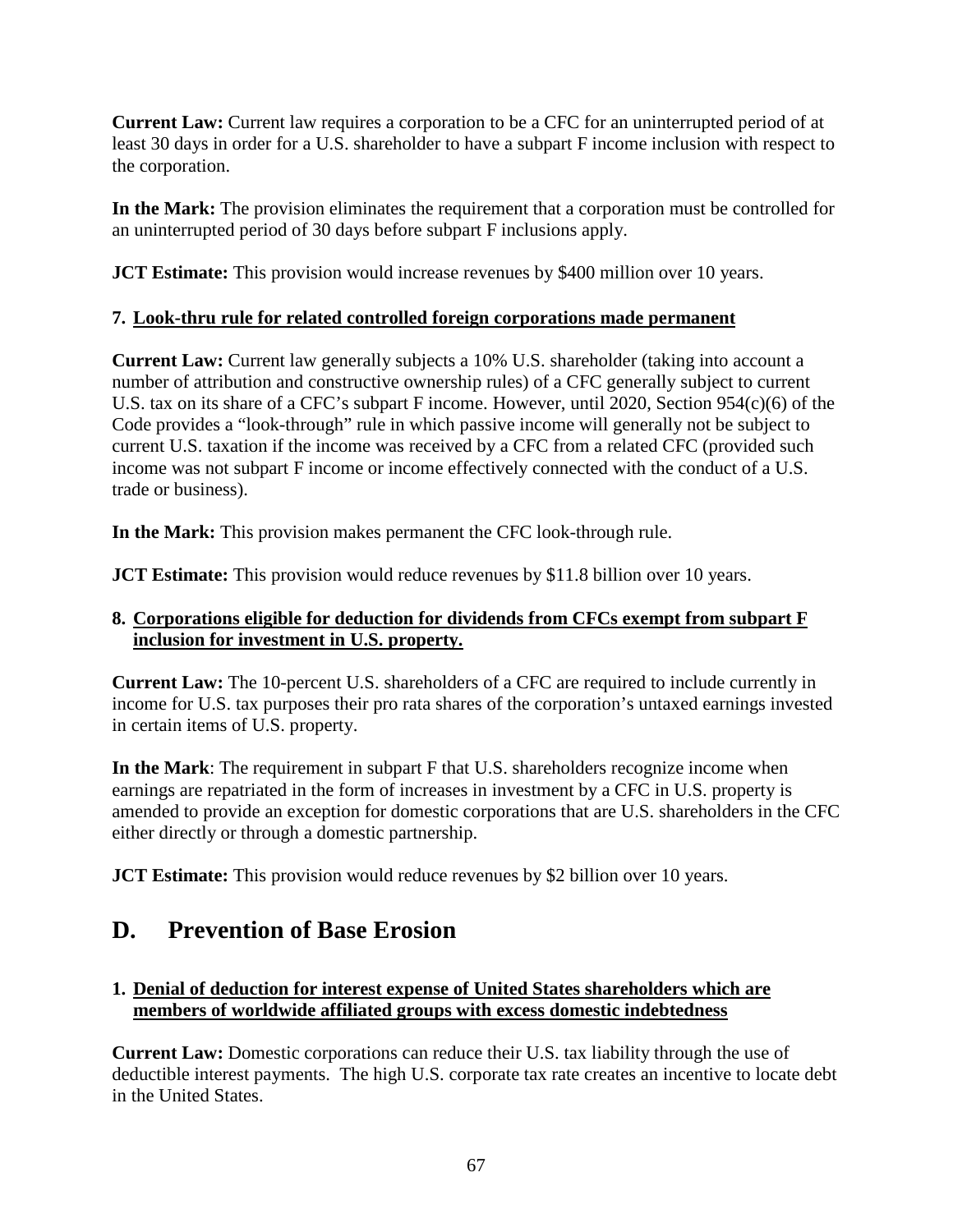**Current Law:** Current law requires a corporation to be a CFC for an uninterrupted period of at least 30 days in order for a U.S. shareholder to have a subpart F income inclusion with respect to the corporation.

**In the Mark:** The provision eliminates the requirement that a corporation must be controlled for an uninterrupted period of 30 days before subpart F inclusions apply.

**JCT Estimate:** This provision would increase revenues by $400 million over 10 years.

#### 7. <u>Look-thru rule for related controlled foreign corporations made permanent</u>

**Current Law:** Current law generally subjects a 10% U.S. shareholder (taking into account a number of attribution and constructive ownership rules) of a CFC generally subject to current U.S. tax on its share of a CFC's subpart F income. However, until 2020, Section 954(c)(6) of the Code provides a "look-through" rule in which passive income will generally not be subject to current U.S. taxation if the income was received by a CFC from a related CFC (provided such income was not subpart F income or income effectively connected with the conduct of a U.S. trade or business).

**In the Mark:** This provision makes permanent the CFC look-through rule.

**JCT Estimate:** This provision would reduce revenues by $11.8 billion over 10 years.

#### 8. <u>Corporations eligible for deduction for dividends from CFCs exempt from subpart F inclusion for investment in U.S. property.</u>

**Current Law:** The 10-percent U.S. shareholders of a CFC are required to include currently in income for U.S. tax purposes their pro rata shares of the corporation's untaxed earnings invested in certain items of U.S. property.

**In the Mark**: The requirement in subpart F that U.S. shareholders recognize income when earnings are repatriated in the form of increases in investment by a CFC in U.S. property is amended to provide an exception for domestic corporations that are U.S. shareholders in the CFC either directly or through a domestic partnership.

**JCT Estimate:** This provision would reduce revenues by $2 billion over 10 years.

## D. Prevention of Base Erosion

#### 1. <u>Denial of deduction for interest expense of United States shareholders which are members of worldwide affiliated groups with excess domestic indebtedness</u>

**Current Law:** Domestic corporations can reduce their U.S. tax liability through the use of deductible interest payments. The high U.S. corporate tax rate creates an incentive to locate debt in the United States.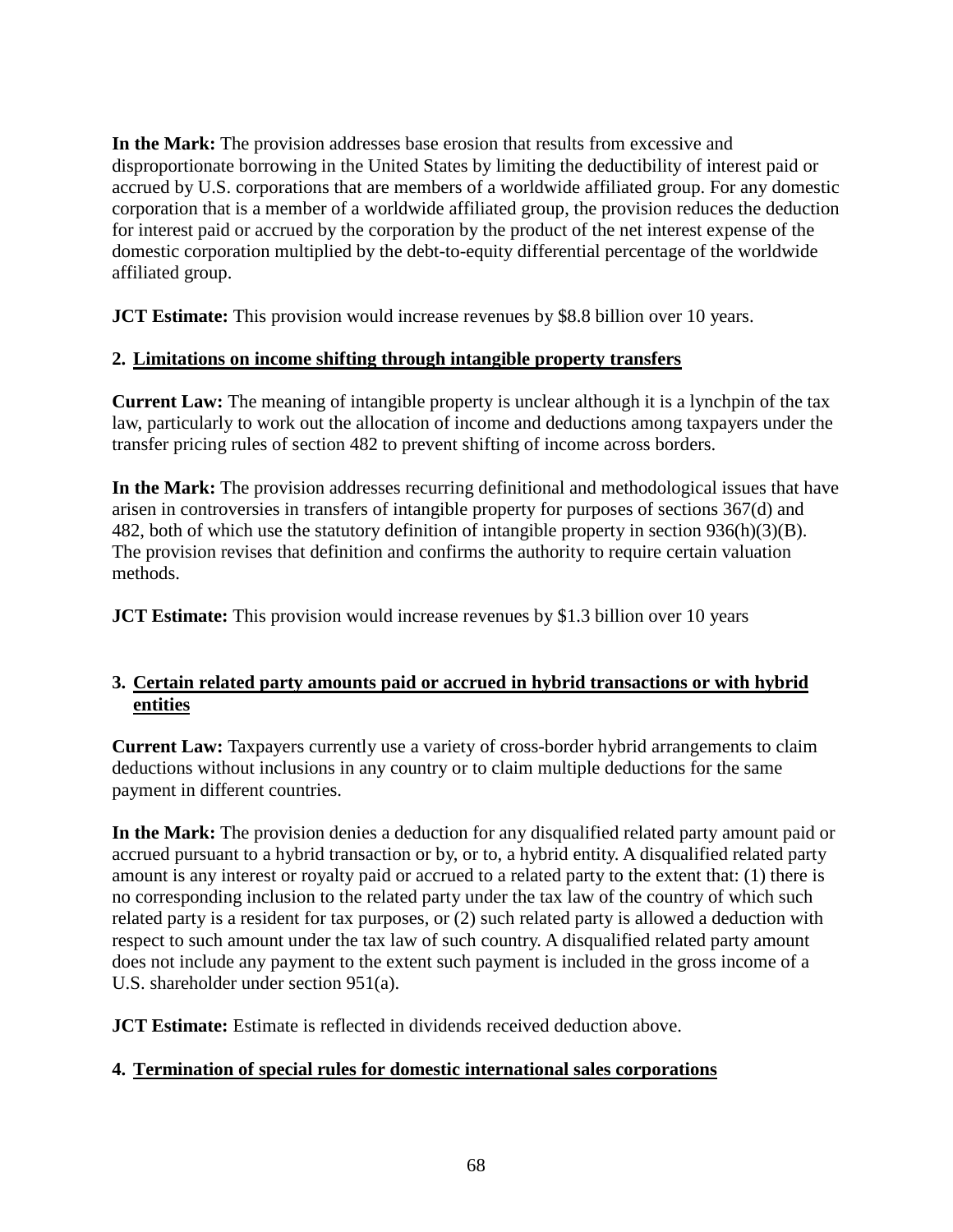**In the Mark:** The provision addresses base erosion that results from excessive and disproportionate borrowing in the United States by limiting the deductibility of interest paid or accrued by U.S. corporations that are members of a worldwide affiliated group. For any domestic corporation that is a member of a worldwide affiliated group, the provision reduces the deduction for interest paid or accrued by the corporation by the product of the net interest expense of the domestic corporation multiplied by the debt-to-equity differential percentage of the worldwide affiliated group.

**JCT Estimate:** This provision would increase revenues by $8.8 billion over 10 years.

**2. Limitations on income shifting through intangible property transfers**

**Current Law:** The meaning of intangible property is unclear although it is a lynchpin of the tax law, particularly to work out the allocation of income and deductions among taxpayers under the transfer pricing rules of section 482 to prevent shifting of income across borders.

**In the Mark:** The provision addresses recurring definitional and methodological issues that have arisen in controversies in transfers of intangible property for purposes of sections 367(d) and 482, both of which use the statutory definition of intangible property in section 936(h)(3)(B). The provision revises that definition and confirms the authority to require certain valuation methods.

**JCT Estimate:** This provision would increase revenues by $1.3 billion over 10 years

**3. Certain related party amounts paid or accrued in hybrid transactions or with hybrid entities**

**Current Law:** Taxpayers currently use a variety of cross-border hybrid arrangements to claim deductions without inclusions in any country or to claim multiple deductions for the same payment in different countries.

**In the Mark:** The provision denies a deduction for any disqualified related party amount paid or accrued pursuant to a hybrid transaction or by, or to, a hybrid entity. A disqualified related party amount is any interest or royalty paid or accrued to a related party to the extent that: (1) there is no corresponding inclusion to the related party under the tax law of the country of which such related party is a resident for tax purposes, or (2) such related party is allowed a deduction with respect to such amount under the tax law of such country. A disqualified related party amount does not include any payment to the extent such payment is included in the gross income of a U.S. shareholder under section 951(a).

**JCT Estimate:** Estimate is reflected in dividends received deduction above.

**4. Termination of special rules for domestic international sales corporations**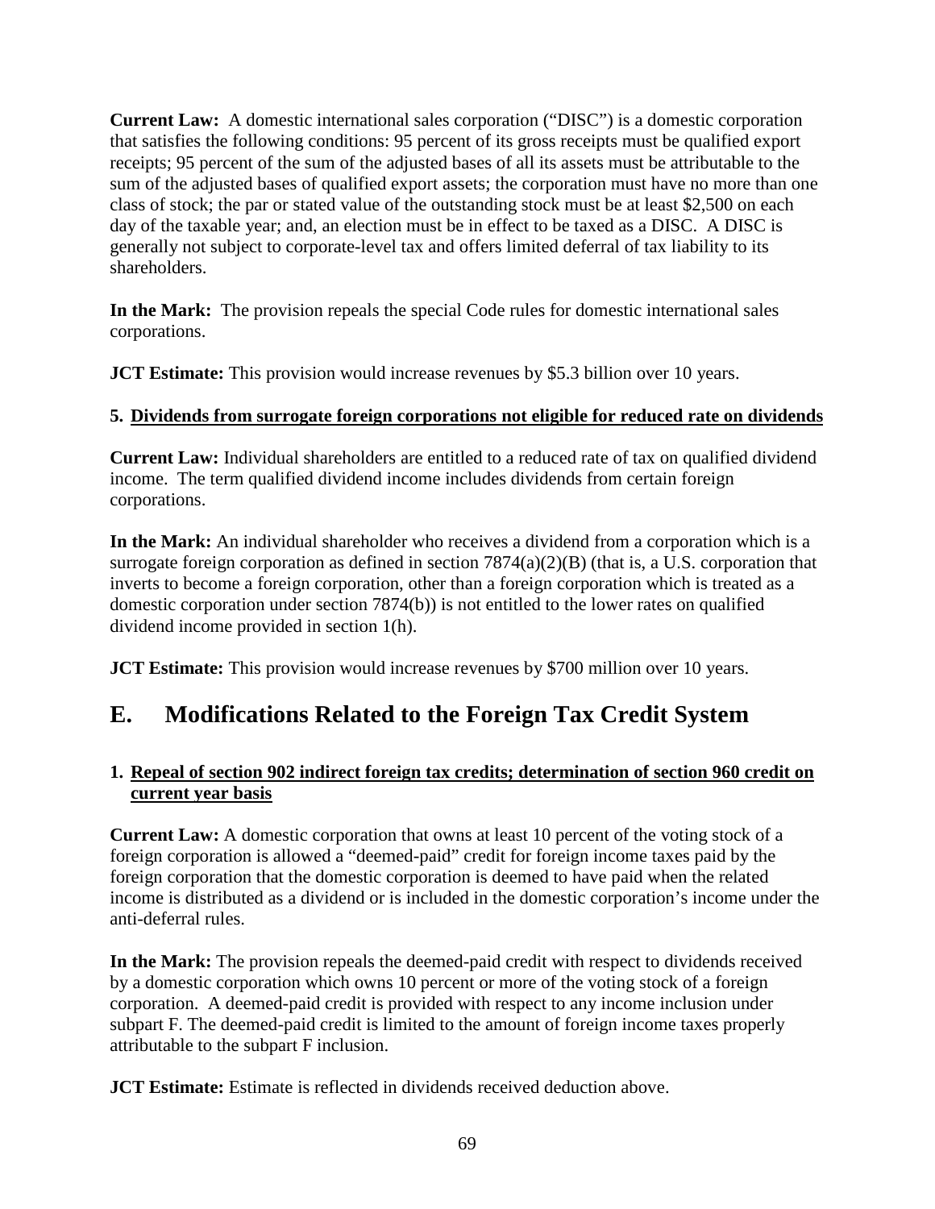**Current Law:** A domestic international sales corporation ("DISC") is a domestic corporation that satisfies the following conditions: 95 percent of its gross receipts must be qualified export receipts; 95 percent of the sum of the adjusted bases of all its assets must be attributable to the sum of the adjusted bases of qualified export assets; the corporation must have no more than one class of stock; the par or stated value of the outstanding stock must be at least $2,500 on each day of the taxable year; and, an election must be in effect to be taxed as a DISC. A DISC is generally not subject to corporate-level tax and offers limited deferral of tax liability to its shareholders.

**In the Mark:** The provision repeals the special Code rules for domestic international sales corporations.

**JCT Estimate:** This provision would increase revenues by $5.3 billion over 10 years.

### 5. Dividends from surrogate foreign corporations not eligible for reduced rate on dividends

**Current Law:** Individual shareholders are entitled to a reduced rate of tax on qualified dividend income. The term qualified dividend income includes dividends from certain foreign corporations.

**In the Mark:** An individual shareholder who receives a dividend from a corporation which is a surrogate foreign corporation as defined in section 7874(a)(2)(B) (that is, a U.S. corporation that inverts to become a foreign corporation, other than a foreign corporation which is treated as a domestic corporation under section 7874(b)) is not entitled to the lower rates on qualified dividend income provided in section 1(h).

**JCT Estimate:** This provision would increase revenues by $700 million over 10 years.

## E. Modifications Related to the Foreign Tax Credit System

### 1. Repeal of section 902 indirect foreign tax credits; determination of section 960 credit on current year basis

**Current Law:** A domestic corporation that owns at least 10 percent of the voting stock of a foreign corporation is allowed a "deemed-paid" credit for foreign income taxes paid by the foreign corporation that the domestic corporation is deemed to have paid when the related income is distributed as a dividend or is included in the domestic corporation's income under the anti-deferral rules.

**In the Mark:** The provision repeals the deemed-paid credit with respect to dividends received by a domestic corporation which owns 10 percent or more of the voting stock of a foreign corporation. A deemed-paid credit is provided with respect to any income inclusion under subpart F. The deemed-paid credit is limited to the amount of foreign income taxes properly attributable to the subpart F inclusion.

**JCT Estimate:** Estimate is reflected in dividends received deduction above.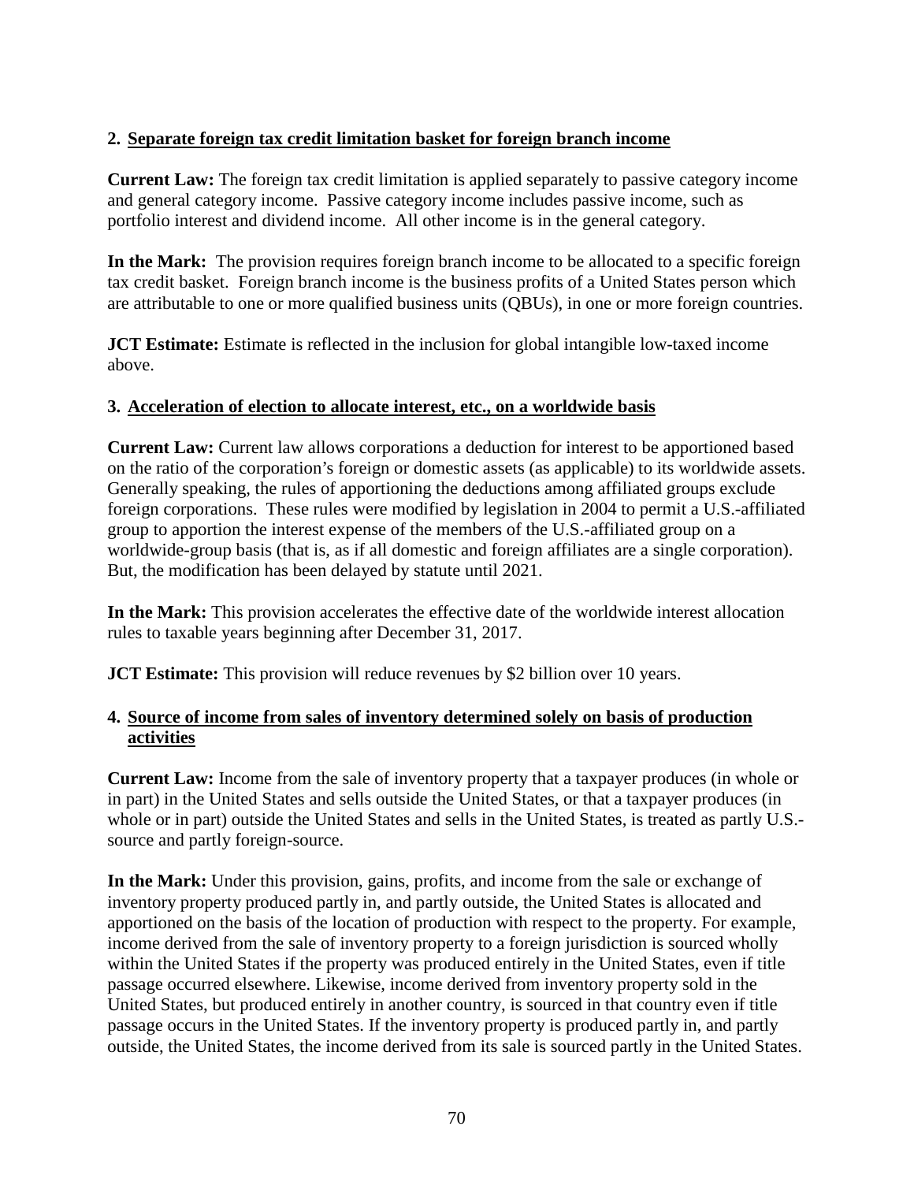### 2. Separate foreign tax credit limitation basket for foreign branch income

**Current Law:** The foreign tax credit limitation is applied separately to passive category income and general category income. Passive category income includes passive income, such as portfolio interest and dividend income. All other income is in the general category.

**In the Mark:** The provision requires foreign branch income to be allocated to a specific foreign tax credit basket. Foreign branch income is the business profits of a United States person which are attributable to one or more qualified business units (QBUs), in one or more foreign countries.

**JCT Estimate:** Estimate is reflected in the inclusion for global intangible low-taxed income above.

### 3. Acceleration of election to allocate interest, etc., on a worldwide basis

**Current Law:** Current law allows corporations a deduction for interest to be apportioned based on the ratio of the corporation's foreign or domestic assets (as applicable) to its worldwide assets. Generally speaking, the rules of apportioning the deductions among affiliated groups exclude foreign corporations. These rules were modified by legislation in 2004 to permit a U.S.-affiliated group to apportion the interest expense of the members of the U.S.-affiliated group on a worldwide-group basis (that is, as if all domestic and foreign affiliates are a single corporation). But, the modification has been delayed by statute until 2021.

**In the Mark:** This provision accelerates the effective date of the worldwide interest allocation rules to taxable years beginning after December 31, 2017.

**JCT Estimate:** This provision will reduce revenues by $2 billion over 10 years.

### 4. Source of income from sales of inventory determined solely on basis of production activities

**Current Law:** Income from the sale of inventory property that a taxpayer produces (in whole or in part) in the United States and sells outside the United States, or that a taxpayer produces (in whole or in part) outside the United States and sells in the United States, is treated as partly U.S.-source and partly foreign-source.

**In the Mark:** Under this provision, gains, profits, and income from the sale or exchange of inventory property produced partly in, and partly outside, the United States is allocated and apportioned on the basis of the location of production with respect to the property. For example, income derived from the sale of inventory property to a foreign jurisdiction is sourced wholly within the United States if the property was produced entirely in the United States, even if title passage occurred elsewhere. Likewise, income derived from inventory property sold in the United States, but produced entirely in another country, is sourced in that country even if title passage occurs in the United States. If the inventory property is produced partly in, and partly outside, the United States, the income derived from its sale is sourced partly in the United States.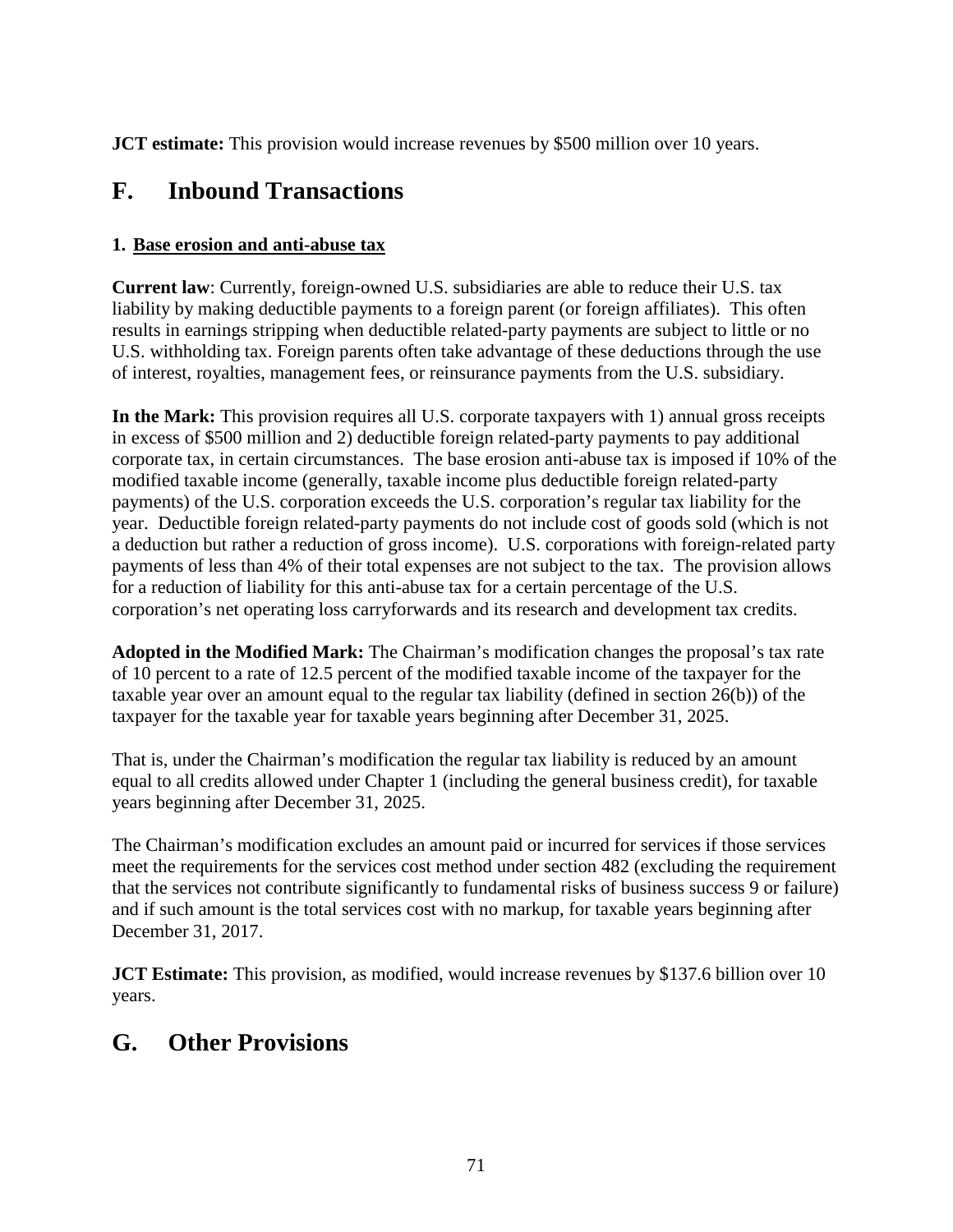**JCT estimate:** This provision would increase revenues by $500 million over 10 years.

## F. Inbound Transactions

### 1. Base erosion and anti-abuse tax

**Current law**: Currently, foreign-owned U.S. subsidiaries are able to reduce their U.S. tax liability by making deductible payments to a foreign parent (or foreign affiliates). This often results in earnings stripping when deductible related-party payments are subject to little or no U.S. withholding tax. Foreign parents often take advantage of these deductions through the use of interest, royalties, management fees, or reinsurance payments from the U.S. subsidiary.

**In the Mark:** This provision requires all U.S. corporate taxpayers with 1) annual gross receipts in excess of $500 million and 2) deductible foreign related-party payments to pay additional corporate tax, in certain circumstances. The base erosion anti-abuse tax is imposed if 10% of the modified taxable income (generally, taxable income plus deductible foreign related-party payments) of the U.S. corporation exceeds the U.S. corporation's regular tax liability for the year. Deductible foreign related-party payments do not include cost of goods sold (which is not a deduction but rather a reduction of gross income). U.S. corporations with foreign-related party payments of less than 4% of their total expenses are not subject to the tax. The provision allows for a reduction of liability for this anti-abuse tax for a certain percentage of the U.S. corporation's net operating loss carryforwards and its research and development tax credits.

**Adopted in the Modified Mark:** The Chairman's modification changes the proposal's tax rate of 10 percent to a rate of 12.5 percent of the modified taxable income of the taxpayer for the taxable year over an amount equal to the regular tax liability (defined in section 26(b)) of the taxpayer for the taxable year for taxable years beginning after December 31, 2025.

That is, under the Chairman's modification the regular tax liability is reduced by an amount equal to all credits allowed under Chapter 1 (including the general business credit), for taxable years beginning after December 31, 2025.

The Chairman's modification excludes an amount paid or incurred for services if those services meet the requirements for the services cost method under section 482 (excluding the requirement that the services not contribute significantly to fundamental risks of business success 9 or failure) and if such amount is the total services cost with no markup, for taxable years beginning after December 31, 2017.

**JCT Estimate:** This provision, as modified, would increase revenues by $137.6 billion over 10 years.

## G. Other Provisions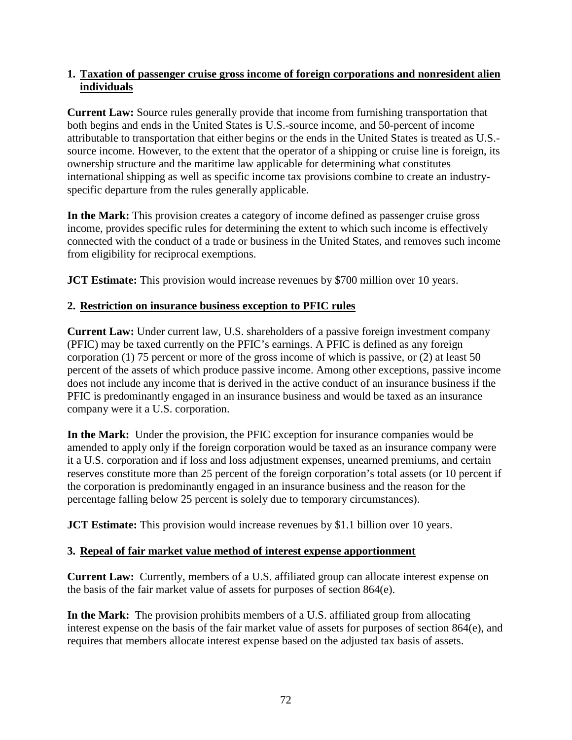### 1. Taxation of passenger cruise gross income of foreign corporations and nonresident alien individuals

**Current Law:** Source rules generally provide that income from furnishing transportation that both begins and ends in the United States is U.S.-source income, and 50-percent of income attributable to transportation that either begins or the ends in the United States is treated as U.S.-source income. However, to the extent that the operator of a shipping or cruise line is foreign, its ownership structure and the maritime law applicable for determining what constitutes international shipping as well as specific income tax provisions combine to create an industry-specific departure from the rules generally applicable.

**In the Mark:** This provision creates a category of income defined as passenger cruise gross income, provides specific rules for determining the extent to which such income is effectively connected with the conduct of a trade or business in the United States, and removes such income from eligibility for reciprocal exemptions.

**JCT Estimate:** This provision would increase revenues by $700 million over 10 years.

### 2. Restriction on insurance business exception to PFIC rules

**Current Law:** Under current law, U.S. shareholders of a passive foreign investment company (PFIC) may be taxed currently on the PFIC's earnings. A PFIC is defined as any foreign corporation (1) 75 percent or more of the gross income of which is passive, or (2) at least 50 percent of the assets of which produce passive income. Among other exceptions, passive income does not include any income that is derived in the active conduct of an insurance business if the PFIC is predominantly engaged in an insurance business and would be taxed as an insurance company were it a U.S. corporation.

**In the Mark:** Under the provision, the PFIC exception for insurance companies would be amended to apply only if the foreign corporation would be taxed as an insurance company were it a U.S. corporation and if loss and loss adjustment expenses, unearned premiums, and certain reserves constitute more than 25 percent of the foreign corporation's total assets (or 10 percent if the corporation is predominantly engaged in an insurance business and the reason for the percentage falling below 25 percent is solely due to temporary circumstances).

**JCT Estimate:** This provision would increase revenues by $1.1 billion over 10 years.

### 3. Repeal of fair market value method of interest expense apportionment

**Current Law:** Currently, members of a U.S. affiliated group can allocate interest expense on the basis of the fair market value of assets for purposes of section 864(e).

**In the Mark:** The provision prohibits members of a U.S. affiliated group from allocating interest expense on the basis of the fair market value of assets for purposes of section 864(e), and requires that members allocate interest expense based on the adjusted tax basis of assets.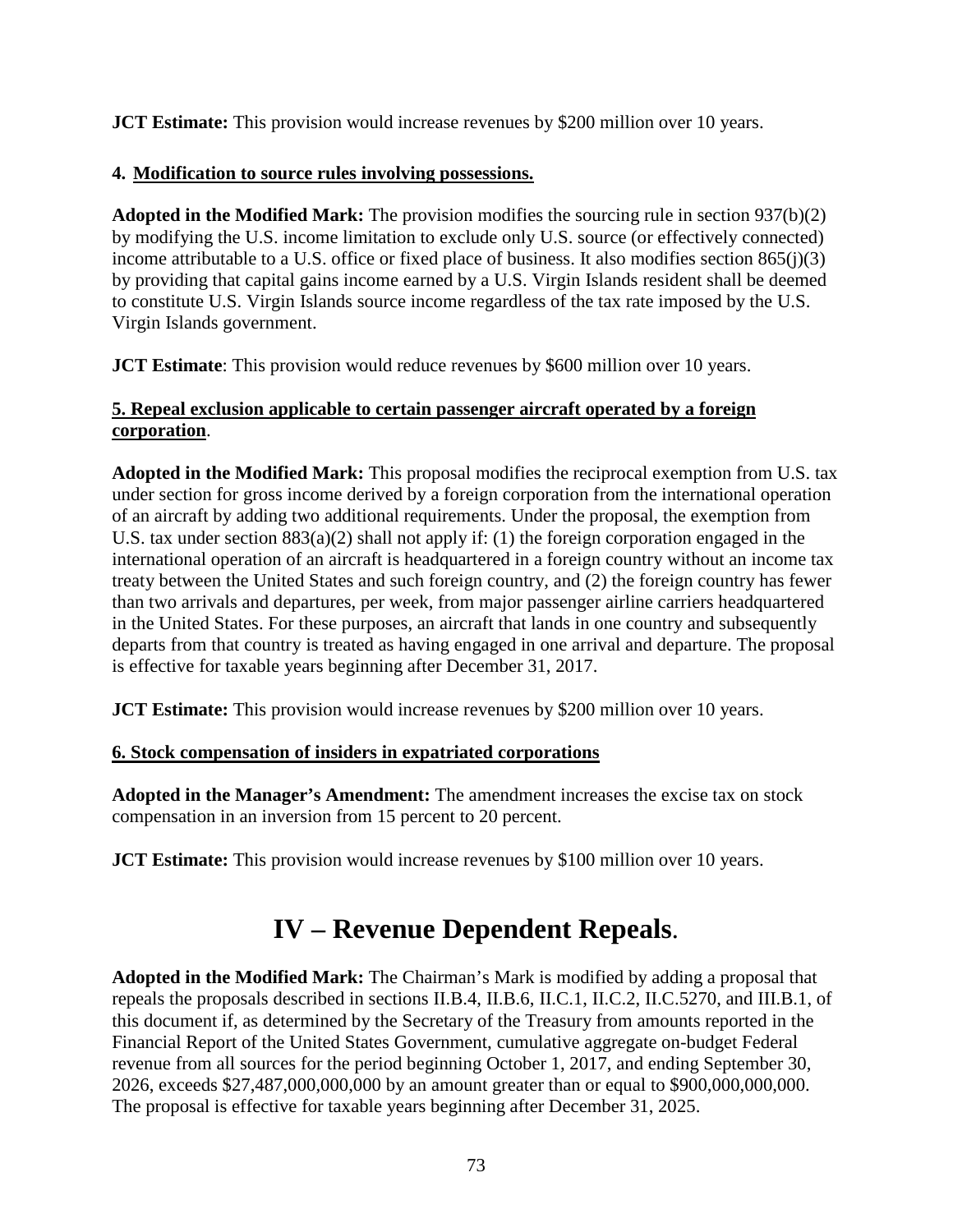**JCT Estimate:** This provision would increase revenues by $200 million over 10 years.

**4. Modification to source rules involving possessions.**

**Adopted in the Modified Mark:** The provision modifies the sourcing rule in section 937(b)(2) by modifying the U.S. income limitation to exclude only U.S. source (or effectively connected) income attributable to a U.S. office or fixed place of business. It also modifies section 865(j)(3) by providing that capital gains income earned by a U.S. Virgin Islands resident shall be deemed to constitute U.S. Virgin Islands source income regardless of the tax rate imposed by the U.S. Virgin Islands government.

**JCT Estimate**: This provision would reduce revenues by $600 million over 10 years.

**5. Repeal exclusion applicable to certain passenger aircraft operated by a foreign corporation.**

**Adopted in the Modified Mark:** This proposal modifies the reciprocal exemption from U.S. tax under section for gross income derived by a foreign corporation from the international operation of an aircraft by adding two additional requirements. Under the proposal, the exemption from U.S. tax under section 883(a)(2) shall not apply if: (1) the foreign corporation engaged in the international operation of an aircraft is headquartered in a foreign country without an income tax treaty between the United States and such foreign country, and (2) the foreign country has fewer than two arrivals and departures, per week, from major passenger airline carriers headquartered in the United States. For these purposes, an aircraft that lands in one country and subsequently departs from that country is treated as having engaged in one arrival and departure. The proposal is effective for taxable years beginning after December 31, 2017.

**JCT Estimate:** This provision would increase revenues by $200 million over 10 years.

**6. Stock compensation of insiders in expatriated corporations**

**Adopted in the Manager's Amendment:** The amendment increases the excise tax on stock compensation in an inversion from 15 percent to 20 percent.

**JCT Estimate:** This provision would increase revenues by $100 million over 10 years.

# IV – Revenue Dependent Repeals.

**Adopted in the Modified Mark:** The Chairman's Mark is modified by adding a proposal that repeals the proposals described in sections II.B.4, II.B.6, II.C.1, II.C.2, II.C.5270, and III.B.1, of this document if, as determined by the Secretary of the Treasury from amounts reported in the Financial Report of the United States Government, cumulative aggregate on-budget Federal revenue from all sources for the period beginning October 1, 2017, and ending September 30, 2026, exceeds $27,487,000,000,000 by an amount greater than or equal to $900,000,000,000. The proposal is effective for taxable years beginning after December 31, 2025.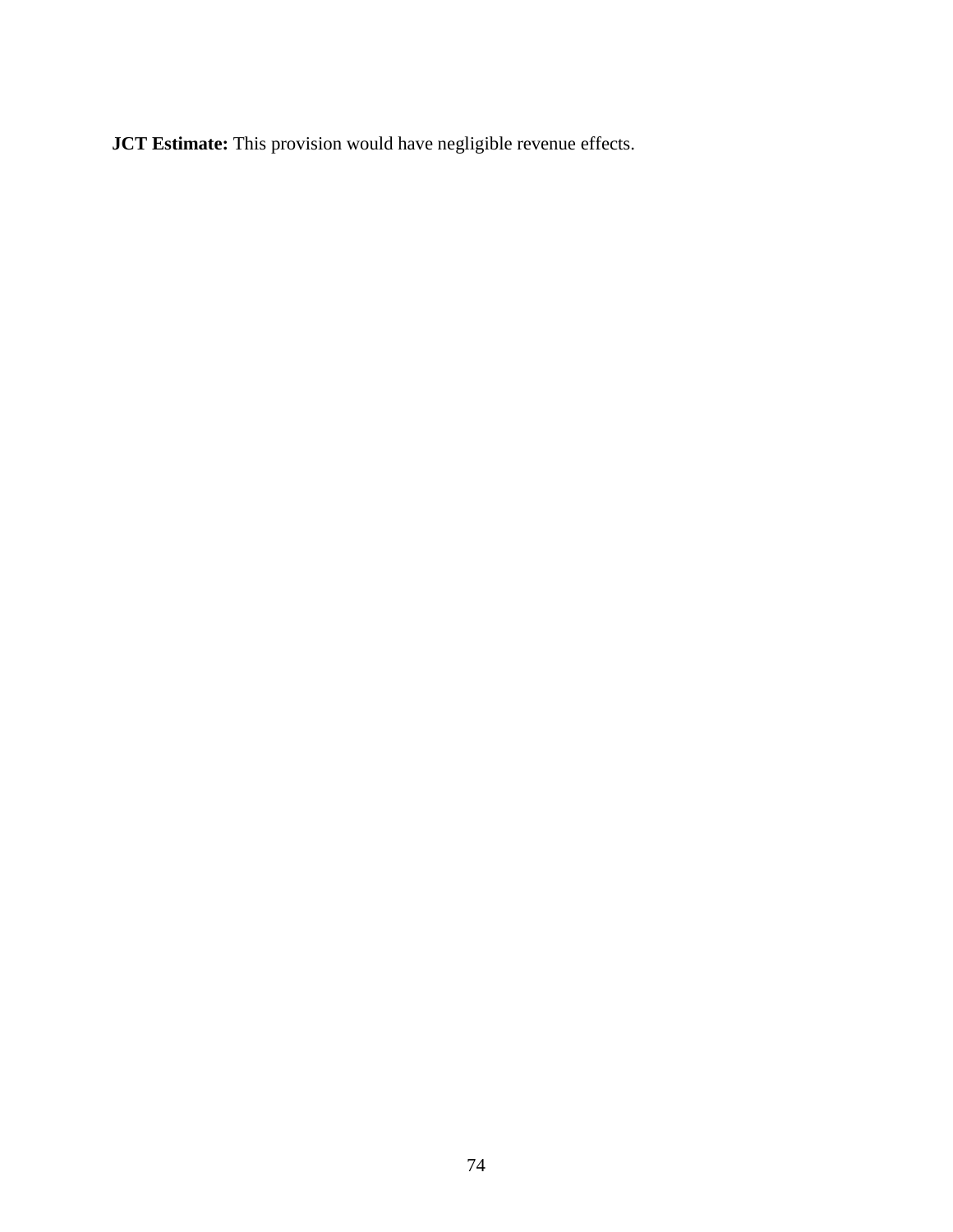**JCT Estimate:** This provision would have negligible revenue effects.